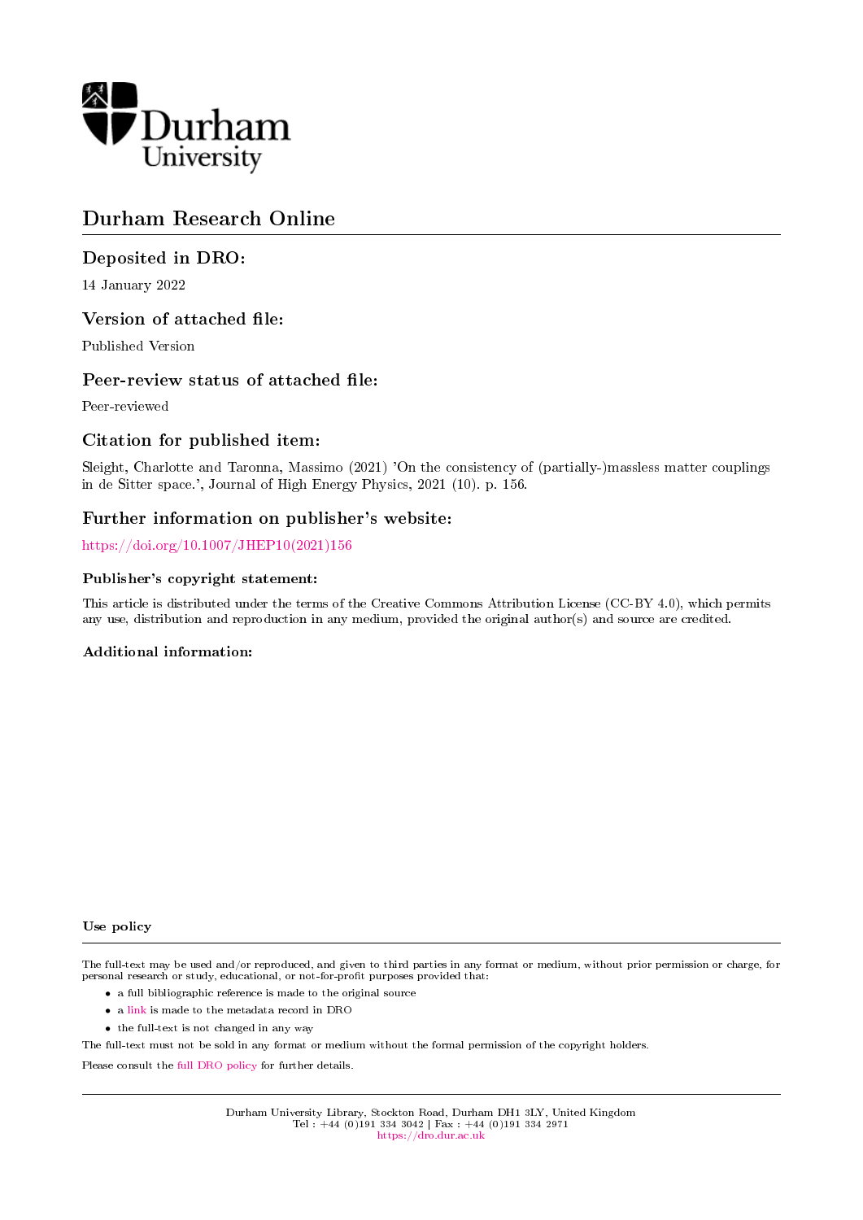Durham University

# Durham Research Online

## Deposited in DRO:

14 January 2022

## Version of attached file:

Published Version

## Peer-review status of attached file:

Peer-reviewed

## Citation for published item:

Sleight, Charlotte and Taronna, Massimo (2021) 'On the consistency of (partially-)massless matter couplings in de Sitter space.', Journal of High Energy Physics, 2021 (10). p. 156.

## Further information on publisher's website:

https://doi.org/10.1007/JHEP10(2021)156

### Publisher's copyright statement:

This article is distributed under the terms of the Creative Commons Attribution License (CC-BY 4.0), which permits any use, distribution and reproduction in any medium, provided the original author(s) and source are credited.

### Additional information:

### Use policy

The full-text may be used and/or reproduced, and given to third parties in any format or medium, without prior permission or charge, for personal research or study, educational, or not-for-profit purposes provided that:

- a full bibliographic reference is made to the original source
- a link is made to the metadata record in DRO
- the full-text is not changed in any way

The full-text must not be sold in any format or medium without the formal permission of the copyright holders.

Please consult the full DRO policy for further details.

Durham University Library, Stockton Road, Durham DH1 3LY, United Kingdom
Tel : +44 (0)191 334 3042 | Fax : +44 (0)191 334 2971
https://dro.dur.ac.uk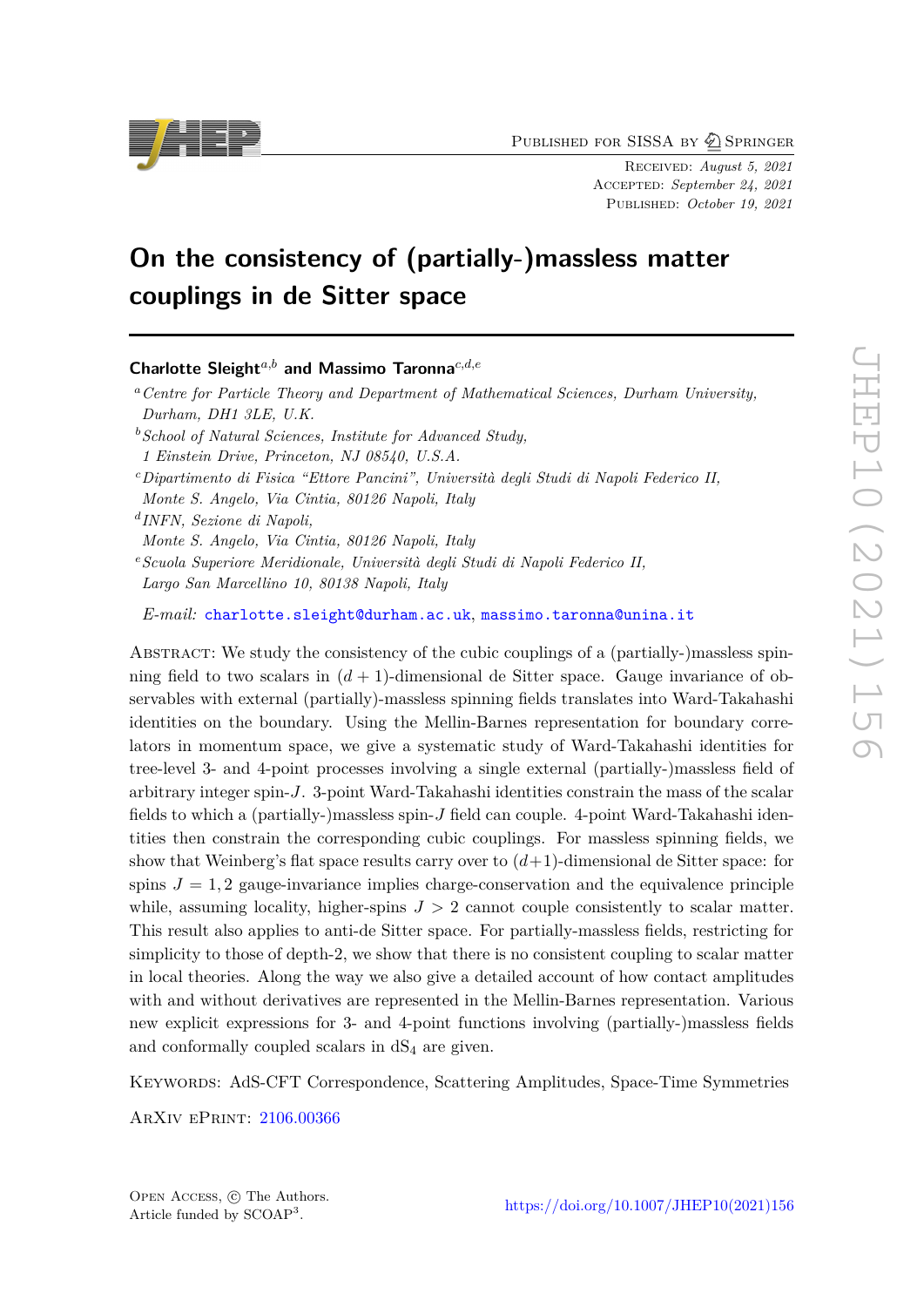# On the consistency of (partially-)massless matter couplings in de Sitter space

**Charlotte Sleight**[a,b] **and Massimo Taronna**[c,d,e]

[a] *Centre for Particle Theory and Department of Mathematical Sciences, Durham University, Durham, DH1 3LE, U.K.*

[b] *School of Natural Sciences, Institute for Advanced Study, 1 Einstein Drive, Princeton, NJ 08540, U.S.A.*

[c] *Dipartimento di Fisica "Ettore Pancini", Università degli Studi di Napoli Federico II, Monte S. Angelo, Via Cintia, 80126 Napoli, Italy*

[d] *INFN, Sezione di Napoli, Monte S. Angelo, Via Cintia, 80126 Napoli, Italy*

[e] *Scuola Superiore Meridionale, Università degli Studi di Napoli Federico II, Largo San Marcellino 10, 80138 Napoli, Italy*

*E-mail:* charlotte.sleight@durham.ac.uk, massimo.taronna@unina.it

Abstract: We study the consistency of the cubic couplings of a (partially-)massless spinning field to two scalars in $(d+1)$-dimensional de Sitter space. Gauge invariance of observables with external (partially)-massless spinning fields translates into Ward-Takahashi identities on the boundary. Using the Mellin-Barnes representation for boundary correlators in momentum space, we give a systematic study of Ward-Takahashi identities for tree-level 3- and 4-point processes involving a single external (partially-)massless field of arbitrary integer spin-$J$. 3-point Ward-Takahashi identities constrain the mass of the scalar fields to which a (partially-)massless spin-$J$ field can couple. 4-point Ward-Takahashi identities then constrain the corresponding cubic couplings. For massless spinning fields, we show that Weinberg's flat space results carry over to $(d+1)$-dimensional de Sitter space: for spins $J = 1, 2$ gauge-invariance implies charge-conservation and the equivalence principle while, assuming locality, higher-spins $J > 2$ cannot couple consistently to scalar matter. This result also applies to anti-de Sitter space. For partially-massless fields, restricting for simplicity to those of depth-2, we show that there is no consistent coupling to scalar matter in local theories. Along the way we also give a detailed account of how contact amplitudes with and without derivatives are represented in the Mellin-Barnes representation. Various new explicit expressions for 3- and 4-point functions involving (partially-)massless fields and conformally coupled scalars in $dS_4$ are given.

Keywords: AdS-CFT Correspondence, Scattering Amplitudes, Space-Time Symmetries

ArXiv ePrint: 2106.00366

Open Access, © The Authors.
Article funded by SCOAP[3].

https://doi.org/10.1007/JHEP10(2021)156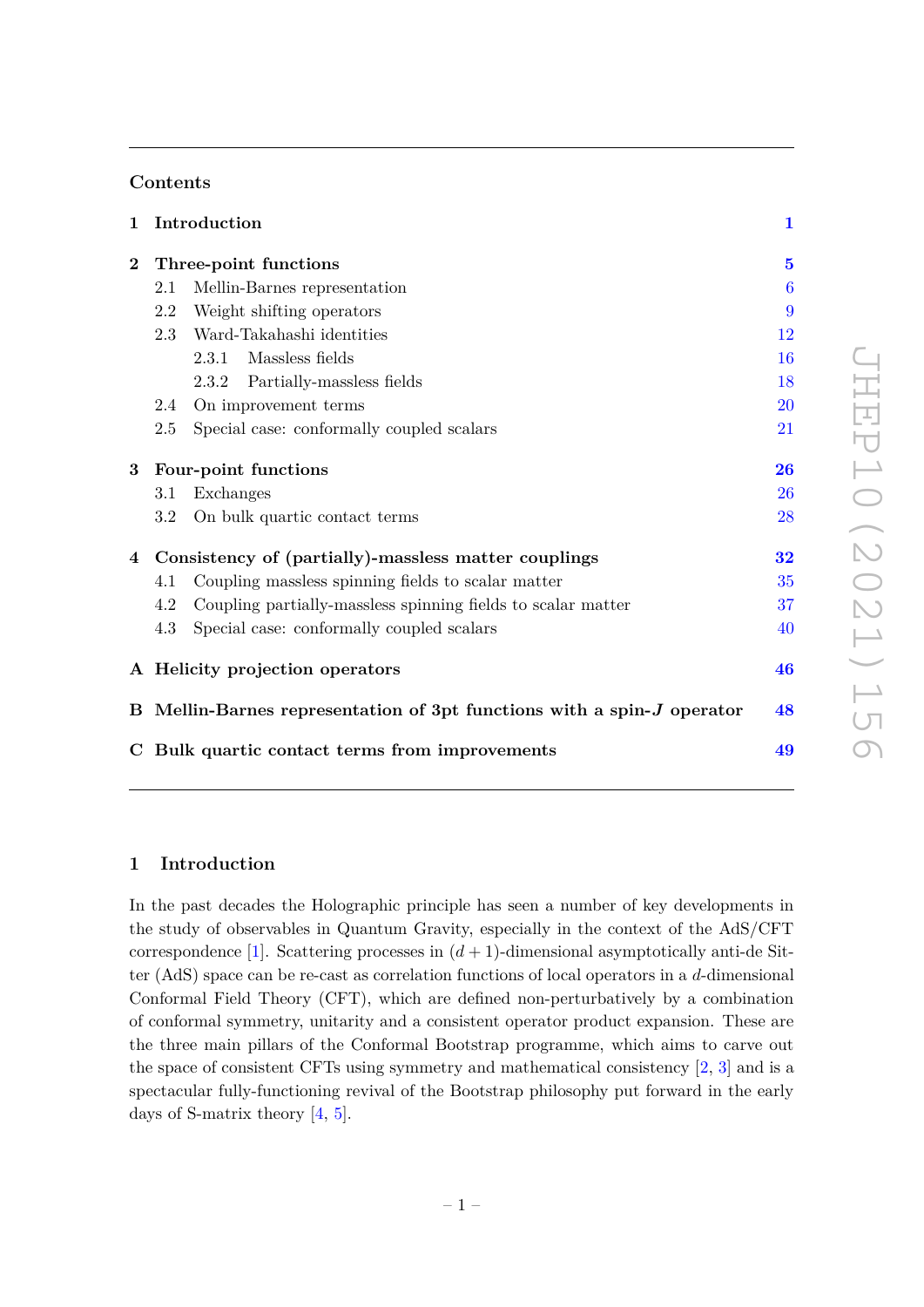## Contents

**1 Introduction** — 1

**2 Three-point functions** — 5
- 2.1 Mellin-Barnes representation — 6
- 2.2 Weight shifting operators — 9
- 2.3 Ward-Takahashi identities — 12
  - 2.3.1 Massless fields — 16
  - 2.3.2 Partially-massless fields — 18
- 2.4 On improvement terms — 20
- 2.5 Special case: conformally coupled scalars — 21

**3 Four-point functions** — 26
- 3.1 Exchanges — 26
- 3.2 On bulk quartic contact terms — 28

**4 Consistency of (partially)-massless matter couplings** — 32
- 4.1 Coupling massless spinning fields to scalar matter — 35
- 4.2 Coupling partially-massless spinning fields to scalar matter — 37
- 4.3 Special case: conformally coupled scalars — 40

**A Helicity projection operators** — 46

**B Mellin-Barnes representation of 3pt functions with a spin-$J$ operator** — 48

**C Bulk quartic contact terms from improvements** — 49

# 1 Introduction

In the past decades the Holographic principle has seen a number of key developments in the study of observables in Quantum Gravity, especially in the context of the AdS/CFT correspondence [1]. Scattering processes in $(d+1)$-dimensional asymptotically anti-de Sitter (AdS) space can be re-cast as correlation functions of local operators in a $d$-dimensional Conformal Field Theory (CFT), which are defined non-perturbatively by a combination of conformal symmetry, unitarity and a consistent operator product expansion. These are the three main pillars of the Conformal Bootstrap programme, which aims to carve out the space of consistent CFTs using symmetry and mathematical consistency [2, 3] and is a spectacular fully-functioning revival of the Bootstrap philosophy put forward in the early days of S-matrix theory [4, 5].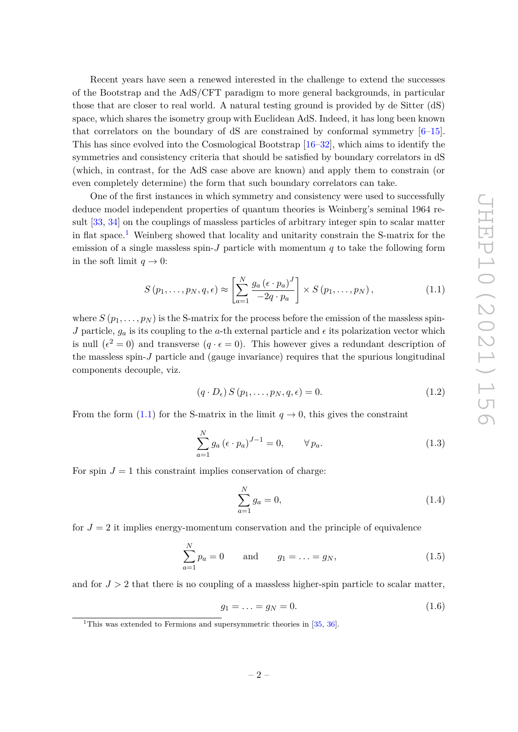Recent years have seen a renewed interested in the challenge to extend the successes of the Bootstrap and the AdS/CFT paradigm to more general backgrounds, in particular those that are closer to real world. A natural testing ground is provided by de Sitter (dS) space, which shares the isometry group with Euclidean AdS. Indeed, it has long been known that correlators on the boundary of dS are constrained by conformal symmetry [6–15]. This has since evolved into the Cosmological Bootstrap [16–32], which aims to identify the symmetries and consistency criteria that should be satisfied by boundary correlators in dS (which, in contrast, for the AdS case above are known) and apply them to constrain (or even completely determine) the form that such boundary correlators can take.

One of the first instances in which symmetry and consistency were used to successfully deduce model independent properties of quantum theories is Weinberg's seminal 1964 result [33, 34] on the couplings of massless particles of arbitrary integer spin to scalar matter in flat space.[1] Weinberg showed that locality and unitarity constrain the S-matrix for the emission of a single massless spin-$J$ particle with momentum $q$ to take the following form in the soft limit $q \to 0$:

$$S\left(p_1, \ldots, p_N, q, \epsilon\right) \approx \left[\sum_{a=1}^{N} \frac{g_a \left(\epsilon \cdot p_a\right)^J}{-2q \cdot p_a}\right] \times S\left(p_1, \ldots, p_N\right), \tag{1.1}$$

where $S\left(p_1, \ldots, p_N\right)$ is the S-matrix for the process before the emission of the massless spin-$J$ particle, $g_a$ is its coupling to the $a$-th external particle and $\epsilon$ its polarization vector which is null ($\epsilon^2 = 0$) and transverse ($q \cdot \epsilon = 0$). This however gives a redundant description of the massless spin-$J$ particle and (gauge invariance) requires that the spurious longitudinal components decouple, viz.

$$\left(q \cdot D_\epsilon\right) S\left(p_1, \ldots, p_N, q, \epsilon\right) = 0. \tag{1.2}$$

From the form (1.1) for the S-matrix in the limit $q \to 0$, this gives the constraint

$$\sum_{a=1}^{N} g_a \left(\epsilon \cdot p_a\right)^{J-1} = 0, \qquad \forall\, p_a. \tag{1.3}$$

For spin $J = 1$ this constraint implies conservation of charge:

$$\sum_{a=1}^{N} g_a = 0, \tag{1.4}$$

for $J = 2$ it implies energy-momentum conservation and the principle of equivalence

$$\sum_{a=1}^{N} p_a = 0 \qquad \text{and} \qquad g_1 = \ldots = g_N, \tag{1.5}$$

and for $J > 2$ that there is no coupling of a massless higher-spin particle to scalar matter,

$$g_1 = \ldots = g_N = 0. \tag{1.6}$$

[1] This was extended to Fermions and supersymmetric theories in [35, 36].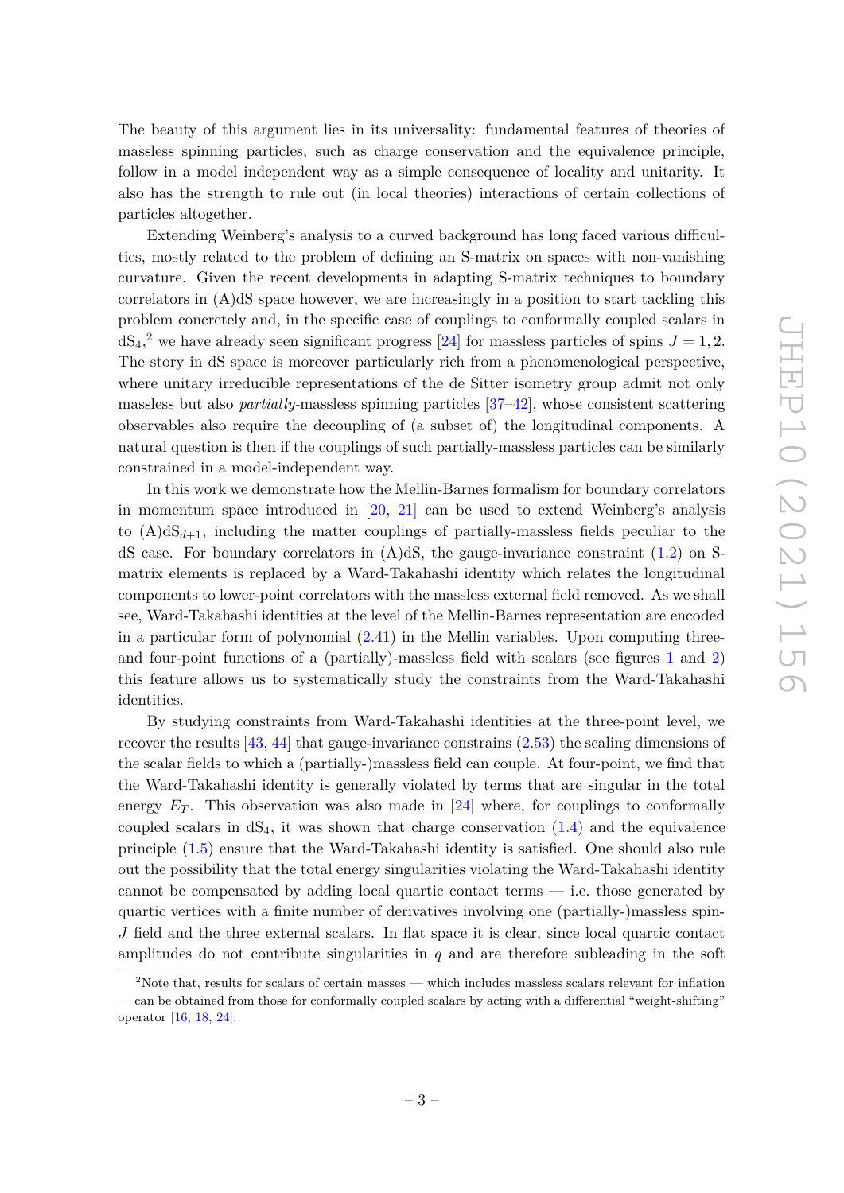The beauty of this argument lies in its universality: fundamental features of theories of massless spinning particles, such as charge conservation and the equivalence principle, follow in a model independent way as a simple consequence of locality and unitarity. It also has the strength to rule out (in local theories) interactions of certain collections of particles altogether.

Extending Weinberg's analysis to a curved background has long faced various difficulties, mostly related to the problem of defining an S-matrix on spaces with non-vanishing curvature. Given the recent developments in adapting S-matrix techniques to boundary correlators in (A)dS space however, we are increasingly in a position to start tackling this problem concretely and, in the specific case of couplings to conformally coupled scalars in $\mathrm{dS}_4$,[2] we have already seen significant progress [24] for massless particles of spins $J = 1, 2$. The story in dS space is moreover particularly rich from a phenomenological perspective, where unitary irreducible representations of the de Sitter isometry group admit not only massless but also *partially*-massless spinning particles [37–42], whose consistent scattering observables also require the decoupling of (a subset of) the longitudinal components. A natural question is then if the couplings of such partially-massless particles can be similarly constrained in a model-independent way.

In this work we demonstrate how the Mellin-Barnes formalism for boundary correlators in momentum space introduced in [20, 21] can be used to extend Weinberg's analysis to $(\mathrm{A})\mathrm{dS}_{d+1}$, including the matter couplings of partially-massless fields peculiar to the dS case. For boundary correlators in (A)dS, the gauge-invariance constraint (1.2) on S-matrix elements is replaced by a Ward-Takahashi identity which relates the longitudinal components to lower-point correlators with the massless external field removed. As we shall see, Ward-Takahashi identities at the level of the Mellin-Barnes representation are encoded in a particular form of polynomial (2.41) in the Mellin variables. Upon computing three- and four-point functions of a (partially)-massless field with scalars (see figures 1 and 2) this feature allows us to systematically study the constraints from the Ward-Takahashi identities.

By studying constraints from Ward-Takahashi identities at the three-point level, we recover the results [43, 44] that gauge-invariance constrains (2.53) the scaling dimensions of the scalar fields to which a (partially-)massless field can couple. At four-point, we find that the Ward-Takahashi identity is generally violated by terms that are singular in the total energy $E_T$. This observation was also made in [24] where, for couplings to conformally coupled scalars in $\mathrm{dS}_4$, it was shown that charge conservation (1.4) and the equivalence principle (1.5) ensure that the Ward-Takahashi identity is satisfied. One should also rule out the possibility that the total energy singularities violating the Ward-Takahashi identity cannot be compensated by adding local quartic contact terms — i.e. those generated by quartic vertices with a finite number of derivatives involving one (partially-)massless spin-$J$ field and the three external scalars. In flat space it is clear, since local quartic contact amplitudes do not contribute singularities in $q$ and are therefore subleading in the soft

[2] Note that, results for scalars of certain masses — which includes massless scalars relevant for inflation — can be obtained from those for conformally coupled scalars by acting with a differential "weight-shifting" operator [16, 18, 24].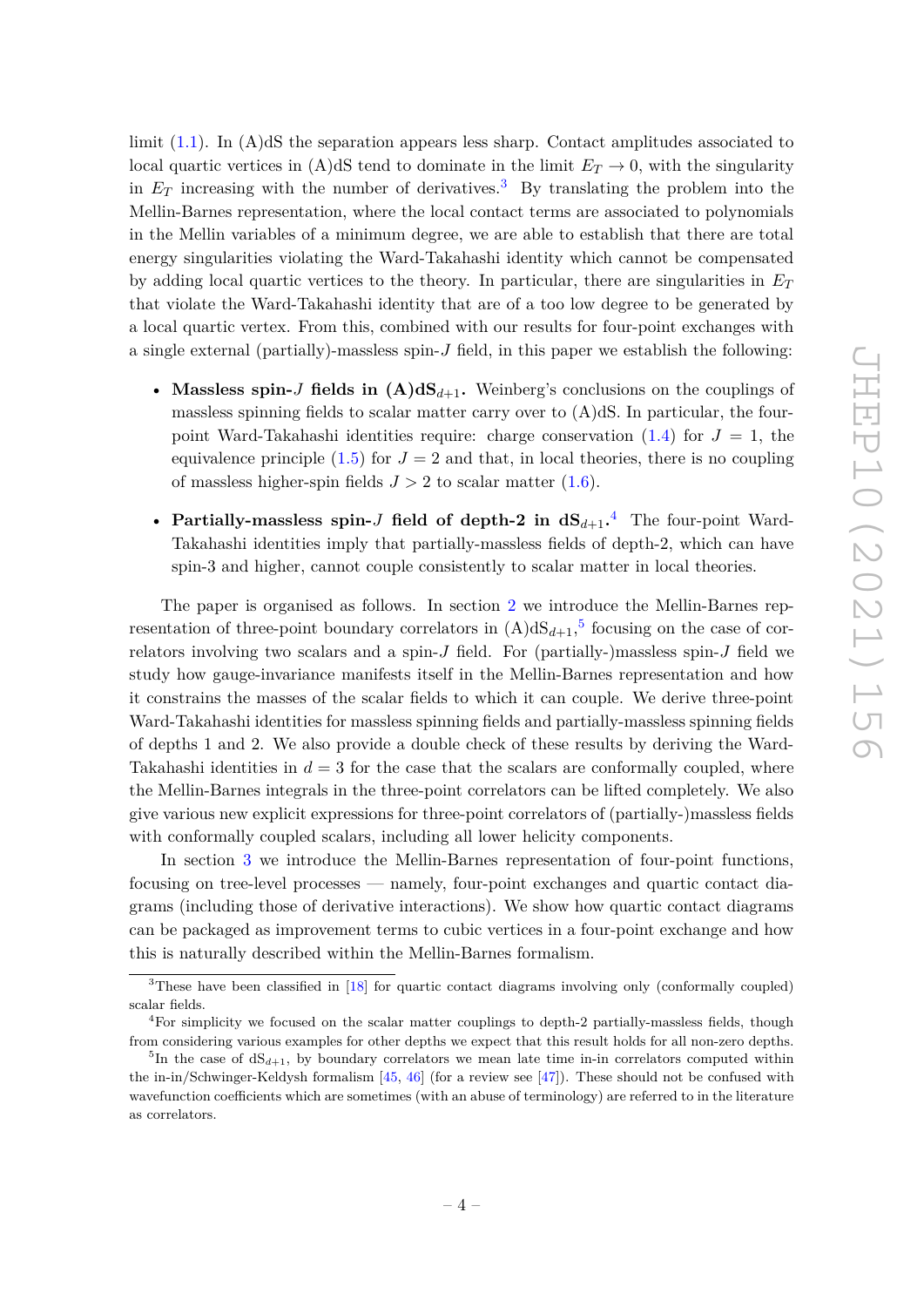limit (1.1). In (A)dS the separation appears less sharp. Contact amplitudes associated to local quartic vertices in (A)dS tend to dominate in the limit $E_T \to 0$, with the singularity in $E_T$ increasing with the number of derivatives.[3] By translating the problem into the Mellin-Barnes representation, where the local contact terms are associated to polynomials in the Mellin variables of a minimum degree, we are able to establish that there are total energy singularities violating the Ward-Takahashi identity which cannot be compensated by adding local quartic vertices to the theory. In particular, there are singularities in $E_T$ that violate the Ward-Takahashi identity that are of a too low degree to be generated by a local quartic vertex. From this, combined with our results for four-point exchanges with a single external (partially)-massless spin-$J$ field, in this paper we establish the following:

- **Massless spin-$J$ fields in (A)dS$_{d+1}$.** Weinberg's conclusions on the couplings of massless spinning fields to scalar matter carry over to (A)dS. In particular, the four-point Ward-Takahashi identities require: charge conservation (1.4) for $J = 1$, the equivalence principle (1.5) for $J = 2$ and that, in local theories, there is no coupling of massless higher-spin fields $J > 2$ to scalar matter (1.6).
- **Partially-massless spin-$J$ field of depth-2 in dS$_{d+1}$.**[4] The four-point Ward-Takahashi identities imply that partially-massless fields of depth-2, which can have spin-3 and higher, cannot couple consistently to scalar matter in local theories.

The paper is organised as follows. In section 2 we introduce the Mellin-Barnes representation of three-point boundary correlators in (A)dS$_{d+1}$,[5] focusing on the case of correlators involving two scalars and a spin-$J$ field. For (partially-)massless spin-$J$ field we study how gauge-invariance manifests itself in the Mellin-Barnes representation and how it constrains the masses of the scalar fields to which it can couple. We derive three-point Ward-Takahashi identities for massless spinning fields and partially-massless spinning fields of depths 1 and 2. We also provide a double check of these results by deriving the Ward-Takahashi identities in $d = 3$ for the case that the scalars are conformally coupled, where the Mellin-Barnes integrals in the three-point correlators can be lifted completely. We also give various new explicit expressions for three-point correlators of (partially-)massless fields with conformally coupled scalars, including all lower helicity components.

In section 3 we introduce the Mellin-Barnes representation of four-point functions, focusing on tree-level processes — namely, four-point exchanges and quartic contact diagrams (including those of derivative interactions). We show how quartic contact diagrams can be packaged as improvement terms to cubic vertices in a four-point exchange and how this is naturally described within the Mellin-Barnes formalism.

---

[3] These have been classified in [18] for quartic contact diagrams involving only (conformally coupled) scalar fields.

[4] For simplicity we focused on the scalar matter couplings to depth-2 partially-massless fields, though from considering various examples for other depths we expect that this result holds for all non-zero depths.

[5] In the case of dS$_{d+1}$, by boundary correlators we mean late time in-in correlators computed within the in-in/Schwinger-Keldysh formalism [45, 46] (for a review see [47]). These should not be confused with wavefunction coefficients which are sometimes (with an abuse of terminology) are referred to in the literature as correlators.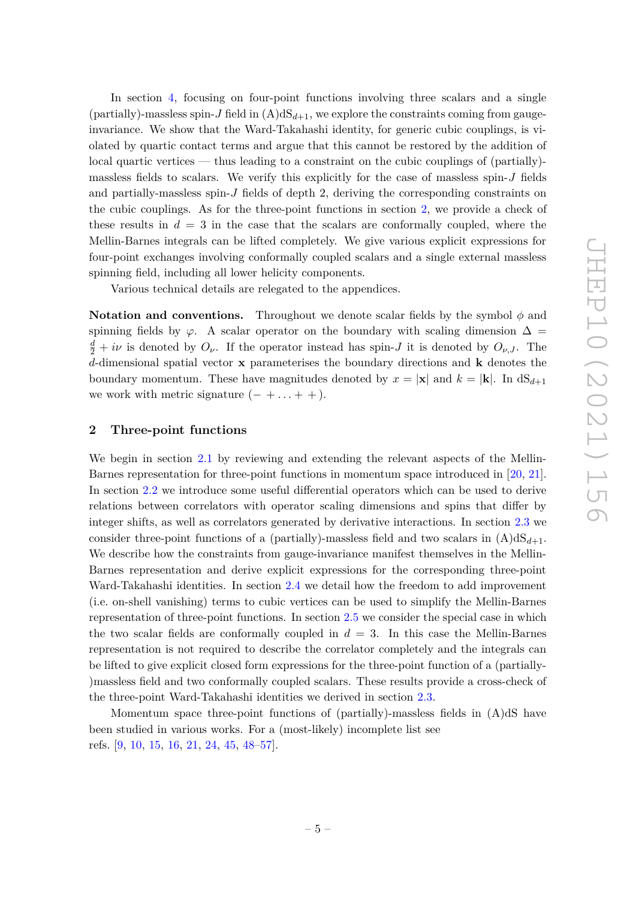In section 4, focusing on four-point functions involving three scalars and a single (partially)-massless spin-$J$ field in (A)dS$_{d+1}$, we explore the constraints coming from gauge-invariance. We show that the Ward-Takahashi identity, for generic cubic couplings, is violated by quartic contact terms and argue that this cannot be restored by the addition of local quartic vertices — thus leading to a constraint on the cubic couplings of (partially)-massless fields to scalars. We verify this explicitly for the case of massless spin-$J$ fields and partially-massless spin-$J$ fields of depth 2, deriving the corresponding constraints on the cubic couplings. As for the three-point functions in section 2, we provide a check of these results in $d = 3$ in the case that the scalars are conformally coupled, where the Mellin-Barnes integrals can be lifted completely. We give various explicit expressions for four-point exchanges involving conformally coupled scalars and a single external massless spinning field, including all lower helicity components.

Various technical details are relegated to the appendices.

**Notation and conventions.** Throughout we denote scalar fields by the symbol $\phi$ and spinning fields by $\varphi$. A scalar operator on the boundary with scaling dimension $\Delta = \frac{d}{2} + i\nu$ is denoted by $O_\nu$. If the operator instead has spin-$J$ it is denoted by $O_{\nu,J}$. The $d$-dimensional spatial vector $\mathbf{x}$ parameterises the boundary directions and $\mathbf{k}$ denotes the boundary momentum. These have magnitudes denoted by $x = |\mathbf{x}|$ and $k = |\mathbf{k}|$. In dS$_{d+1}$ we work with metric signature $(- + \ldots + +)$.

## 2 Three-point functions

We begin in section 2.1 by reviewing and extending the relevant aspects of the Mellin-Barnes representation for three-point functions in momentum space introduced in [20, 21]. In section 2.2 we introduce some useful differential operators which can be used to derive relations between correlators with operator scaling dimensions and spins that differ by integer shifts, as well as correlators generated by derivative interactions. In section 2.3 we consider three-point functions of a (partially)-massless field and two scalars in (A)dS$_{d+1}$. We describe how the constraints from gauge-invariance manifest themselves in the Mellin-Barnes representation and derive explicit expressions for the corresponding three-point Ward-Takahashi identities. In section 2.4 we detail how the freedom to add improvement (i.e. on-shell vanishing) terms to cubic vertices can be used to simplify the Mellin-Barnes representation of three-point functions. In section 2.5 we consider the special case in which the two scalar fields are conformally coupled in $d = 3$. In this case the Mellin-Barnes representation is not required to describe the correlator completely and the integrals can be lifted to give explicit closed form expressions for the three-point function of a (partially-)massless field and two conformally coupled scalars. These results provide a cross-check of the three-point Ward-Takahashi identities we derived in section 2.3.

Momentum space three-point functions of (partially)-massless fields in (A)dS have been studied in various works. For a (most-likely) incomplete list see refs. [9, 10, 15, 16, 21, 24, 45, 48–57].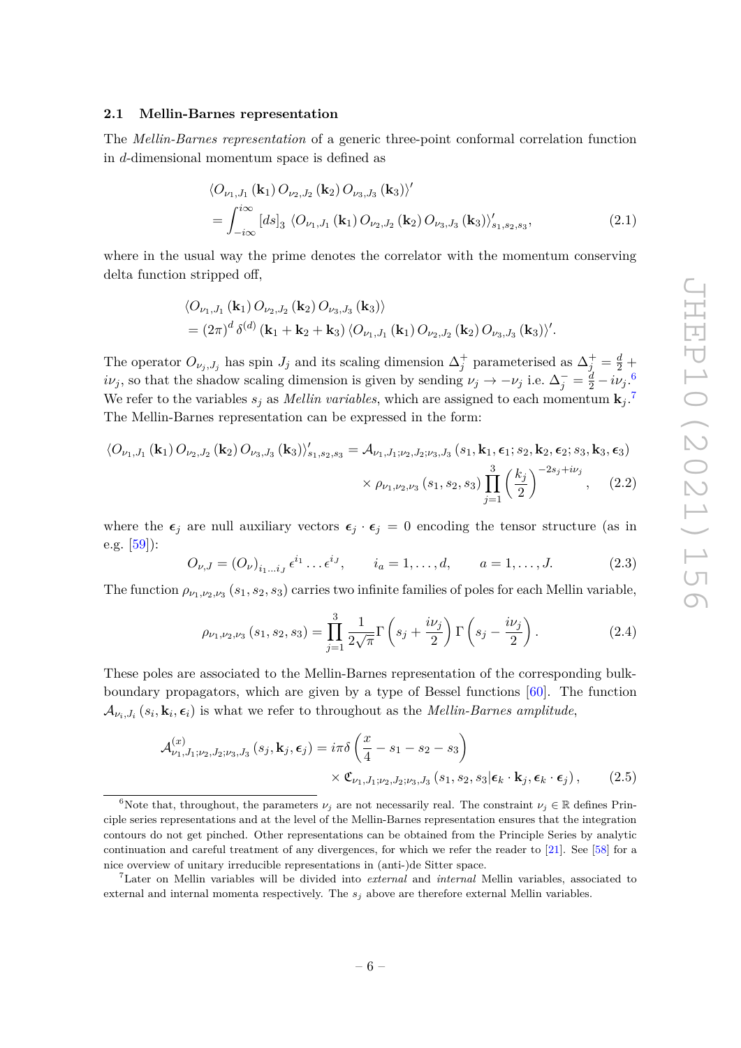### 2.1 Mellin-Barnes representation

The *Mellin-Barnes representation* of a generic three-point conformal correlation function in $d$-dimensional momentum space is defined as

$$\begin{aligned}
&\langle O_{\nu_1,J_1}(\mathbf{k}_1)\, O_{\nu_2,J_2}(\mathbf{k}_2)\, O_{\nu_3,J_3}(\mathbf{k}_3)\rangle' \\
&= \int_{-i\infty}^{i\infty} [ds]_3 \, \langle O_{\nu_1,J_1}(\mathbf{k}_1)\, O_{\nu_2,J_2}(\mathbf{k}_2)\, O_{\nu_3,J_3}(\mathbf{k}_3)\rangle'_{s_1,s_2,s_3},
\end{aligned} \tag{2.1}$$

where in the usual way the prime denotes the correlator with the momentum conserving delta function stripped off,

$$\begin{aligned}
&\langle O_{\nu_1,J_1}(\mathbf{k}_1)\, O_{\nu_2,J_2}(\mathbf{k}_2)\, O_{\nu_3,J_3}(\mathbf{k}_3)\rangle \\
&= (2\pi)^d \, \delta^{(d)}(\mathbf{k}_1+\mathbf{k}_2+\mathbf{k}_3)\, \langle O_{\nu_1,J_1}(\mathbf{k}_1)\, O_{\nu_2,J_2}(\mathbf{k}_2)\, O_{\nu_3,J_3}(\mathbf{k}_3)\rangle'.
\end{aligned}$$

The operator $O_{\nu_j,J_j}$ has spin $J_j$ and its scaling dimension $\Delta_j^+$ parameterised as $\Delta_j^+ = \frac{d}{2} + i\nu_j$, so that the shadow scaling dimension is given by sending $\nu_j \to -\nu_j$ i.e. $\Delta_j^- = \frac{d}{2} - i\nu_j$.[6] We refer to the variables $s_j$ as *Mellin variables*, which are assigned to each momentum $\mathbf{k}_j$.[7] The Mellin-Barnes representation can be expressed in the form:

$$\begin{aligned}
\langle O_{\nu_1,J_1}(\mathbf{k}_1)\, O_{\nu_2,J_2}(\mathbf{k}_2)\, O_{\nu_3,J_3}(\mathbf{k}_3)\rangle'_{s_1,s_2,s_3} &= \mathcal{A}_{\nu_1,J_1;\nu_2,J_2;\nu_3,J_3}(s_1,\mathbf{k}_1,\boldsymbol{\epsilon}_1; s_2,\mathbf{k}_2,\boldsymbol{\epsilon}_2; s_3,\mathbf{k}_3,\boldsymbol{\epsilon}_3) \\
&\quad \times \rho_{\nu_1,\nu_2,\nu_3}(s_1,s_2,s_3) \prod_{j=1}^{3} \left(\frac{k_j}{2}\right)^{-2s_j+i\nu_j},
\end{aligned} \tag{2.2}$$

where the $\boldsymbol{\epsilon}_j$ are null auxiliary vectors $\boldsymbol{\epsilon}_j \cdot \boldsymbol{\epsilon}_j = 0$ encoding the tensor structure (as in e.g. [59]):

$$O_{\nu,J} = (O_\nu)_{i_1\ldots i_J}\, \epsilon^{i_1}\ldots\epsilon^{i_J}, \qquad i_a = 1,\ldots,d, \qquad a = 1,\ldots,J. \tag{2.3}$$

The function $\rho_{\nu_1,\nu_2,\nu_3}(s_1,s_2,s_3)$ carries two infinite families of poles for each Mellin variable,

$$\rho_{\nu_1,\nu_2,\nu_3}(s_1,s_2,s_3) = \prod_{j=1}^{3} \frac{1}{2\sqrt{\pi}} \Gamma\left(s_j + \frac{i\nu_j}{2}\right) \Gamma\left(s_j - \frac{i\nu_j}{2}\right). \tag{2.4}$$

These poles are associated to the Mellin-Barnes representation of the corresponding bulk-boundary propagators, which are given by a type of Bessel functions [60]. The function $\mathcal{A}_{\nu_i,J_i}(s_i,\mathbf{k}_i,\boldsymbol{\epsilon}_i)$ is what we refer to throughout as the *Mellin-Barnes amplitude*,

$$\begin{aligned}
\mathcal{A}^{(x)}_{\nu_1,J_1;\nu_2,J_2;\nu_3,J_3}(s_j,\mathbf{k}_j,\boldsymbol{\epsilon}_j) &= i\pi\delta\left(\frac{x}{4} - s_1 - s_2 - s_3\right) \\
&\quad \times \mathfrak{C}_{\nu_1,J_1;\nu_2,J_2;\nu_3,J_3}(s_1,s_2,s_3|\boldsymbol{\epsilon}_k\cdot\mathbf{k}_j, \boldsymbol{\epsilon}_k\cdot\boldsymbol{\epsilon}_j),
\end{aligned} \tag{2.5}$$

---

[6] Note that, throughout, the parameters $\nu_j$ are not necessarily real. The constraint $\nu_j \in \mathbb{R}$ defines Principle series representations and at the level of the Mellin-Barnes representation ensures that the integration contours do not get pinched. Other representations can be obtained from the Principle Series by analytic continuation and careful treatment of any divergences, for which we refer the reader to [21]. See [58] for a nice overview of unitary irreducible representations in (anti-)de Sitter space.

[7] Later on Mellin variables will be divided into *external* and *internal* Mellin variables, associated to external and internal momenta respectively. The $s_j$ above are therefore external Mellin variables.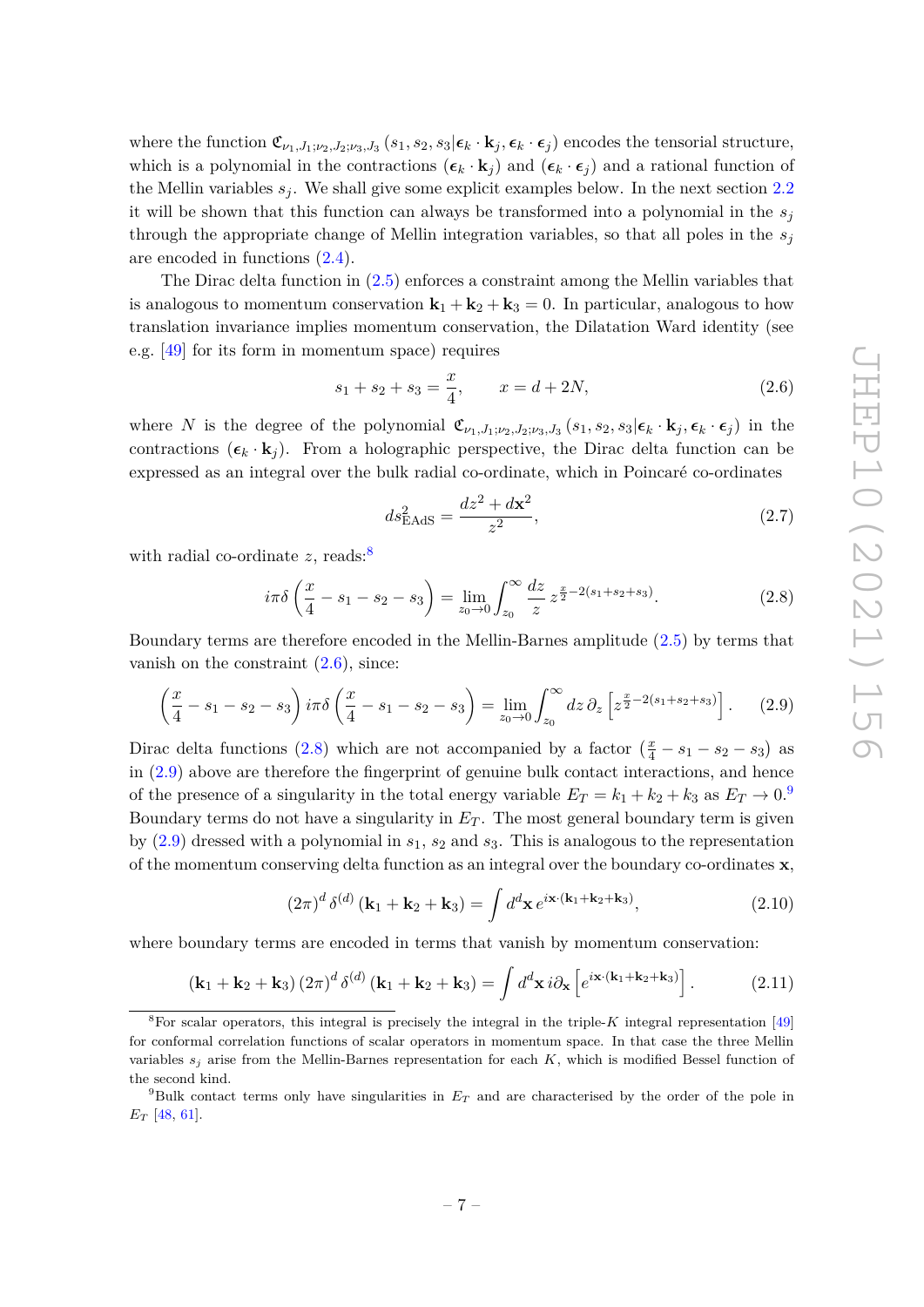where the function $\mathfrak{C}_{\nu_1,J_1;\nu_2,J_2;\nu_3,J_3}\left(s_1,s_2,s_3|\boldsymbol{\epsilon}_k\cdot\mathbf{k}_j,\boldsymbol{\epsilon}_k\cdot\boldsymbol{\epsilon}_j\right)$ encodes the tensorial structure, which is a polynomial in the contractions $(\boldsymbol{\epsilon}_k\cdot\mathbf{k}_j)$ and $(\boldsymbol{\epsilon}_k\cdot\boldsymbol{\epsilon}_j)$ and a rational function of the Mellin variables $s_j$. We shall give some explicit examples below. In the next section 2.2 it will be shown that this function can always be transformed into a polynomial in the $s_j$ through the appropriate change of Mellin integration variables, so that all poles in the $s_j$ are encoded in functions (2.4).

The Dirac delta function in (2.5) enforces a constraint among the Mellin variables that is analogous to momentum conservation $\mathbf{k}_1+\mathbf{k}_2+\mathbf{k}_3=0$. In particular, analogous to how translation invariance implies momentum conservation, the Dilatation Ward identity (see e.g. [49] for its form in momentum space) requires

$$s_1+s_2+s_3=\frac{x}{4}, \qquad x=d+2N, \tag{2.6}$$

where $N$ is the degree of the polynomial $\mathfrak{C}_{\nu_1,J_1;\nu_2,J_2;\nu_3,J_3}\left(s_1,s_2,s_3|\boldsymbol{\epsilon}_k\cdot\mathbf{k}_j,\boldsymbol{\epsilon}_k\cdot\boldsymbol{\epsilon}_j\right)$ in the contractions $(\boldsymbol{\epsilon}_k\cdot\mathbf{k}_j)$. From a holographic perspective, the Dirac delta function can be expressed as an integral over the bulk radial co-ordinate, which in Poincaré co-ordinates

$$ds^2_{\text{EAdS}}=\frac{dz^2+d\mathbf{x}^2}{z^2}, \tag{2.7}$$

with radial co-ordinate $z$, reads:[8]

$$i\pi\delta\left(\frac{x}{4}-s_1-s_2-s_3\right)=\lim_{z_0\to 0}\int_{z_0}^{\infty}\frac{dz}{z}\,z^{\frac{x}{2}-2(s_1+s_2+s_3)}. \tag{2.8}$$

Boundary terms are therefore encoded in the Mellin-Barnes amplitude (2.5) by terms that vanish on the constraint (2.6), since:

$$\left(\frac{x}{4}-s_1-s_2-s_3\right)i\pi\delta\left(\frac{x}{4}-s_1-s_2-s_3\right)=\lim_{z_0\to 0}\int_{z_0}^{\infty}dz\,\partial_z\left[z^{\frac{x}{2}-2(s_1+s_2+s_3)}\right]. \tag{2.9}$$

Dirac delta functions (2.8) which are not accompanied by a factor $\left(\frac{x}{4}-s_1-s_2-s_3\right)$ as in (2.9) above are therefore the fingerprint of genuine bulk contact interactions, and hence of the presence of a singularity in the total energy variable $E_T=k_1+k_2+k_3$ as $E_T\to 0$.[9] Boundary terms do not have a singularity in $E_T$. The most general boundary term is given by (2.9) dressed with a polynomial in $s_1$, $s_2$ and $s_3$. This is analogous to the representation of the momentum conserving delta function as an integral over the boundary co-ordinates $\mathbf{x}$,

$$(2\pi)^d\,\delta^{(d)}\left(\mathbf{k}_1+\mathbf{k}_2+\mathbf{k}_3\right)=\int d^d\mathbf{x}\,e^{i\mathbf{x}\cdot(\mathbf{k}_1+\mathbf{k}_2+\mathbf{k}_3)}, \tag{2.10}$$

where boundary terms are encoded in terms that vanish by momentum conservation:

$$\left(\mathbf{k}_1+\mathbf{k}_2+\mathbf{k}_3\right)(2\pi)^d\,\delta^{(d)}\left(\mathbf{k}_1+\mathbf{k}_2+\mathbf{k}_3\right)=\int d^d\mathbf{x}\,i\partial_{\mathbf{x}}\left[e^{i\mathbf{x}\cdot(\mathbf{k}_1+\mathbf{k}_2+\mathbf{k}_3)}\right]. \tag{2.11}$$

---

[8] For scalar operators, this integral is precisely the integral in the triple-$K$ integral representation [49] for conformal correlation functions of scalar operators in momentum space. In that case the three Mellin variables $s_j$ arise from the Mellin-Barnes representation for each $K$, which is modified Bessel function of the second kind.

[9] Bulk contact terms only have singularities in $E_T$ and are characterised by the order of the pole in $E_T$ [48, 61].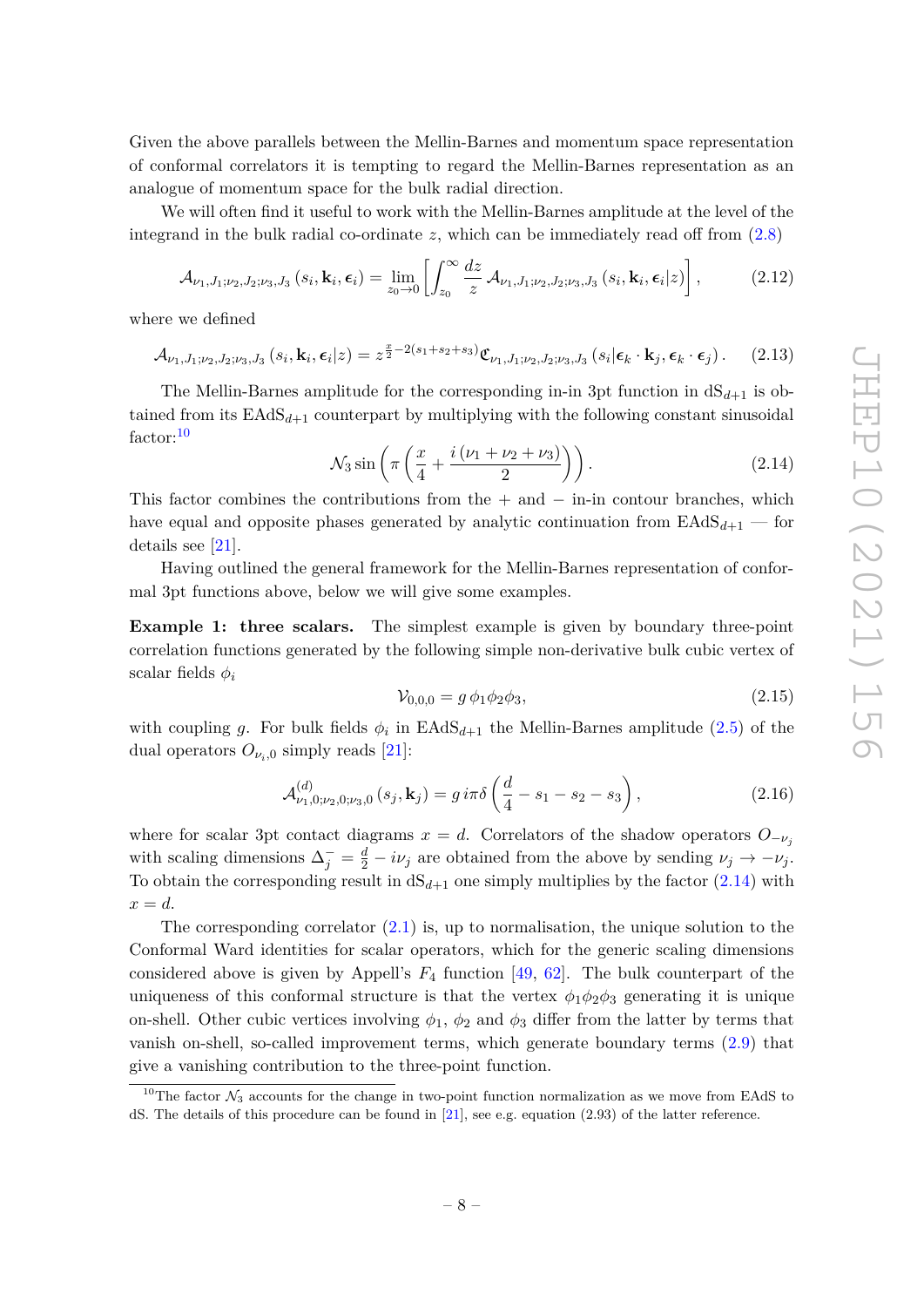Given the above parallels between the Mellin-Barnes and momentum space representation of conformal correlators it is tempting to regard the Mellin-Barnes representation as an analogue of momentum space for the bulk radial direction.

We will often find it useful to work with the Mellin-Barnes amplitude at the level of the integrand in the bulk radial co-ordinate $z$, which can be immediately read off from (2.8)

$$\mathcal{A}_{\nu_1,J_1;\nu_2,J_2;\nu_3,J_3}\left(s_i,\mathbf{k}_i,\boldsymbol{\epsilon}_i\right) = \lim_{z_0\to 0}\left[\int_{z_0}^{\infty}\frac{dz}{z}\,\mathcal{A}_{\nu_1,J_1;\nu_2,J_2;\nu_3,J_3}\left(s_i,\mathbf{k}_i,\boldsymbol{\epsilon}_i|z\right)\right], \tag{2.12}$$

where we defined

$$\mathcal{A}_{\nu_1,J_1;\nu_2,J_2;\nu_3,J_3}\left(s_i,\mathbf{k}_i,\boldsymbol{\epsilon}_i|z\right) = z^{\frac{x}{2}-2(s_1+s_2+s_3)}\mathfrak{C}_{\nu_1,J_1;\nu_2,J_2;\nu_3,J_3}\left(s_i|\boldsymbol{\epsilon}_k\cdot\mathbf{k}_j,\boldsymbol{\epsilon}_k\cdot\boldsymbol{\epsilon}_j\right). \tag{2.13}$$

The Mellin-Barnes amplitude for the corresponding in-in 3pt function in $\mathrm{dS}_{d+1}$ is obtained from its $\mathrm{EAdS}_{d+1}$ counterpart by multiplying with the following constant sinusoidal factor:[10]

$$\mathcal{N}_3\sin\left(\pi\left(\frac{x}{4}+\frac{i\left(\nu_1+\nu_2+\nu_3\right)}{2}\right)\right). \tag{2.14}$$

This factor combines the contributions from the + and − in-in contour branches, which have equal and opposite phases generated by analytic continuation from $\mathrm{EAdS}_{d+1}$ — for details see [21].

Having outlined the general framework for the Mellin-Barnes representation of conformal 3pt functions above, below we will give some examples.

**Example 1: three scalars.** The simplest example is given by boundary three-point correlation functions generated by the following simple non-derivative bulk cubic vertex of scalar fields $\phi_i$

$$\mathcal{V}_{0,0,0} = g\,\phi_1\phi_2\phi_3, \tag{2.15}$$

with coupling $g$. For bulk fields $\phi_i$ in $\mathrm{EAdS}_{d+1}$ the Mellin-Barnes amplitude (2.5) of the dual operators $O_{\nu_i,0}$ simply reads [21]:

$$\mathcal{A}^{(d)}_{\nu_1,0;\nu_2,0;\nu_3,0}\left(s_j,\mathbf{k}_j\right) = g\,i\pi\delta\left(\frac{d}{4}-s_1-s_2-s_3\right), \tag{2.16}$$

where for scalar 3pt contact diagrams $x = d$. Correlators of the shadow operators $O_{-\nu_j}$ with scaling dimensions $\Delta^-_j = \frac{d}{2} - i\nu_j$ are obtained from the above by sending $\nu_j \to -\nu_j$. To obtain the corresponding result in $\mathrm{dS}_{d+1}$ one simply multiplies by the factor (2.14) with $x = d$.

The corresponding correlator (2.1) is, up to normalisation, the unique solution to the Conformal Ward identities for scalar operators, which for the generic scaling dimensions considered above is given by Appell's $F_4$ function [49, 62]. The bulk counterpart of the uniqueness of this conformal structure is that the vertex $\phi_1\phi_2\phi_3$ generating it is unique on-shell. Other cubic vertices involving $\phi_1$, $\phi_2$ and $\phi_3$ differ from the latter by terms that vanish on-shell, so-called improvement terms, which generate boundary terms (2.9) that give a vanishing contribution to the three-point function.

[10] The factor $\mathcal{N}_3$ accounts for the change in two-point function normalization as we move from EAdS to dS. The details of this procedure can be found in [21], see e.g. equation (2.93) of the latter reference.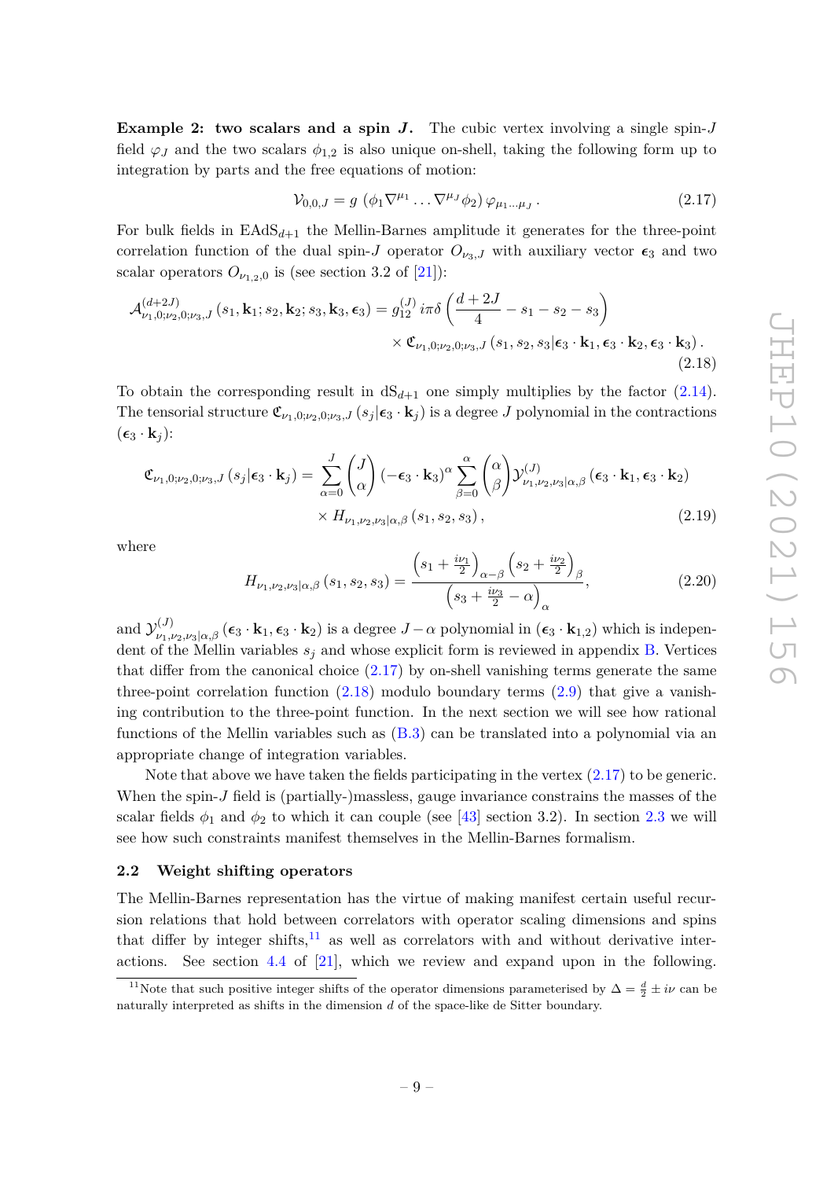**Example 2: two scalars and a spin $J$.** The cubic vertex involving a single spin-$J$ field $\varphi_J$ and the two scalars $\phi_{1,2}$ is also unique on-shell, taking the following form up to integration by parts and the free equations of motion:

$$\mathcal{V}_{0,0,J} = g\,\left(\phi_1 \nabla^{\mu_1} \dots \nabla^{\mu_J} \phi_2\right) \varphi_{\mu_1 \dots \mu_J}\,. \tag{2.17}$$

For bulk fields in EAdS$_{d+1}$ the Mellin-Barnes amplitude it generates for the three-point correlation function of the dual spin-$J$ operator $O_{\nu_3,J}$ with auxiliary vector $\boldsymbol{\epsilon}_3$ and two scalar operators $O_{\nu_{1,2},0}$ is (see section 3.2 of [21]):

$$\begin{aligned}\mathcal{A}^{(d+2J)}_{\nu_1,0;\nu_2,0;\nu_3,J}\left(s_1,\mathbf{k}_1;s_2,\mathbf{k}_2;s_3,\mathbf{k}_3,\boldsymbol{\epsilon}_3\right) &= g^{(J)}_{12}\, i\pi\delta\left(\frac{d+2J}{4}-s_1-s_2-s_3\right)\\ &\quad\times \mathfrak{C}_{\nu_1,0;\nu_2,0;\nu_3,J}\left(s_1,s_2,s_3|\boldsymbol{\epsilon}_3\cdot\mathbf{k}_1,\boldsymbol{\epsilon}_3\cdot\mathbf{k}_2,\boldsymbol{\epsilon}_3\cdot\mathbf{k}_3\right).\end{aligned} \tag{2.18}$$

To obtain the corresponding result in dS$_{d+1}$ one simply multiplies by the factor (2.14). The tensorial structure $\mathfrak{C}_{\nu_1,0;\nu_2,0;\nu_3,J}\left(s_j|\boldsymbol{\epsilon}_3\cdot\mathbf{k}_j\right)$ is a degree $J$ polynomial in the contractions $(\boldsymbol{\epsilon}_3\cdot\mathbf{k}_j)$:

$$\begin{aligned}\mathfrak{C}_{\nu_1,0;\nu_2,0;\nu_3,J}\left(s_j|\boldsymbol{\epsilon}_3\cdot\mathbf{k}_j\right) = \sum_{\alpha=0}^{J}\binom{J}{\alpha}\left(-\boldsymbol{\epsilon}_3\cdot\mathbf{k}_3\right)^{\alpha}\sum_{\beta=0}^{\alpha}\binom{\alpha}{\beta}\mathcal{Y}^{(J)}_{\nu_1,\nu_2,\nu_3|\alpha,\beta}\left(\boldsymbol{\epsilon}_3\cdot\mathbf{k}_1,\boldsymbol{\epsilon}_3\cdot\mathbf{k}_2\right)\\ \times H_{\nu_1,\nu_2,\nu_3|\alpha,\beta}\left(s_1,s_2,s_3\right),\end{aligned} \tag{2.19}$$

where

$$H_{\nu_1,\nu_2,\nu_3|\alpha,\beta}\left(s_1,s_2,s_3\right) = \frac{\left(s_1+\frac{i\nu_1}{2}\right)_{\alpha-\beta}\left(s_2+\frac{i\nu_2}{2}\right)_{\beta}}{\left(s_3+\frac{i\nu_3}{2}-\alpha\right)_{\alpha}}, \tag{2.20}$$

and $\mathcal{Y}^{(J)}_{\nu_1,\nu_2,\nu_3|\alpha,\beta}\left(\boldsymbol{\epsilon}_3\cdot\mathbf{k}_1,\boldsymbol{\epsilon}_3\cdot\mathbf{k}_2\right)$ is a degree $J-\alpha$ polynomial in $(\boldsymbol{\epsilon}_3\cdot\mathbf{k}_{1,2})$ which is independent of the Mellin variables $s_j$ and whose explicit form is reviewed in appendix B. Vertices that differ from the canonical choice (2.17) by on-shell vanishing terms generate the same three-point correlation function (2.18) modulo boundary terms (2.9) that give a vanishing contribution to the three-point function. In the next section we will see how rational functions of the Mellin variables such as (B.3) can be translated into a polynomial via an appropriate change of integration variables.

Note that above we have taken the fields participating in the vertex (2.17) to be generic. When the spin-$J$ field is (partially-)massless, gauge invariance constrains the masses of the scalar fields $\phi_1$ and $\phi_2$ to which it can couple (see [43] section 3.2). In section 2.3 we will see how such constraints manifest themselves in the Mellin-Barnes formalism.

### 2.2 Weight shifting operators

The Mellin-Barnes representation has the virtue of making manifest certain useful recursion relations that hold between correlators with operator scaling dimensions and spins that differ by integer shifts,[11] as well as correlators with and without derivative interactions. See section 4.4 of [21], which we review and expand upon in the following.

[11] Note that such positive integer shifts of the operator dimensions parameterised by $\Delta = \frac{d}{2} \pm i\nu$ can be naturally interpreted as shifts in the dimension $d$ of the space-like de Sitter boundary.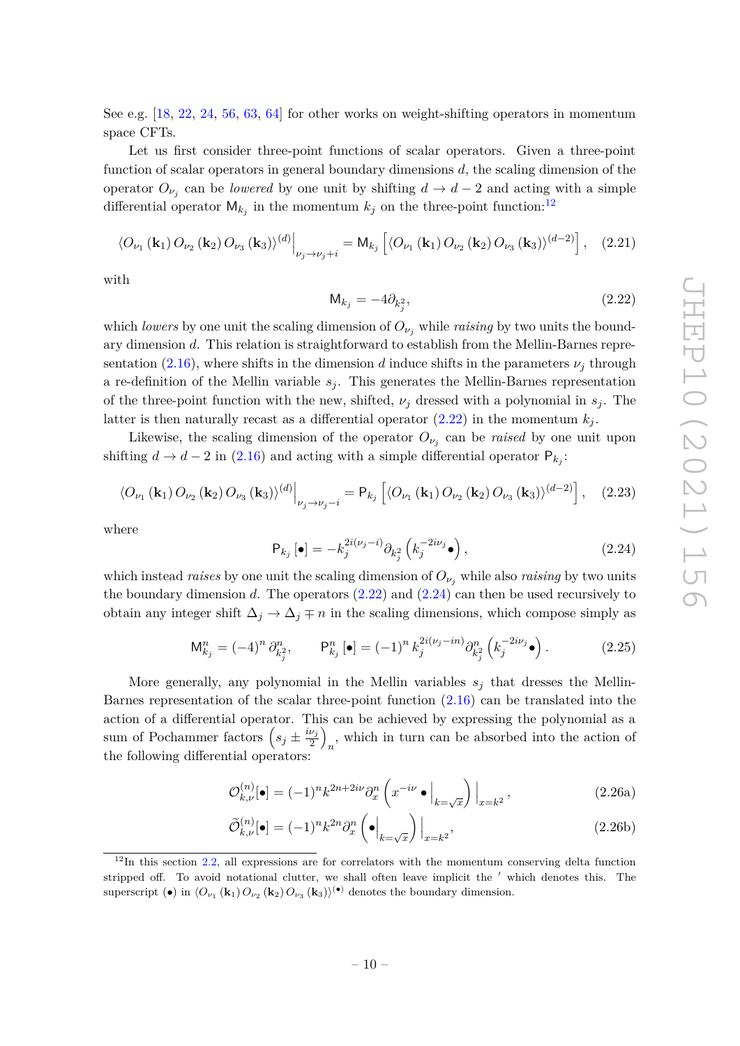See e.g. [18, 22, 24, 56, 63, 64] for other works on weight-shifting operators in momentum space CFTs.

Let us first consider three-point functions of scalar operators. Given a three-point function of scalar operators in general boundary dimensions $d$, the scaling dimension of the operator $O_{\nu_j}$ can be *lowered* by one unit by shifting $d \to d-2$ and acting with a simple differential operator $\mathsf{M}_{k_j}$ in the momentum $k_j$ on the three-point function:[12]

$$\left\langle O_{\nu_1}(\mathbf{k}_1)\, O_{\nu_2}(\mathbf{k}_2)\, O_{\nu_3}(\mathbf{k}_3)\right\rangle^{(d)}\Big|_{\nu_j \to \nu_j + i} = \mathsf{M}_{k_j}\left[\left\langle O_{\nu_1}(\mathbf{k}_1)\, O_{\nu_2}(\mathbf{k}_2)\, O_{\nu_3}(\mathbf{k}_3)\right\rangle^{(d-2)}\right], \tag{2.21}$$

with

$$\mathsf{M}_{k_j} = -4\partial_{k_j^2}, \tag{2.22}$$

which *lowers* by one unit the scaling dimension of $O_{\nu_j}$ while *raising* by two units the boundary dimension $d$. This relation is straightforward to establish from the Mellin-Barnes representation (2.16), where shifts in the dimension $d$ induce shifts in the parameters $\nu_j$ through a re-definition of the Mellin variable $s_j$. This generates the Mellin-Barnes representation of the three-point function with the new, shifted, $\nu_j$ dressed with a polynomial in $s_j$. The latter is then naturally recast as a differential operator (2.22) in the momentum $k_j$.

Likewise, the scaling dimension of the operator $O_{\nu_j}$ can be *raised* by one unit upon shifting $d \to d-2$ in (2.16) and acting with a simple differential operator $\mathsf{P}_{k_j}$:

$$\left\langle O_{\nu_1}(\mathbf{k}_1)\, O_{\nu_2}(\mathbf{k}_2)\, O_{\nu_3}(\mathbf{k}_3)\right\rangle^{(d)}\Big|_{\nu_j \to \nu_j - i} = \mathsf{P}_{k_j}\left[\left\langle O_{\nu_1}(\mathbf{k}_1)\, O_{\nu_2}(\mathbf{k}_2)\, O_{\nu_3}(\mathbf{k}_3)\right\rangle^{(d-2)}\right], \tag{2.23}$$

where

$$\mathsf{P}_{k_j}[\bullet] = -k_j^{2i(\nu_j - i)}\partial_{k_j^2}\left(k_j^{-2i\nu_j}\bullet\right), \tag{2.24}$$

which instead *raises* by one unit the scaling dimension of $O_{\nu_j}$ while also *raising* by two units the boundary dimension $d$. The operators (2.22) and (2.24) can then be used recursively to obtain any integer shift $\Delta_j \to \Delta_j \mp n$ in the scaling dimensions, which compose simply as

$$\mathsf{M}^n_{k_j} = (-4)^n\, \partial^n_{k_j^2}, \qquad \mathsf{P}^n_{k_j}[\bullet] = (-1)^n\, k_j^{2i(\nu_j - in)}\partial^n_{k_j^2}\left(k_j^{-2i\nu_j}\bullet\right). \tag{2.25}$$

More generally, any polynomial in the Mellin variables $s_j$ that dresses the Mellin-Barnes representation of the scalar three-point function (2.16) can be translated into the action of a differential operator. This can be achieved by expressing the polynomial as a sum of Pochammer factors $\left(s_j \pm \frac{i\nu_j}{2}\right)_n$, which in turn can be absorbed into the action of the following differential operators:

$$\mathcal{O}^{(n)}_{k,\nu}[\bullet] = (-1)^n k^{2n+2i\nu}\partial^n_x\left(x^{-i\nu}\bullet\Big|_{k=\sqrt{x}}\right)\Big|_{x=k^2}, \tag{2.26a}$$

$$\widetilde{\mathcal{O}}^{(n)}_{k,\nu}[\bullet] = (-1)^n k^{2n}\partial^n_x\left(\bullet\Big|_{k=\sqrt{x}}\right)\Big|_{x=k^2}, \tag{2.26b}$$

---

[12] In this section 2.2, all expressions are for correlators with the momentum conserving delta function stripped off. To avoid notational clutter, we shall often leave implicit the $'$ which denotes this. The superscript $(\bullet)$ in $\left\langle O_{\nu_1}(\mathbf{k}_1)\, O_{\nu_2}(\mathbf{k}_2)\, O_{\nu_3}(\mathbf{k}_3)\right\rangle^{(\bullet)}$ denotes the boundary dimension.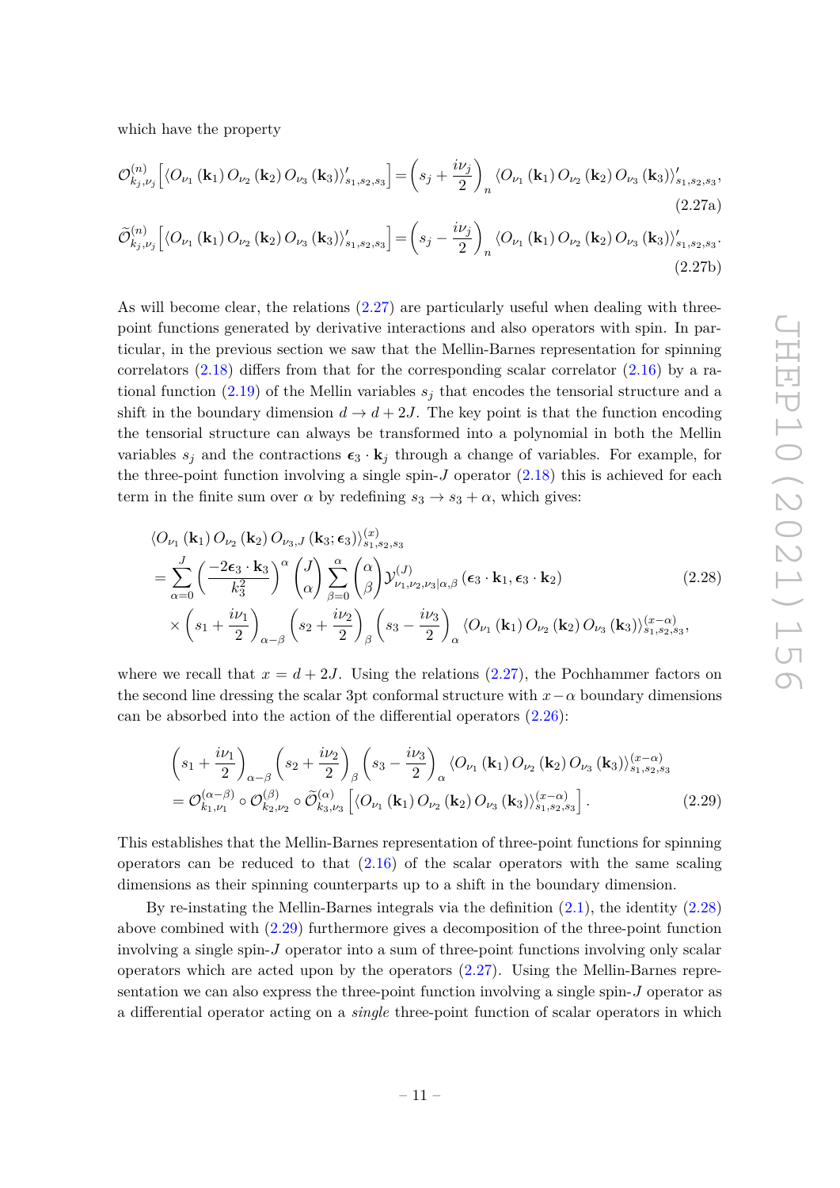which have the property

$$\mathcal{O}^{(n)}_{k_j,\nu_j}\left[\langle O_{\nu_1}(\mathbf{k}_1)\, O_{\nu_2}(\mathbf{k}_2)\, O_{\nu_3}(\mathbf{k}_3)\rangle'_{s_1,s_2,s_3}\right] = \left(s_j + \frac{i\nu_j}{2}\right)_n \langle O_{\nu_1}(\mathbf{k}_1)\, O_{\nu_2}(\mathbf{k}_2)\, O_{\nu_3}(\mathbf{k}_3)\rangle'_{s_1,s_2,s_3}, \tag{2.27a}$$

$$\widetilde{\mathcal{O}}^{(n)}_{k_j,\nu_j}\left[\langle O_{\nu_1}(\mathbf{k}_1)\, O_{\nu_2}(\mathbf{k}_2)\, O_{\nu_3}(\mathbf{k}_3)\rangle'_{s_1,s_2,s_3}\right] = \left(s_j - \frac{i\nu_j}{2}\right)_n \langle O_{\nu_1}(\mathbf{k}_1)\, O_{\nu_2}(\mathbf{k}_2)\, O_{\nu_3}(\mathbf{k}_3)\rangle'_{s_1,s_2,s_3}. \tag{2.27b}$$

As will become clear, the relations (2.27) are particularly useful when dealing with three-point functions generated by derivative interactions and also operators with spin. In particular, in the previous section we saw that the Mellin-Barnes representation for spinning correlators (2.18) differs from that for the corresponding scalar correlator (2.16) by a rational function (2.19) of the Mellin variables $s_j$ that encodes the tensorial structure and a shift in the boundary dimension $d \to d + 2J$. The key point is that the function encoding the tensorial structure can always be transformed into a polynomial in both the Mellin variables $s_j$ and the contractions $\boldsymbol{\epsilon}_3 \cdot \mathbf{k}_j$ through a change of variables. For example, for the three-point function involving a single spin-$J$ operator (2.18) this is achieved for each term in the finite sum over $\alpha$ by redefining $s_3 \to s_3 + \alpha$, which gives:

$$\begin{aligned}
&\langle O_{\nu_1}(\mathbf{k}_1)\, O_{\nu_2}(\mathbf{k}_2)\, O_{\nu_3,J}(\mathbf{k}_3;\boldsymbol{\epsilon}_3)\rangle^{(x)}_{s_1,s_2,s_3} \\
&= \sum_{\alpha=0}^{J}\left(\frac{-2\boldsymbol{\epsilon}_3\cdot\mathbf{k}_3}{k_3^2}\right)^{\alpha}\binom{J}{\alpha}\sum_{\beta=0}^{\alpha}\binom{\alpha}{\beta}\mathcal{Y}^{(J)}_{\nu_1,\nu_2,\nu_3|\alpha,\beta}(\boldsymbol{\epsilon}_3\cdot\mathbf{k}_1,\boldsymbol{\epsilon}_3\cdot\mathbf{k}_2) \\
&\quad\times\left(s_1+\frac{i\nu_1}{2}\right)_{\alpha-\beta}\left(s_2+\frac{i\nu_2}{2}\right)_{\beta}\left(s_3-\frac{i\nu_3}{2}\right)_{\alpha}\langle O_{\nu_1}(\mathbf{k}_1)\, O_{\nu_2}(\mathbf{k}_2)\, O_{\nu_3}(\mathbf{k}_3)\rangle^{(x-\alpha)}_{s_1,s_2,s_3},
\end{aligned} \tag{2.28}$$

where we recall that $x = d + 2J$. Using the relations (2.27), the Pochhammer factors on the second line dressing the scalar 3pt conformal structure with $x-\alpha$ boundary dimensions can be absorbed into the action of the differential operators (2.26):

$$\begin{aligned}
&\left(s_1+\frac{i\nu_1}{2}\right)_{\alpha-\beta}\left(s_2+\frac{i\nu_2}{2}\right)_{\beta}\left(s_3-\frac{i\nu_3}{2}\right)_{\alpha}\langle O_{\nu_1}(\mathbf{k}_1)\, O_{\nu_2}(\mathbf{k}_2)\, O_{\nu_3}(\mathbf{k}_3)\rangle^{(x-\alpha)}_{s_1,s_2,s_3} \\
&= \mathcal{O}^{(\alpha-\beta)}_{k_1,\nu_1}\circ\mathcal{O}^{(\beta)}_{k_2,\nu_2}\circ\widetilde{\mathcal{O}}^{(\alpha)}_{k_3,\nu_3}\left[\langle O_{\nu_1}(\mathbf{k}_1)\, O_{\nu_2}(\mathbf{k}_2)\, O_{\nu_3}(\mathbf{k}_3)\rangle^{(x-\alpha)}_{s_1,s_2,s_3}\right].
\end{aligned} \tag{2.29}$$

This establishes that the Mellin-Barnes representation of three-point functions for spinning operators can be reduced to that (2.16) of the scalar operators with the same scaling dimensions as their spinning counterparts up to a shift in the boundary dimension.

By re-instating the Mellin-Barnes integrals via the definition (2.1), the identity (2.28) above combined with (2.29) furthermore gives a decomposition of the three-point function involving a single spin-$J$ operator into a sum of three-point functions involving only scalar operators which are acted upon by the operators (2.27). Using the Mellin-Barnes representation we can also express the three-point function involving a single spin-$J$ operator as a differential operator acting on a *single* three-point function of scalar operators in which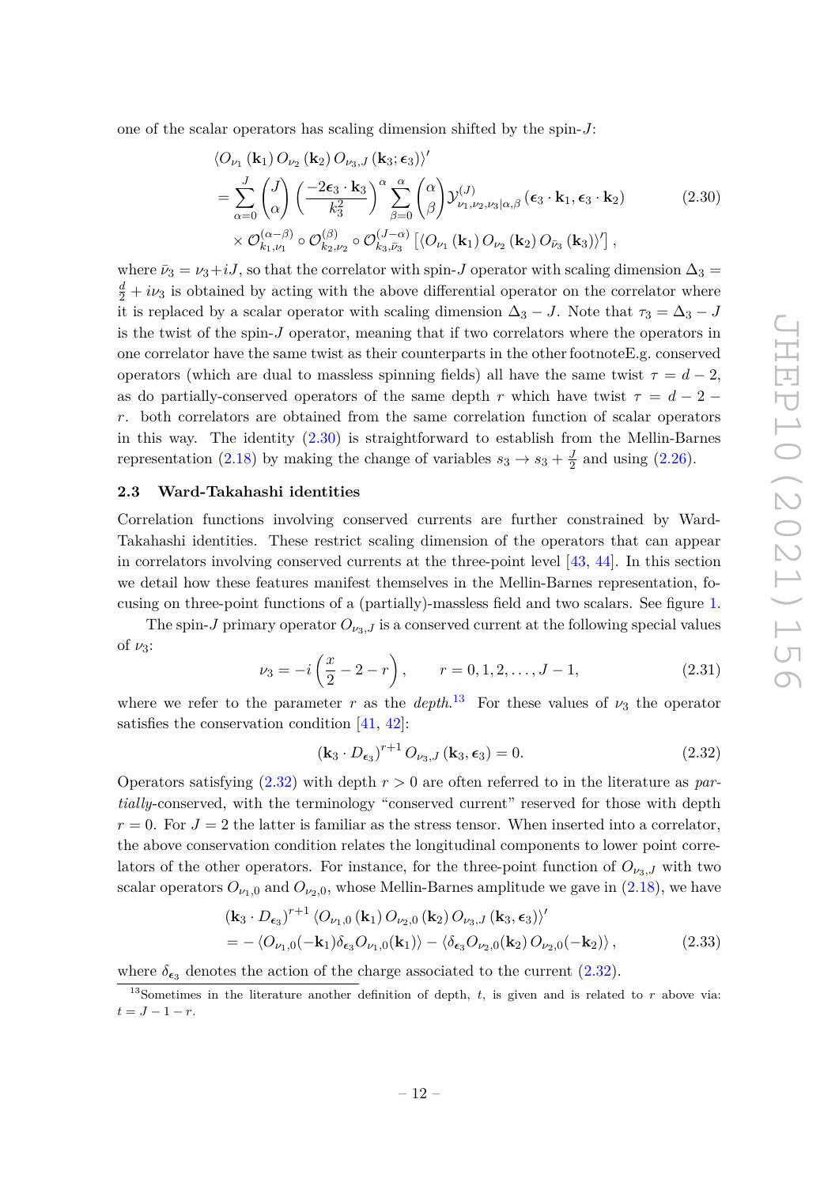one of the scalar operators has scaling dimension shifted by the spin-$J$:

$$\begin{aligned}
&\langle O_{\nu_1}(\mathbf{k}_1)\, O_{\nu_2}(\mathbf{k}_2)\, O_{\nu_3,J}(\mathbf{k}_3;\boldsymbol{\epsilon}_3)\rangle' \\
&= \sum_{\alpha=0}^{J}\binom{J}{\alpha}\left(\frac{-2\boldsymbol{\epsilon}_3\cdot\mathbf{k}_3}{k_3^2}\right)^{\alpha}\sum_{\beta=0}^{\alpha}\binom{\alpha}{\beta}\mathcal{Y}^{(J)}_{\nu_1,\nu_2,\nu_3|\alpha,\beta}\left(\boldsymbol{\epsilon}_3\cdot\mathbf{k}_1,\boldsymbol{\epsilon}_3\cdot\mathbf{k}_2\right) \\
&\quad\times \mathcal{O}^{(\alpha-\beta)}_{k_1,\nu_1}\circ\mathcal{O}^{(\beta)}_{k_2,\nu_2}\circ\mathcal{O}^{(J-\alpha)}_{k_3,\bar{\nu}_3}\left[\langle O_{\nu_1}(\mathbf{k}_1)\, O_{\nu_2}(\mathbf{k}_2)\, O_{\bar{\nu}_3}(\mathbf{k}_3)\rangle'\right],
\end{aligned} \tag{2.30}$$

where $\bar{\nu}_3 = \nu_3 + iJ$, so that the correlator with spin-$J$ operator with scaling dimension $\Delta_3 = \frac{d}{2} + i\nu_3$ is obtained by acting with the above differential operator on the correlator where it is replaced by a scalar operator with scaling dimension $\Delta_3 - J$. Note that $\tau_3 = \Delta_3 - J$ is the twist of the spin-$J$ operator, meaning that if two correlators where the operators in one correlator have the same twist as their counterparts in the other footnoteE.g. conserved operators (which are dual to massless spinning fields) all have the same twist $\tau = d-2$, as do partially-conserved operators of the same depth $r$ which have twist $\tau = d-2-r$. both correlators are obtained from the same correlation function of scalar operators in this way. The identity (2.30) is straightforward to establish from the Mellin-Barnes representation (2.18) by making the change of variables $s_3 \to s_3 + \frac{J}{2}$ and using (2.26).

## 2.3 Ward-Takahashi identities

Correlation functions involving conserved currents are further constrained by Ward-Takahashi identities. These restrict scaling dimension of the operators that can appear in correlators involving conserved currents at the three-point level [43, 44]. In this section we detail how these features manifest themselves in the Mellin-Barnes representation, focusing on three-point functions of a (partially)-massless field and two scalars. See figure 1.

The spin-$J$ primary operator $O_{\nu_3,J}$ is a conserved current at the following special values of $\nu_3$:

$$\nu_3 = -i\left(\frac{x}{2} - 2 - r\right), \qquad r = 0, 1, 2, \ldots, J-1, \tag{2.31}$$

where we refer to the parameter $r$ as the *depth*.[13] For these values of $\nu_3$ the operator satisfies the conservation condition [41, 42]:

$$\left(\mathbf{k}_3 \cdot D_{\boldsymbol{\epsilon}_3}\right)^{r+1} O_{\nu_3,J}(\mathbf{k}_3, \boldsymbol{\epsilon}_3) = 0. \tag{2.32}$$

Operators satisfying (2.32) with depth $r > 0$ are often referred to in the literature as *partially*-conserved, with the terminology "conserved current" reserved for those with depth $r = 0$. For $J = 2$ the latter is familiar as the stress tensor. When inserted into a correlator, the above conservation condition relates the longitudinal components to lower point correlators of the other operators. For instance, for the three-point function of $O_{\nu_3,J}$ with two scalar operators $O_{\nu_1,0}$ and $O_{\nu_2,0}$, whose Mellin-Barnes amplitude we gave in (2.18), we have

$$\begin{aligned}
&\left(\mathbf{k}_3 \cdot D_{\boldsymbol{\epsilon}_3}\right)^{r+1}\langle O_{\nu_1,0}(\mathbf{k}_1)\, O_{\nu_2,0}(\mathbf{k}_2)\, O_{\nu_3,J}(\mathbf{k}_3,\boldsymbol{\epsilon}_3)\rangle' \\
&= -\langle O_{\nu_1,0}(-\mathbf{k}_1)\delta_{\boldsymbol{\epsilon}_3} O_{\nu_1,0}(\mathbf{k}_1)\rangle - \langle \delta_{\boldsymbol{\epsilon}_3} O_{\nu_2,0}(\mathbf{k}_2)\, O_{\nu_2,0}(-\mathbf{k}_2)\rangle,
\end{aligned} \tag{2.33}$$

where $\delta_{\boldsymbol{\epsilon}_3}$ denotes the action of the charge associated to the current (2.32).

[13] Sometimes in the literature another definition of depth, $t$, is given and is related to $r$ above via: $t = J - 1 - r$.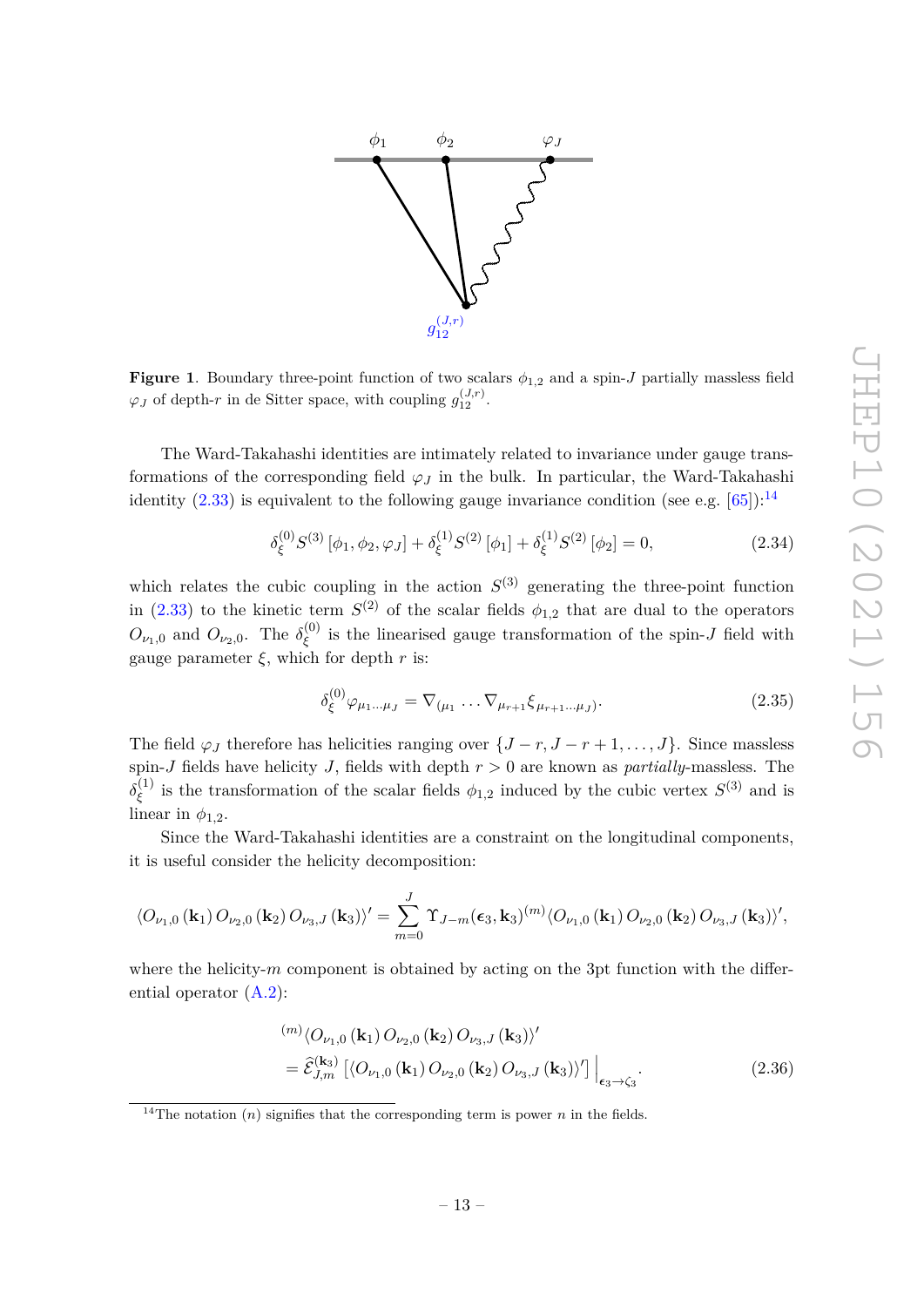**Figure 1**. Boundary three-point function of two scalars $\phi_{1,2}$ and a spin-$J$ partially massless field $\varphi_J$ of depth-$r$ in de Sitter space, with coupling $g_{12}^{(J,r)}$.

The Ward-Takahashi identities are intimately related to invariance under gauge transformations of the corresponding field $\varphi_J$ in the bulk. In particular, the Ward-Takahashi identity (2.33) is equivalent to the following gauge invariance condition (see e.g. [65]):[14]

$$\delta_\xi^{(0)} S^{(3)} \left[\phi_1, \phi_2, \varphi_J\right] + \delta_\xi^{(1)} S^{(2)} \left[\phi_1\right] + \delta_\xi^{(1)} S^{(2)} \left[\phi_2\right] = 0, \tag{2.34}$$

which relates the cubic coupling in the action $S^{(3)}$ generating the three-point function in (2.33) to the kinetic term $S^{(2)}$ of the scalar fields $\phi_{1,2}$ that are dual to the operators $O_{\nu_1,0}$ and $O_{\nu_2,0}$. The $\delta_\xi^{(0)}$ is the linearised gauge transformation of the spin-$J$ field with gauge parameter $\xi$, which for depth $r$ is:

$$\delta_\xi^{(0)} \varphi_{\mu_1 \ldots \mu_J} = \nabla_{(\mu_1} \ldots \nabla_{\mu_{r+1}} \xi_{\mu_{r+1} \ldots \mu_J)}. \tag{2.35}$$

The field $\varphi_J$ therefore has helicities ranging over $\{J-r, J-r+1, \ldots, J\}$. Since massless spin-$J$ fields have helicity $J$, fields with depth $r > 0$ are known as *partially*-massless. The $\delta_\xi^{(1)}$ is the transformation of the scalar fields $\phi_{1,2}$ induced by the cubic vertex $S^{(3)}$ and is linear in $\phi_{1,2}$.

Since the Ward-Takahashi identities are a constraint on the longitudinal components, it is useful consider the helicity decomposition:

$$\langle O_{\nu_1,0}\left(\mathbf{k}_1\right) O_{\nu_2,0}\left(\mathbf{k}_2\right) O_{\nu_3,J}\left(\mathbf{k}_3\right)\rangle' = \sum_{m=0}^{J} \Upsilon_{J-m}(\boldsymbol{\epsilon}_3, \mathbf{k}_3)^{(m)}\langle O_{\nu_1,0}\left(\mathbf{k}_1\right) O_{\nu_2,0}\left(\mathbf{k}_2\right) O_{\nu_3,J}\left(\mathbf{k}_3\right)\rangle',$$

where the helicity-$m$ component is obtained by acting on the 3pt function with the differential operator (A.2):

$$\begin{aligned} &{}^{(m)}\langle O_{\nu_1,0}\left(\mathbf{k}_1\right) O_{\nu_2,0}\left(\mathbf{k}_2\right) O_{\nu_3,J}\left(\mathbf{k}_3\right)\rangle' \\ &= \widehat{\mathcal{E}}_{J,m}^{(\mathbf{k}_3)} \left[\langle O_{\nu_1,0}\left(\mathbf{k}_1\right) O_{\nu_2,0}\left(\mathbf{k}_2\right) O_{\nu_3,J}\left(\mathbf{k}_3\right)\rangle'\right] \Big|_{\boldsymbol{\epsilon}_3 \to \zeta_3}. \end{aligned} \tag{2.36}$$

[14] The notation $(n)$ signifies that the corresponding term is power $n$ in the fields.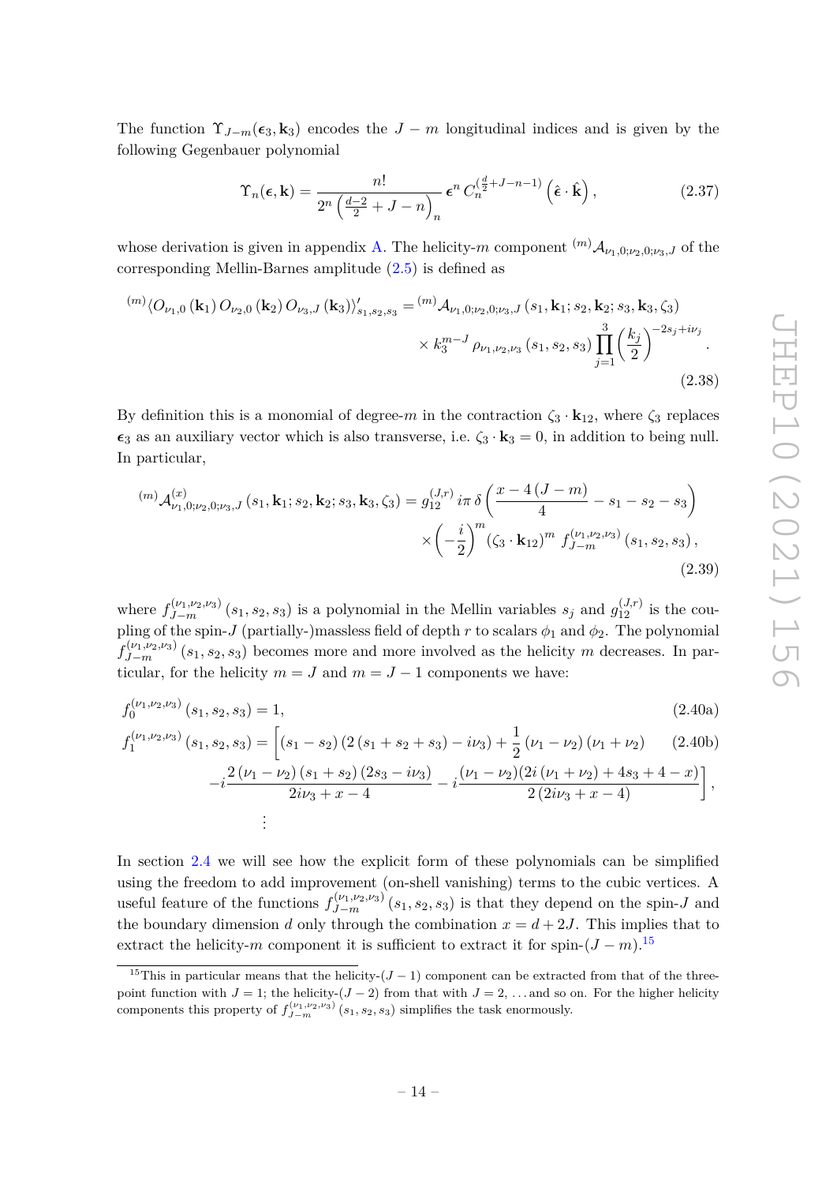The function $\Upsilon_{J-m}(\boldsymbol{\epsilon}_3, \mathbf{k}_3)$ encodes the $J-m$ longitudinal indices and is given by the following Gegenbauer polynomial

$$\Upsilon_n(\boldsymbol{\epsilon}, \mathbf{k}) = \frac{n!}{2^n \left(\frac{d-2}{2} + J - n\right)_n} \, \boldsymbol{\epsilon}^n \, C_n^{\left(\frac{d}{2}+J-n-1\right)} \left(\hat{\boldsymbol{\epsilon}} \cdot \hat{\mathbf{k}}\right), \tag{2.37}$$

whose derivation is given in appendix A. The helicity-$m$ component ${}^{(m)}\mathcal{A}_{\nu_1,0;\nu_2,0;\nu_3,J}$ of the corresponding Mellin-Barnes amplitude (2.5) is defined as

$$\begin{aligned}{}^{(m)}\langle O_{\nu_1,0}\left(\mathbf{k}_1\right) O_{\nu_2,0}\left(\mathbf{k}_2\right) O_{\nu_3,J}\left(\mathbf{k}_3\right)\rangle'_{s_1,s_2,s_3} = {}^{(m)}&\mathcal{A}_{\nu_1,0;\nu_2,0;\nu_3,J}\left(s_1, \mathbf{k}_1; s_2, \mathbf{k}_2; s_3, \mathbf{k}_3, \zeta_3\right) \\ &\times k_3^{m-J}\, \rho_{\nu_1,\nu_2,\nu_3}\left(s_1, s_2, s_3\right) \prod_{j=1}^{3} \left(\frac{k_j}{2}\right)^{-2s_j + i\nu_j}.\end{aligned} \tag{2.38}$$

By definition this is a monomial of degree-$m$ in the contraction $\zeta_3 \cdot \mathbf{k}_{12}$, where $\zeta_3$ replaces $\boldsymbol{\epsilon}_3$ as an auxiliary vector which is also transverse, i.e. $\zeta_3 \cdot \mathbf{k}_3 = 0$, in addition to being null. In particular,

$$\begin{aligned}{}^{(m)}\mathcal{A}^{(x)}_{\nu_1,0;\nu_2,0;\nu_3,J}\left(s_1, \mathbf{k}_1; s_2, \mathbf{k}_2; s_3, \mathbf{k}_3, \zeta_3\right) = g_{12}^{(J,r)}\, i\pi\, \delta&\left(\frac{x - 4\left(J-m\right)}{4} - s_1 - s_2 - s_3\right) \\ \times &\left(-\frac{i}{2}\right)^m \left(\zeta_3 \cdot \mathbf{k}_{12}\right)^m f_{J-m}^{(\nu_1,\nu_2,\nu_3)}\left(s_1, s_2, s_3\right),\end{aligned} \tag{2.39}$$

where $f_{J-m}^{(\nu_1,\nu_2,\nu_3)}\left(s_1, s_2, s_3\right)$ is a polynomial in the Mellin variables $s_j$ and $g_{12}^{(J,r)}$ is the coupling of the spin-$J$ (partially-)massless field of depth $r$ to scalars $\phi_1$ and $\phi_2$. The polynomial $f_{J-m}^{(\nu_1,\nu_2,\nu_3)}\left(s_1, s_2, s_3\right)$ becomes more and more involved as the helicity $m$ decreases. In particular, for the helicity $m = J$ and $m = J-1$ components we have:

$$f_0^{(\nu_1,\nu_2,\nu_3)}\left(s_1, s_2, s_3\right) = 1, \tag{2.40a}$$

$$\begin{aligned}f_1^{(\nu_1,\nu_2,\nu_3)}\left(s_1, s_2, s_3\right) = \Bigg[&\left(s_1 - s_2\right)\left(2\left(s_1 + s_2 + s_3\right) - i\nu_3\right) + \frac{1}{2}\left(\nu_1 - \nu_2\right)\left(\nu_1 + \nu_2\right) \\ &- i\frac{2\left(\nu_1 - \nu_2\right)\left(s_1 + s_2\right)\left(2s_3 - i\nu_3\right)}{2i\nu_3 + x - 4} - i\frac{\left(\nu_1 - \nu_2\right)\left(2i\left(\nu_1 + \nu_2\right) + 4s_3 + 4 - x\right)}{2\left(2i\nu_3 + x - 4\right)}\Bigg],\end{aligned} \tag{2.40b}$$

$$\vdots$$

In section 2.4 we will see how the explicit form of these polynomials can be simplified using the freedom to add improvement (on-shell vanishing) terms to the cubic vertices. A useful feature of the functions $f_{J-m}^{(\nu_1,\nu_2,\nu_3)}\left(s_1, s_2, s_3\right)$ is that they depend on the spin-$J$ and the boundary dimension $d$ only through the combination $x = d + 2J$. This implies that to extract the helicity-$m$ component it is sufficient to extract it for spin-$(J-m)$.[15]

---

[15] This in particular means that the helicity-$(J-1)$ component can be extracted from that of the three-point function with $J = 1$; the helicity-$(J-2)$ from that with $J = 2$, ... and so on. For the higher helicity components this property of $f_{J-m}^{(\nu_1,\nu_2,\nu_3)}\left(s_1, s_2, s_3\right)$ simplifies the task enormously.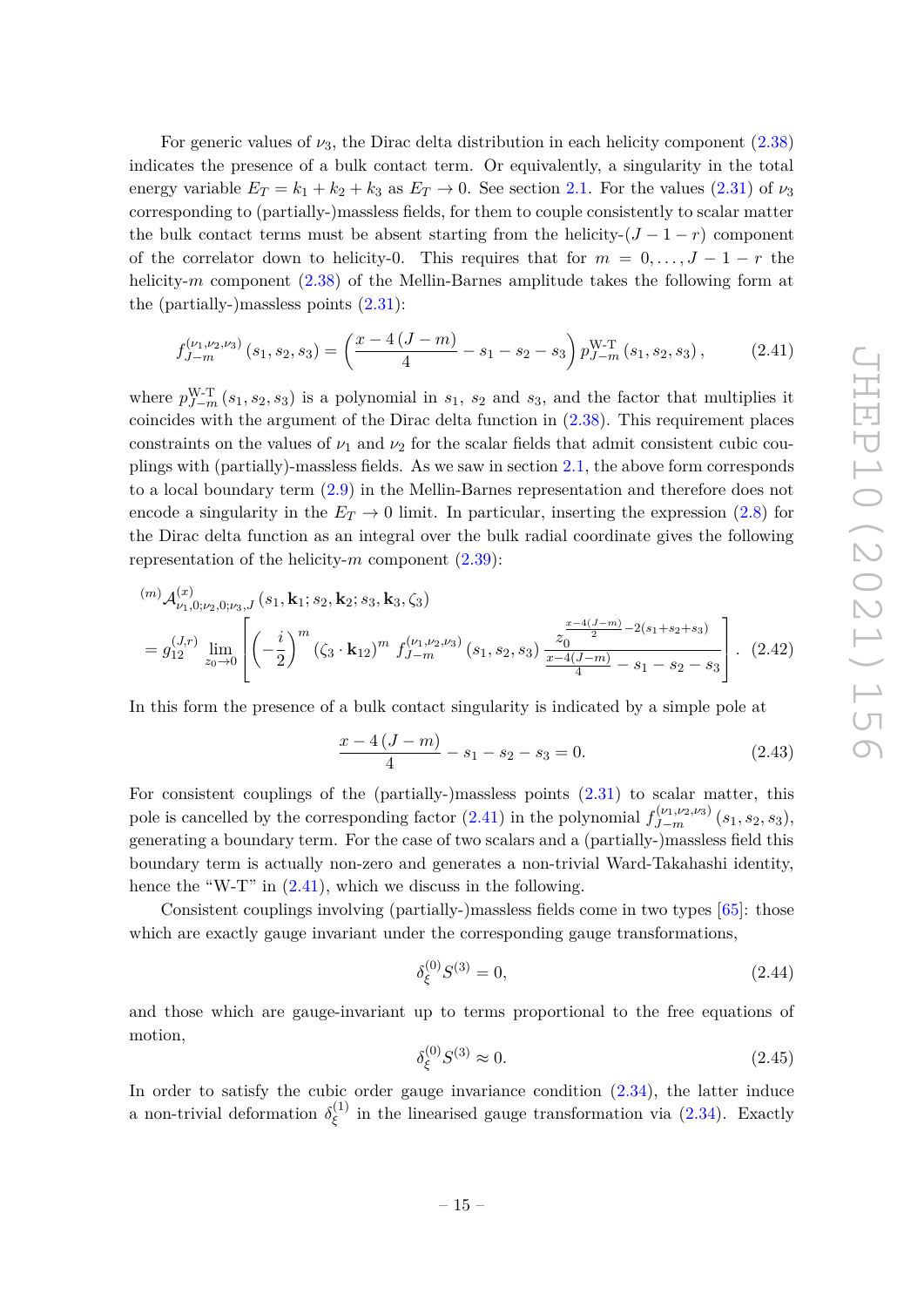For generic values of $\nu_3$, the Dirac delta distribution in each helicity component (2.38) indicates the presence of a bulk contact term. Or equivalently, a singularity in the total energy variable $E_T = k_1 + k_2 + k_3$ as $E_T \to 0$. See section 2.1. For the values (2.31) of $\nu_3$ corresponding to (partially-)massless fields, for them to couple consistently to scalar matter the bulk contact terms must be absent starting from the helicity-$(J-1-r)$ component of the correlator down to helicity-0. This requires that for $m = 0, \ldots, J-1-r$ the helicity-$m$ component (2.38) of the Mellin-Barnes amplitude takes the following form at the (partially-)massless points (2.31):

$$f^{(\nu_1,\nu_2,\nu_3)}_{J-m}(s_1,s_2,s_3) = \left(\frac{x-4\,(J-m)}{4} - s_1 - s_2 - s_3\right) p^{\text{W-T}}_{J-m}(s_1,s_2,s_3)\,, \tag{2.41}$$

where $p^{\text{W-T}}_{J-m}(s_1,s_2,s_3)$ is a polynomial in $s_1$, $s_2$ and $s_3$, and the factor that multiplies it coincides with the argument of the Dirac delta function in (2.38). This requirement places constraints on the values of $\nu_1$ and $\nu_2$ for the scalar fields that admit consistent cubic couplings with (partially)-massless fields. As we saw in section 2.1, the above form corresponds to a local boundary term (2.9) in the Mellin-Barnes representation and therefore does not encode a singularity in the $E_T \to 0$ limit. In particular, inserting the expression (2.8) for the Dirac delta function as an integral over the bulk radial coordinate gives the following representation of the helicity-$m$ component (2.39):

$$\begin{aligned}
&{}^{(m)}\mathcal{A}^{(x)}_{\nu_1,0;\nu_2,0;\nu_3,J}(s_1,\mathbf{k}_1;s_2,\mathbf{k}_2;s_3,\mathbf{k}_3,\zeta_3) \\
&= g^{(J,r)}_{12} \lim_{z_0\to 0}\left[\left(-\frac{i}{2}\right)^m (\zeta_3\cdot\mathbf{k}_{12})^m\, f^{(\nu_1,\nu_2,\nu_3)}_{J-m}(s_1,s_2,s_3)\,\frac{z_0^{\frac{x-4(J-m)}{2}-2(s_1+s_2+s_3)}}{\frac{x-4(J-m)}{4}-s_1-s_2-s_3}\right].
\end{aligned} \tag{2.42}$$

In this form the presence of a bulk contact singularity is indicated by a simple pole at

$$\frac{x-4\,(J-m)}{4} - s_1 - s_2 - s_3 = 0. \tag{2.43}$$

For consistent couplings of the (partially-)massless points (2.31) to scalar matter, this pole is cancelled by the corresponding factor (2.41) in the polynomial $f^{(\nu_1,\nu_2,\nu_3)}_{J-m}(s_1,s_2,s_3)$, generating a boundary term. For the case of two scalars and a (partially-)massless field this boundary term is actually non-zero and generates a non-trivial Ward-Takahashi identity, hence the "W-T" in (2.41), which we discuss in the following.

Consistent couplings involving (partially-)massless fields come in two types [65]: those which are exactly gauge invariant under the corresponding gauge transformations,

$$\delta^{(0)}_\xi S^{(3)} = 0, \tag{2.44}$$

and those which are gauge-invariant up to terms proportional to the free equations of motion,

$$\delta^{(0)}_\xi S^{(3)} \approx 0. \tag{2.45}$$

In order to satisfy the cubic order gauge invariance condition (2.34), the latter induce a non-trivial deformation $\delta^{(1)}_\xi$ in the linearised gauge transformation via (2.34). Exactly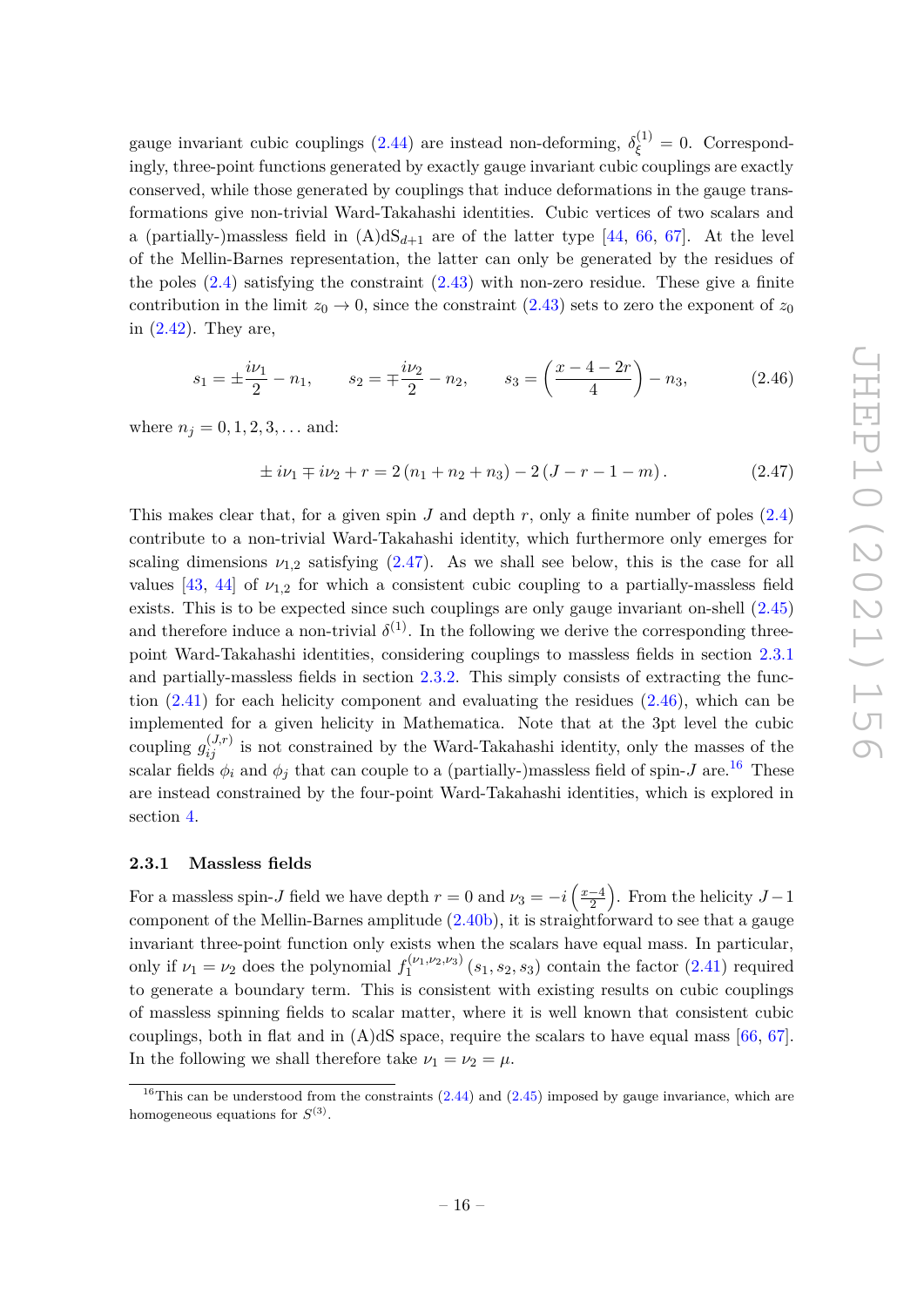gauge invariant cubic couplings (2.44) are instead non-deforming, $\delta^{(1)}_{\xi} = 0$. Correspondingly, three-point functions generated by exactly gauge invariant cubic couplings are exactly conserved, while those generated by couplings that induce deformations in the gauge transformations give non-trivial Ward-Takahashi identities. Cubic vertices of two scalars and a (partially-)massless field in (A)dS$_{d+1}$ are of the latter type [44, 66, 67]. At the level of the Mellin-Barnes representation, the latter can only be generated by the residues of the poles (2.4) satisfying the constraint (2.43) with non-zero residue. These give a finite contribution in the limit $z_0 \to 0$, since the constraint (2.43) sets to zero the exponent of $z_0$ in (2.42). They are,

$$s_1 = \pm\frac{i\nu_1}{2} - n_1, \qquad s_2 = \mp\frac{i\nu_2}{2} - n_2, \qquad s_3 = \left(\frac{x-4-2r}{4}\right) - n_3, \tag{2.46}$$

where $n_j = 0, 1, 2, 3, \dots$ and:

$$\pm\, i\nu_1 \mp i\nu_2 + r = 2\left(n_1 + n_2 + n_3\right) - 2\left(J - r - 1 - m\right). \tag{2.47}$$

This makes clear that, for a given spin $J$ and depth $r$, only a finite number of poles (2.4) contribute to a non-trivial Ward-Takahashi identity, which furthermore only emerges for scaling dimensions $\nu_{1,2}$ satisfying (2.47). As we shall see below, this is the case for all values [43, 44] of $\nu_{1,2}$ for which a consistent cubic coupling to a partially-massless field exists. This is to be expected since such couplings are only gauge invariant on-shell (2.45) and therefore induce a non-trivial $\delta^{(1)}$. In the following we derive the corresponding three-point Ward-Takahashi identities, considering couplings to massless fields in section 2.3.1 and partially-massless fields in section 2.3.2. This simply consists of extracting the function (2.41) for each helicity component and evaluating the residues (2.46), which can be implemented for a given helicity in Mathematica. Note that at the 3pt level the cubic coupling $g^{(J,r)}_{ij}$ is not constrained by the Ward-Takahashi identity, only the masses of the scalar fields $\phi_i$ and $\phi_j$ that can couple to a (partially-)massless field of spin-$J$ are.[16] These are instead constrained by the four-point Ward-Takahashi identities, which is explored in section 4.

### 2.3.1 Massless fields

For a massless spin-$J$ field we have depth $r = 0$ and $\nu_3 = -i\left(\frac{x-4}{2}\right)$. From the helicity $J-1$ component of the Mellin-Barnes amplitude (2.40b), it is straightforward to see that a gauge invariant three-point function only exists when the scalars have equal mass. In particular, only if $\nu_1 = \nu_2$ does the polynomial $f^{(\nu_1,\nu_2,\nu_3)}_1(s_1, s_2, s_3)$ contain the factor (2.41) required to generate a boundary term. This is consistent with existing results on cubic couplings of massless spinning fields to scalar matter, where it is well known that consistent cubic couplings, both in flat and in (A)dS space, require the scalars to have equal mass [66, 67]. In the following we shall therefore take $\nu_1 = \nu_2 = \mu$.

[16] This can be understood from the constraints (2.44) and (2.45) imposed by gauge invariance, which are homogeneous equations for $S^{(3)}$.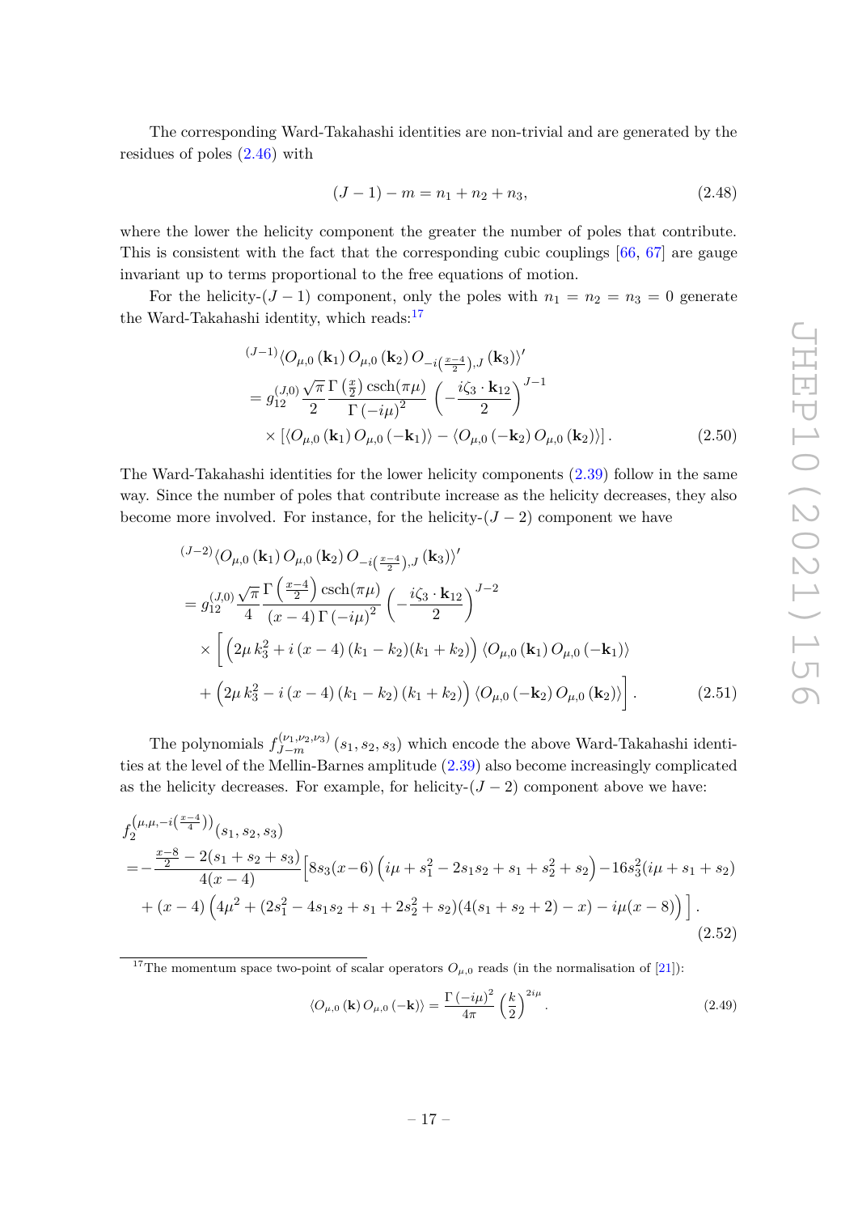The corresponding Ward-Takahashi identities are non-trivial and are generated by the residues of poles (2.46) with

$$(J-1)-m = n_1+n_2+n_3, \tag{2.48}$$

where the lower the helicity component the greater the number of poles that contribute. This is consistent with the fact that the corresponding cubic couplings [66, 67] are gauge invariant up to terms proportional to the free equations of motion.

For the helicity-$(J-1)$ component, only the poles with $n_1=n_2=n_3=0$ generate the Ward-Takahashi identity, which reads:[17]

$$\begin{aligned}
&{}^{(J-1)}\langle O_{\mu,0}(\mathbf{k}_1)\, O_{\mu,0}(\mathbf{k}_2)\, O_{-i\left(\frac{x-4}{2}\right),J}(\mathbf{k}_3)\rangle' \\
&= g_{12}^{(J,0)}\frac{\sqrt{\pi}}{2}\frac{\Gamma\left(\frac{x}{2}\right)\operatorname{csch}(\pi\mu)}{\Gamma(-i\mu)^2}\left(-\frac{i\zeta_3\cdot\mathbf{k}_{12}}{2}\right)^{J-1} \\
&\quad\times\left[\langle O_{\mu,0}(\mathbf{k}_1)\, O_{\mu,0}(-\mathbf{k}_1)\rangle - \langle O_{\mu,0}(-\mathbf{k}_2)\, O_{\mu,0}(\mathbf{k}_2)\rangle\right].
\end{aligned} \tag{2.50}$$

The Ward-Takahashi identities for the lower helicity components (2.39) follow in the same way. Since the number of poles that contribute increase as the helicity decreases, they also become more involved. For instance, for the helicity-$(J-2)$ component we have

$$\begin{aligned}
&{}^{(J-2)}\langle O_{\mu,0}(\mathbf{k}_1)\, O_{\mu,0}(\mathbf{k}_2)\, O_{-i\left(\frac{x-4}{2}\right),J}(\mathbf{k}_3)\rangle' \\
&= g_{12}^{(J,0)}\frac{\sqrt{\pi}}{4}\frac{\Gamma\left(\frac{x-4}{2}\right)\operatorname{csch}(\pi\mu)}{(x-4)\,\Gamma(-i\mu)^2}\left(-\frac{i\zeta_3\cdot\mathbf{k}_{12}}{2}\right)^{J-2} \\
&\quad\times\bigg[\Big(2\mu\, k_3^2 + i\,(x-4)\,(k_1-k_2)(k_1+k_2)\Big)\,\langle O_{\mu,0}(\mathbf{k}_1)\, O_{\mu,0}(-\mathbf{k}_1)\rangle \\
&\quad+\Big(2\mu\, k_3^2 - i\,(x-4)\,(k_1-k_2)\,(k_1+k_2)\Big)\,\langle O_{\mu,0}(-\mathbf{k}_2)\, O_{\mu,0}(\mathbf{k}_2)\rangle\bigg].
\end{aligned} \tag{2.51}$$

The polynomials $f_{J-m}^{(\nu_1,\nu_2,\nu_3)}(s_1,s_2,s_3)$ which encode the above Ward-Takahashi identities at the level of the Mellin-Barnes amplitude (2.39) also become increasingly complicated as the helicity decreases. For example, for helicity-$(J-2)$ component above we have:

$$\begin{aligned}
&f_2^{\left(\mu,\mu,-i\left(\frac{x-4}{4}\right)\right)}(s_1,s_2,s_3) \\
&=-\frac{\frac{x-8}{2}-2(s_1+s_2+s_3)}{4(x-4)}\Big[8s_3(x-6)\left(i\mu+s_1^2-2s_1s_2+s_1+s_2^2+s_2\right)-16s_3^2(i\mu+s_1+s_2) \\
&\quad+(x-4)\left(4\mu^2+(2s_1^2-4s_1s_2+s_1+2s_2^2+s_2)(4(s_1+s_2+2)-x)-i\mu(x-8)\right)\Big].
\end{aligned} \tag{2.52}$$

---

[17] The momentum space two-point of scalar operators $O_{\mu,0}$ reads (in the normalisation of [21]):

$$\langle O_{\mu,0}(\mathbf{k})\, O_{\mu,0}(-\mathbf{k})\rangle = \frac{\Gamma(-i\mu)^2}{4\pi}\left(\frac{k}{2}\right)^{2i\mu}. \tag{2.49}$$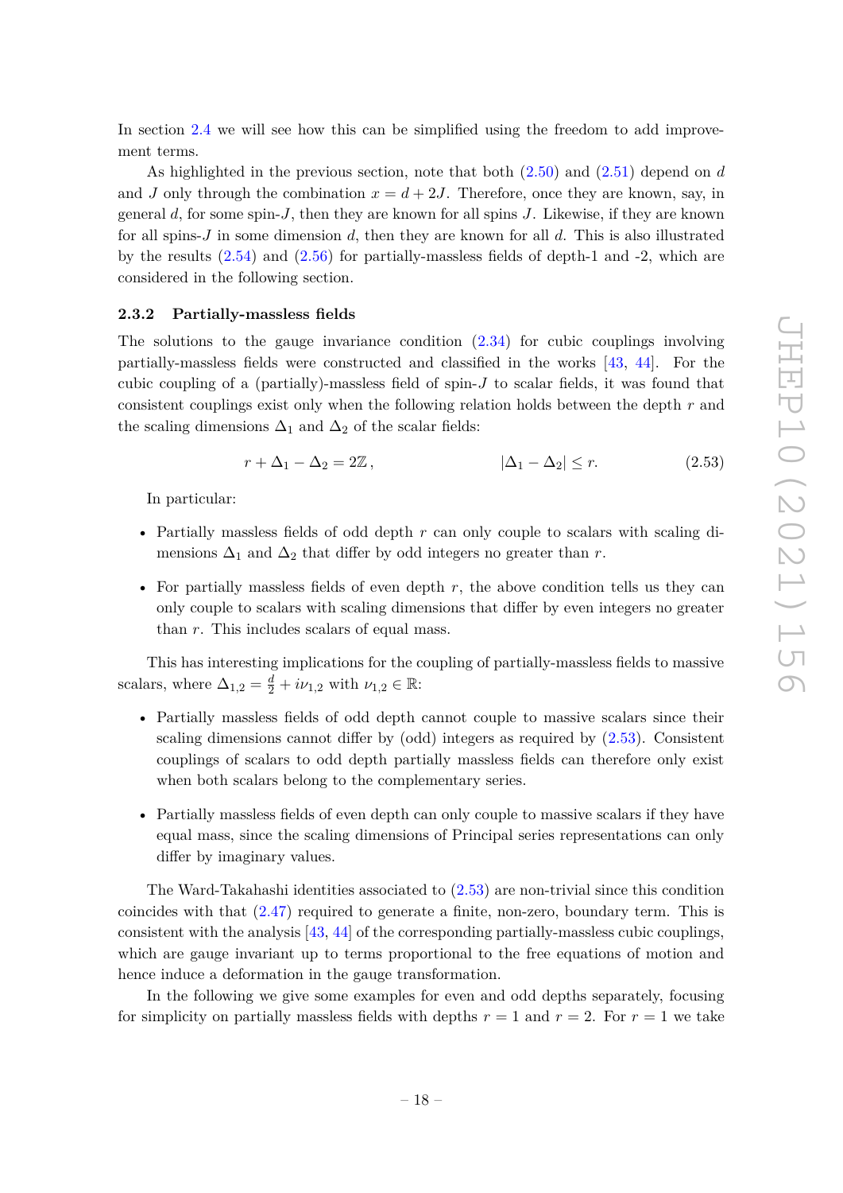In section 2.4 we will see how this can be simplified using the freedom to add improvement terms.

As highlighted in the previous section, note that both (2.50) and (2.51) depend on $d$ and $J$ only through the combination $x = d + 2J$. Therefore, once they are known, say, in general $d$, for some spin-$J$, then they are known for all spins $J$. Likewise, if they are known for all spins-$J$ in some dimension $d$, then they are known for all $d$. This is also illustrated by the results (2.54) and (2.56) for partially-massless fields of depth-1 and -2, which are considered in the following section.

### 2.3.2 Partially-massless fields

The solutions to the gauge invariance condition (2.34) for cubic couplings involving partially-massless fields were constructed and classified in the works [43, 44]. For the cubic coupling of a (partially)-massless field of spin-$J$ to scalar fields, it was found that consistent couplings exist only when the following relation holds between the depth $r$ and the scaling dimensions $\Delta_1$ and $\Delta_2$ of the scalar fields:

$$r + \Delta_1 - \Delta_2 = 2\mathbb{Z}\,, \qquad\qquad |\Delta_1 - \Delta_2| \leq r. \tag{2.53}$$

In particular:

- Partially massless fields of odd depth $r$ can only couple to scalars with scaling dimensions $\Delta_1$ and $\Delta_2$ that differ by odd integers no greater than $r$.
- For partially massless fields of even depth $r$, the above condition tells us they can only couple to scalars with scaling dimensions that differ by even integers no greater than $r$. This includes scalars of equal mass.

This has interesting implications for the coupling of partially-massless fields to massive scalars, where $\Delta_{1,2} = \frac{d}{2} + i\nu_{1,2}$ with $\nu_{1,2} \in \mathbb{R}$:

- Partially massless fields of odd depth cannot couple to massive scalars since their scaling dimensions cannot differ by (odd) integers as required by (2.53). Consistent couplings of scalars to odd depth partially massless fields can therefore only exist when both scalars belong to the complementary series.
- Partially massless fields of even depth can only couple to massive scalars if they have equal mass, since the scaling dimensions of Principal series representations can only differ by imaginary values.

The Ward-Takahashi identities associated to (2.53) are non-trivial since this condition coincides with that (2.47) required to generate a finite, non-zero, boundary term. This is consistent with the analysis [43, 44] of the corresponding partially-massless cubic couplings, which are gauge invariant up to terms proportional to the free equations of motion and hence induce a deformation in the gauge transformation.

In the following we give some examples for even and odd depths separately, focusing for simplicity on partially massless fields with depths $r = 1$ and $r = 2$. For $r = 1$ we take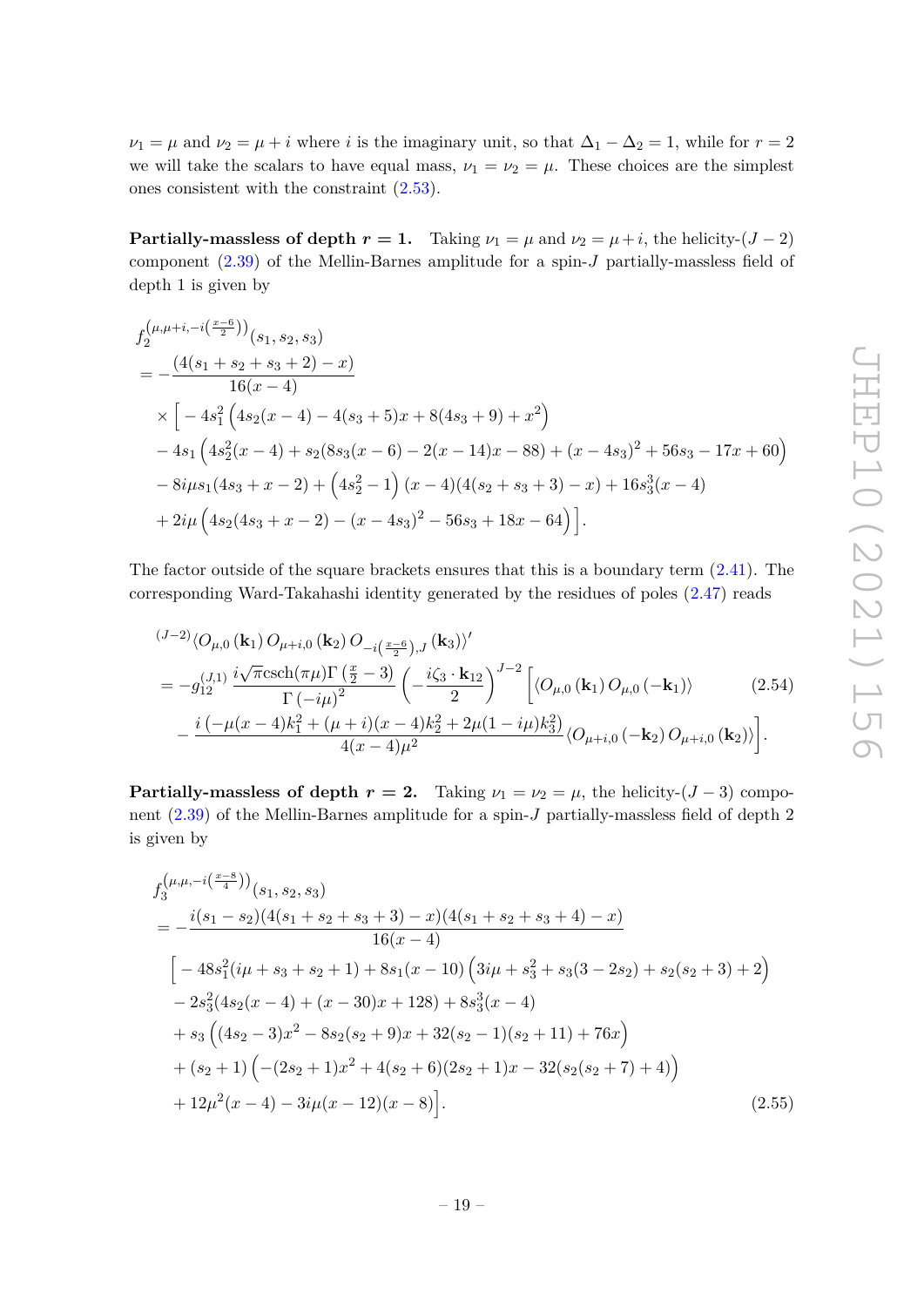$\nu_1 = \mu$ and $\nu_2 = \mu + i$ where $i$ is the imaginary unit, so that $\Delta_1 - \Delta_2 = 1$, while for $r = 2$ we will take the scalars to have equal mass, $\nu_1 = \nu_2 = \mu$. These choices are the simplest ones consistent with the constraint (2.53).

**Partially-massless of depth $r = 1$.** Taking $\nu_1 = \mu$ and $\nu_2 = \mu + i$, the helicity-$(J-2)$ component (2.39) of the Mellin-Barnes amplitude for a spin-$J$ partially-massless field of depth 1 is given by

$$
\begin{aligned}
&f_2^{\left(\mu,\mu+i,-i\left(\frac{x-6}{2}\right)\right)}(s_1,s_2,s_3)\\
&= -\frac{(4(s_1+s_2+s_3+2)-x)}{16(x-4)}\\
&\quad\times\Big[-4s_1^2\left(4s_2(x-4)-4(s_3+5)x+8(4s_3+9)+x^2\right)\\
&\quad -4s_1\left(4s_2^2(x-4)+s_2(8s_3(x-6)-2(x-14)x-88)+(x-4s_3)^2+56s_3-17x+60\right)\\
&\quad -8i\mu s_1(4s_3+x-2)+\left(4s_2^2-1\right)(x-4)(4(s_2+s_3+3)-x)+16s_3^3(x-4)\\
&\quad +2i\mu\left(4s_2(4s_3+x-2)-(x-4s_3)^2-56s_3+18x-64\right)\Big].
\end{aligned}
$$

The factor outside of the square brackets ensures that this is a boundary term (2.41). The corresponding Ward-Takahashi identity generated by the residues of poles (2.47) reads

$$
\begin{aligned}
&{}^{(J-2)}\langle O_{\mu,0}(\mathbf{k}_1)\,O_{\mu+i,0}(\mathbf{k}_2)\,O_{-i\left(\frac{x-6}{2}\right),J}(\mathbf{k}_3)\rangle'\\
&= -g_{12}^{(J,1)}\,\frac{i\sqrt{\pi}\operatorname{csch}(\pi\mu)\Gamma\left(\frac{x}{2}-3\right)}{\Gamma(-i\mu)^2}\left(-\frac{i\zeta_3\cdot\mathbf{k}_{12}}{2}\right)^{J-2}\Big[\langle O_{\mu,0}(\mathbf{k}_1)\,O_{\mu,0}(-\mathbf{k}_1)\rangle \\
&\quad -\frac{i\left(-\mu(x-4)k_1^2+(\mu+i)(x-4)k_2^2+2\mu(1-i\mu)k_3^2\right)}{4(x-4)\mu^2}\langle O_{\mu+i,0}(-\mathbf{k}_2)\,O_{\mu+i,0}(\mathbf{k}_2)\rangle\Big].
\end{aligned}
\tag{2.54}
$$

**Partially-massless of depth $r = 2$.** Taking $\nu_1 = \nu_2 = \mu$, the helicity-$(J-3)$ component (2.39) of the Mellin-Barnes amplitude for a spin-$J$ partially-massless field of depth 2 is given by

$$
\begin{aligned}
&f_3^{\left(\mu,\mu,-i\left(\frac{x-8}{4}\right)\right)}(s_1,s_2,s_3)\\
&= -\frac{i(s_1-s_2)(4(s_1+s_2+s_3+3)-x)(4(s_1+s_2+s_3+4)-x)}{16(x-4)}\\
&\quad\Big[-48s_1^2(i\mu+s_3+s_2+1)+8s_1(x-10)\left(3i\mu+s_3^2+s_3(3-2s_2)+s_2(s_2+3)+2\right)\\
&\quad -2s_3^2(4s_2(x-4)+(x-30)x+128)+8s_3^3(x-4)\\
&\quad +s_3\left((4s_2-3)x^2-8s_2(s_2+9)x+32(s_2-1)(s_2+11)+76x\right)\\
&\quad +(s_2+1)\left(-(2s_2+1)x^2+4(s_2+6)(2s_2+1)x-32(s_2(s_2+7)+4)\right)\\
&\quad +12\mu^2(x-4)-3i\mu(x-12)(x-8)\Big].
\end{aligned}
\tag{2.55}
$$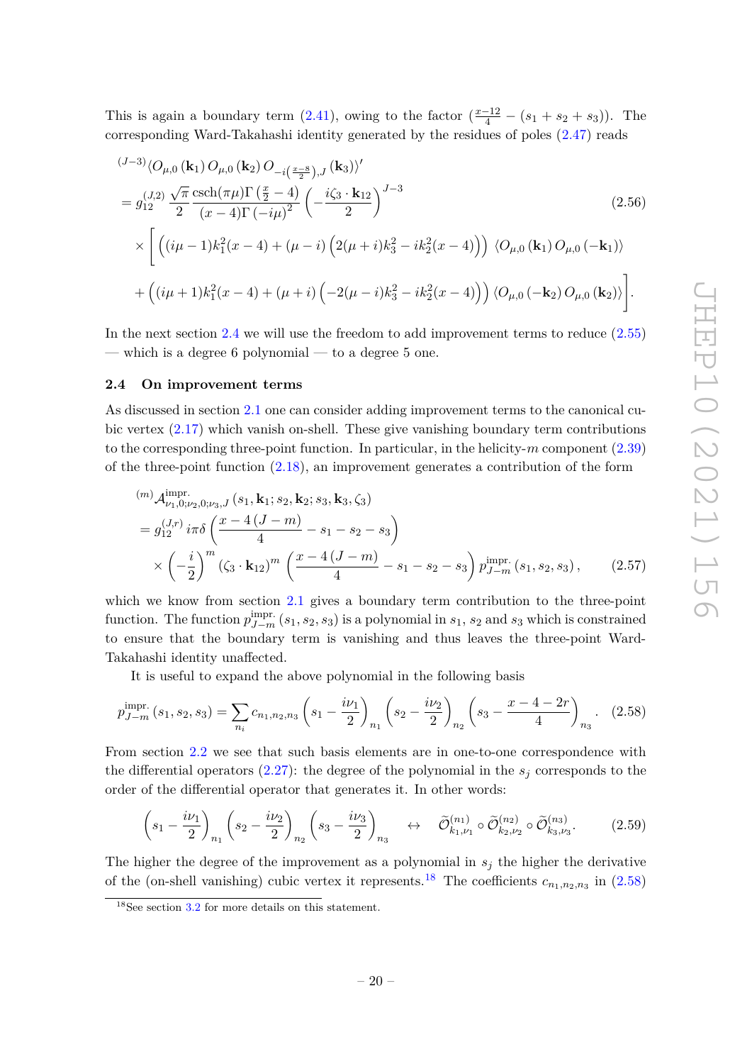This is again a boundary term (2.41), owing to the factor $(\frac{x-12}{4} - (s_1+s_2+s_3))$. The corresponding Ward-Takahashi identity generated by the residues of poles (2.47) reads

$$
\begin{aligned}
&{}^{(J-3)}\langle O_{\mu,0}(\mathbf{k}_1)\, O_{\mu,0}(\mathbf{k}_2)\, O_{-i\left(\frac{x-8}{2}\right),J}(\mathbf{k}_3)\rangle' \\
&= g_{12}^{(J,2)}\, \frac{\sqrt{\pi}}{2} \frac{\operatorname{csch}(\pi\mu)\Gamma\left(\frac{x}{2}-4\right)}{(x-4)\Gamma\left(-i\mu\right)^2} \left(-\frac{i\zeta_3\cdot\mathbf{k}_{12}}{2}\right)^{J-3} \qquad (2.56)\\
&\times \Bigg[ \Big((i\mu-1)k_1^2(x-4) + (\mu-i)\Big(2(\mu+i)k_3^2 - ik_2^2(x-4)\Big)\Big)\, \langle O_{\mu,0}(\mathbf{k}_1)\, O_{\mu,0}(-\mathbf{k}_1)\rangle \\
&+ \Big((i\mu+1)k_1^2(x-4) + (\mu+i)\Big(-2(\mu-i)k_3^2 - ik_2^2(x-4)\Big)\Big)\, \langle O_{\mu,0}(-\mathbf{k}_2)\, O_{\mu,0}(\mathbf{k}_2)\rangle \Bigg].
\end{aligned}
$$

In the next section 2.4 we will use the freedom to add improvement terms to reduce (2.55) — which is a degree 6 polynomial — to a degree 5 one.

### 2.4 On improvement terms

As discussed in section 2.1 one can consider adding improvement terms to the canonical cubic vertex (2.17) which vanish on-shell. These give vanishing boundary term contributions to the corresponding three-point function. In particular, in the helicity-$m$ component (2.39) of the three-point function (2.18), an improvement generates a contribution of the form

$$
\begin{aligned}
&{}^{(m)}\mathcal{A}^{\text{impr.}}_{\nu_1,0;\nu_2,0;\nu_3,J}(s_1,\mathbf{k}_1;s_2,\mathbf{k}_2;s_3,\mathbf{k}_3,\zeta_3) \\
&= g_{12}^{(J,r)}\, i\pi\delta\left(\frac{x-4(J-m)}{4} - s_1 - s_2 - s_3\right) \\
&\quad\times \left(-\frac{i}{2}\right)^m (\zeta_3\cdot\mathbf{k}_{12})^m \left(\frac{x-4(J-m)}{4} - s_1 - s_2 - s_3\right) p^{\text{impr.}}_{J-m}(s_1,s_2,s_3), \qquad (2.57)
\end{aligned}
$$

which we know from section 2.1 gives a boundary term contribution to the three-point function. The function $p^{\text{impr.}}_{J-m}(s_1,s_2,s_3)$ is a polynomial in $s_1$, $s_2$ and $s_3$ which is constrained to ensure that the boundary term is vanishing and thus leaves the three-point Ward-Takahashi identity unaffected.

It is useful to expand the above polynomial in the following basis

$$
p^{\text{impr.}}_{J-m}(s_1,s_2,s_3) = \sum_{n_i} c_{n_1,n_2,n_3} \left(s_1 - \frac{i\nu_1}{2}\right)_{n_1} \left(s_2 - \frac{i\nu_2}{2}\right)_{n_2} \left(s_3 - \frac{x-4-2r}{4}\right)_{n_3}. \qquad (2.58)
$$

From section 2.2 we see that such basis elements are in one-to-one correspondence with the differential operators (2.27): the degree of the polynomial in the $s_j$ corresponds to the order of the differential operator that generates it. In other words:

$$
\left(s_1 - \frac{i\nu_1}{2}\right)_{n_1} \left(s_2 - \frac{i\nu_2}{2}\right)_{n_2} \left(s_3 - \frac{i\nu_3}{2}\right)_{n_3} \quad \leftrightarrow \quad \widetilde{\mathcal{O}}^{(n_1)}_{k_1,\nu_1} \circ \widetilde{\mathcal{O}}^{(n_2)}_{k_2,\nu_2} \circ \widetilde{\mathcal{O}}^{(n_3)}_{k_3,\nu_3}. \qquad (2.59)
$$

The higher the degree of the improvement as a polynomial in $s_j$ the higher the derivative of the (on-shell vanishing) cubic vertex it represents.[18] The coefficients $c_{n_1,n_2,n_3}$ in (2.58)

[18] See section 3.2 for more details on this statement.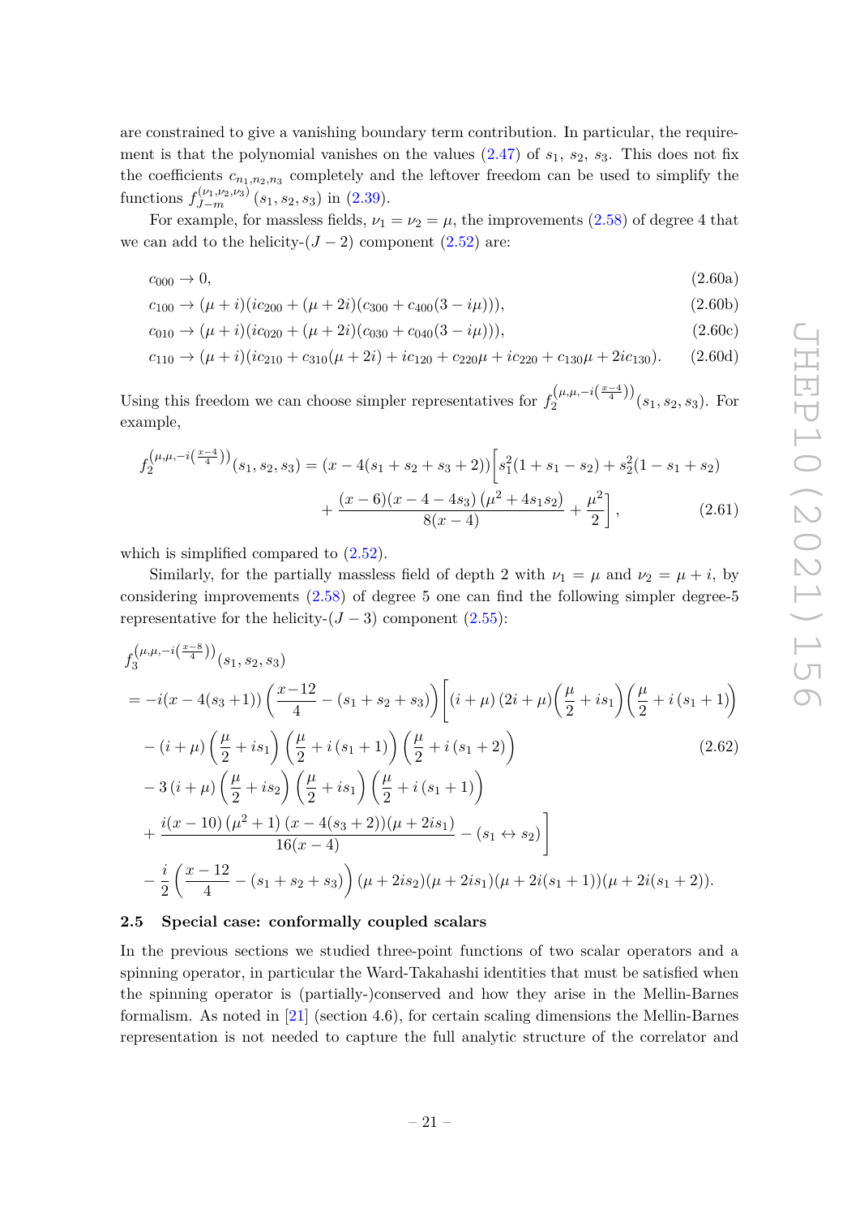are constrained to give a vanishing boundary term contribution. In particular, the requirement is that the polynomial vanishes on the values (2.47) of $s_1$, $s_2$, $s_3$. This does not fix the coefficients $c_{n_1,n_2,n_3}$ completely and the leftover freedom can be used to simplify the functions $f_{J-m}^{(\nu_1,\nu_2,\nu_3)}(s_1,s_2,s_3)$ in (2.39).

For example, for massless fields, $\nu_1=\nu_2=\mu$, the improvements (2.58) of degree 4 that we can add to the helicity-$(J-2)$ component (2.52) are:

$$c_{000} \to 0, \tag{2.60a}$$

$$c_{100} \to (\mu+i)(ic_{200}+(\mu+2i)(c_{300}+c_{400}(3-i\mu))), \tag{2.60b}$$

$$c_{010} \to (\mu+i)(ic_{020}+(\mu+2i)(c_{030}+c_{040}(3-i\mu))), \tag{2.60c}$$

$$c_{110} \to (\mu+i)(ic_{210}+c_{310}(\mu+2i)+ic_{120}+c_{220}\mu+ic_{220}+c_{130}\mu+2ic_{130}). \tag{2.60d}$$

Using this freedom we can choose simpler representatives for $f_2^{(\mu,\mu,-i(\frac{x-4}{4}))}(s_1,s_2,s_3)$. For example,

$$\begin{aligned} f_2^{(\mu,\mu,-i(\frac{x-4}{4}))}(s_1,s_2,s_3) &= (x-4(s_1+s_2+s_3+2))\Big[s_1^2(1+s_1-s_2)+s_2^2(1-s_1+s_2) \\ &\quad + \frac{(x-6)(x-4-4s_3)\,(\mu^2+4s_1s_2)}{8(x-4)} + \frac{\mu^2}{2}\Big], \end{aligned} \tag{2.61}$$

which is simplified compared to (2.52).

Similarly, for the partially massless field of depth 2 with $\nu_1=\mu$ and $\nu_2=\mu+i$, by considering improvements (2.58) of degree 5 one can find the following simpler degree-5 representative for the helicity-$(J-3)$ component (2.55):

$$\begin{aligned} &f_3^{(\mu,\mu,-i(\frac{x-8}{4}))}(s_1,s_2,s_3) \\ &= -i(x-4(s_3+1))\left(\frac{x-12}{4}-(s_1+s_2+s_3)\right)\Bigg[(i+\mu)\,(2i+\mu)\Big(\frac{\mu}{2}+is_1\Big)\Big(\frac{\mu}{2}+i\,(s_1+1)\Big) \\ &\quad -(i+\mu)\left(\frac{\mu}{2}+is_1\right)\left(\frac{\mu}{2}+i\,(s_1+1)\right)\left(\frac{\mu}{2}+i\,(s_1+2)\right) \\ &\quad -3\,(i+\mu)\left(\frac{\mu}{2}+is_2\right)\left(\frac{\mu}{2}+is_1\right)\left(\frac{\mu}{2}+i\,(s_1+1)\right) \\ &\quad + \frac{i(x-10)\,(\mu^2+1)\,(x-4(s_3+2))(\mu+2is_1)}{16(x-4)} - (s_1\leftrightarrow s_2)\Bigg] \\ &\quad -\frac{i}{2}\left(\frac{x-12}{4}-(s_1+s_2+s_3)\right)(\mu+2is_2)(\mu+2is_1)(\mu+2i(s_1+1))(\mu+2i(s_1+2)). \end{aligned} \tag{2.62}$$

### 2.5 Special case: conformally coupled scalars

In the previous sections we studied three-point functions of two scalar operators and a spinning operator, in particular the Ward-Takahashi identities that must be satisfied when the spinning operator is (partially-)conserved and how they arise in the Mellin-Barnes formalism. As noted in [21] (section 4.6), for certain scaling dimensions the Mellin-Barnes representation is not needed to capture the full analytic structure of the correlator and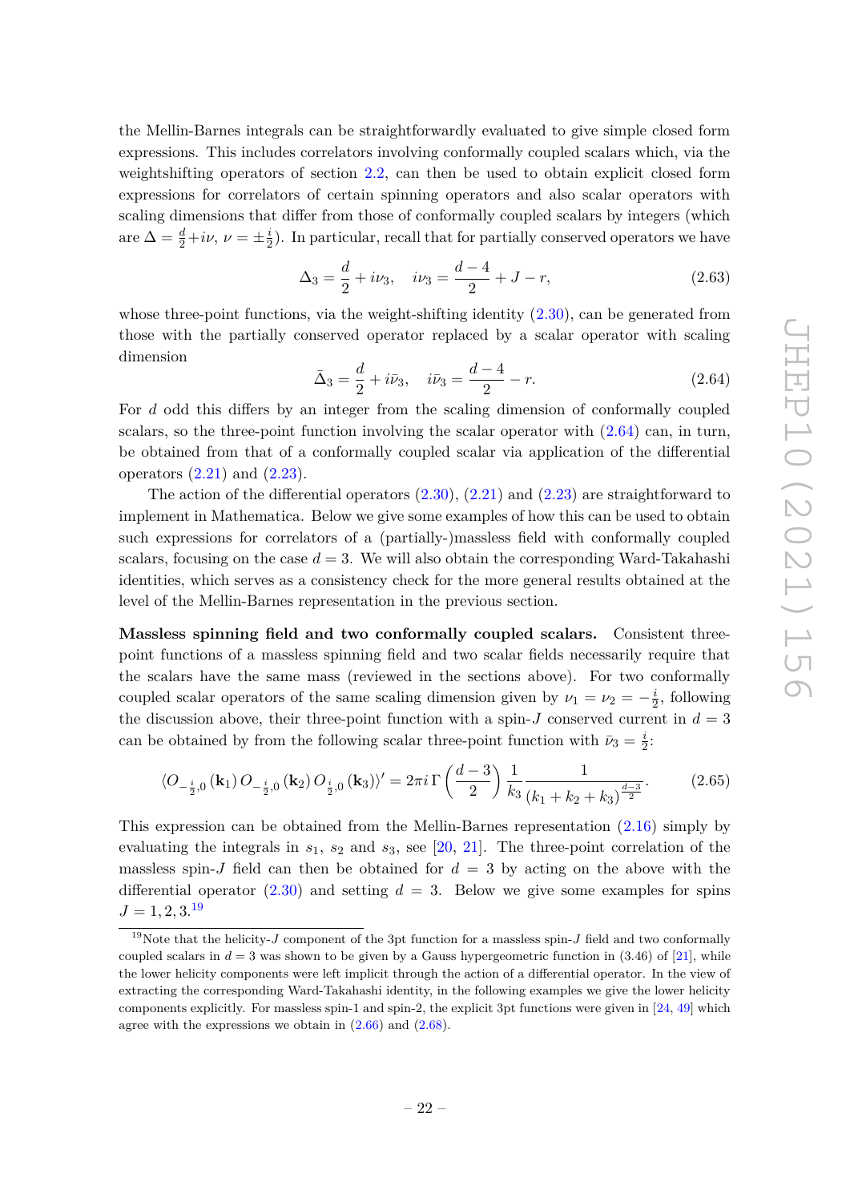the Mellin-Barnes integrals can be straightforwardly evaluated to give simple closed form expressions. This includes correlators involving conformally coupled scalars which, via the weightshifting operators of section 2.2, can then be used to obtain explicit closed form expressions for correlators of certain spinning operators and also scalar operators with scaling dimensions that differ from those of conformally coupled scalars by integers (which are $\Delta = \frac{d}{2}+i\nu$, $\nu = \pm\frac{i}{2}$). In particular, recall that for partially conserved operators we have

$$\Delta_3 = \frac{d}{2} + i\nu_3, \quad i\nu_3 = \frac{d-4}{2} + J - r, \tag{2.63}$$

whose three-point functions, via the weight-shifting identity (2.30), can be generated from those with the partially conserved operator replaced by a scalar operator with scaling dimension

$$\bar{\Delta}_3 = \frac{d}{2} + i\bar{\nu}_3, \quad i\bar{\nu}_3 = \frac{d-4}{2} - r. \tag{2.64}$$

For $d$ odd this differs by an integer from the scaling dimension of conformally coupled scalars, so the three-point function involving the scalar operator with (2.64) can, in turn, be obtained from that of a conformally coupled scalar via application of the differential operators (2.21) and (2.23).

The action of the differential operators (2.30), (2.21) and (2.23) are straightforward to implement in Mathematica. Below we give some examples of how this can be used to obtain such expressions for correlators of a (partially-)massless field with conformally coupled scalars, focusing on the case $d = 3$. We will also obtain the corresponding Ward-Takahashi identities, which serves as a consistency check for the more general results obtained at the level of the Mellin-Barnes representation in the previous section.

**Massless spinning field and two conformally coupled scalars.** Consistent three-point functions of a massless spinning field and two scalar fields necessarily require that the scalars have the same mass (reviewed in the sections above). For two conformally coupled scalar operators of the same scaling dimension given by $\nu_1 = \nu_2 = -\frac{i}{2}$, following the discussion above, their three-point function with a spin-$J$ conserved current in $d = 3$ can be obtained by from the following scalar three-point function with $\bar{\nu}_3 = \frac{i}{2}$:

$$\langle O_{-\frac{i}{2},0}(\mathbf{k}_1)\, O_{-\frac{i}{2},0}(\mathbf{k}_2)\, O_{\frac{i}{2},0}(\mathbf{k}_3)\rangle' = 2\pi i\, \Gamma\left(\frac{d-3}{2}\right) \frac{1}{k_3} \frac{1}{(k_1+k_2+k_3)^{\frac{d-3}{2}}}. \tag{2.65}$$

This expression can be obtained from the Mellin-Barnes representation (2.16) simply by evaluating the integrals in $s_1$, $s_2$ and $s_3$, see [20, 21]. The three-point correlation of the massless spin-$J$ field can then be obtained for $d = 3$ by acting on the above with the differential operator (2.30) and setting $d = 3$. Below we give some examples for spins $J = 1, 2, 3.$[19]

[19] Note that the helicity-$J$ component of the 3pt function for a massless spin-$J$ field and two conformally coupled scalars in $d = 3$ was shown to be given by a Gauss hypergeometric function in (3.46) of [21], while the lower helicity components were left implicit through the action of a differential operator. In the view of extracting the corresponding Ward-Takahashi identity, in the following examples we give the lower helicity components explicitly. For massless spin-1 and spin-2, the explicit 3pt functions were given in [24, 49] which agree with the expressions we obtain in (2.66) and (2.68).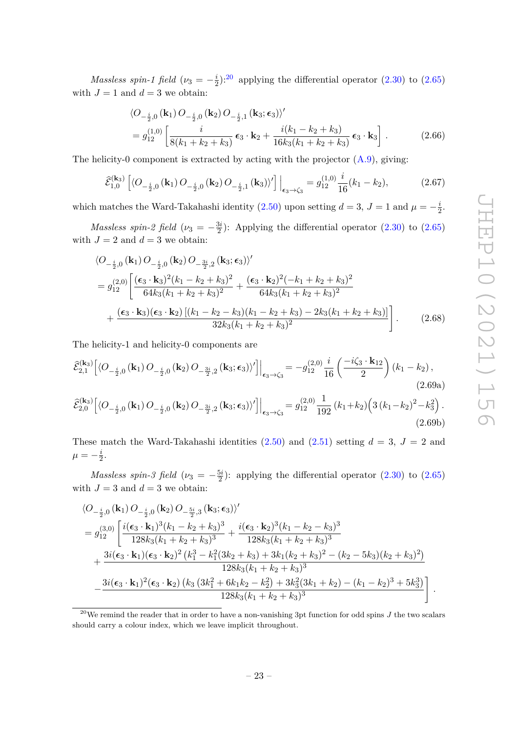*Massless spin-1 field* ($\nu_3 = -\frac{i}{2}$):[20] applying the differential operator (2.30) to (2.65) with $J = 1$ and $d = 3$ we obtain:

$$\begin{aligned}
&\langle O_{-\frac{i}{2},0}\left(\mathbf{k}_1\right) O_{-\frac{i}{2},0}\left(\mathbf{k}_2\right) O_{-\frac{i}{2},1}\left(\mathbf{k}_3;\boldsymbol{\epsilon}_3\right)\rangle' \\
&= g_{12}^{(1,0)}\left[\frac{i}{8(k_1+k_2+k_3)}\,\boldsymbol{\epsilon}_3\cdot\mathbf{k}_2 + \frac{i(k_1-k_2+k_3)}{16k_3(k_1+k_2+k_3)}\,\boldsymbol{\epsilon}_3\cdot\mathbf{k}_3\right].
\end{aligned} \tag{2.66}$$

The helicity-0 component is extracted by acting with the projector (A.9), giving:

$$\widehat{\mathcal{E}}^{(\mathbf{k}_3)}_{1,0}\left[\langle O_{-\frac{i}{2},0}\left(\mathbf{k}_1\right) O_{-\frac{i}{2},0}\left(\mathbf{k}_2\right) O_{-\frac{i}{2},1}\left(\mathbf{k}_3\right)\rangle'\right]\Big|_{\epsilon_3\to\zeta_3} = g_{12}^{(1,0)}\,\frac{i}{16}(k_1-k_2), \tag{2.67}$$

which matches the Ward-Takahashi identity (2.50) upon setting $d = 3$, $J = 1$ and $\mu = -\frac{i}{2}$.

*Massless spin-2 field* ($\nu_3 = -\frac{3i}{2}$): Applying the differential operator (2.30) to (2.65) with $J = 2$ and $d = 3$ we obtain:

$$\begin{aligned}
&\langle O_{-\frac{i}{2},0}\left(\mathbf{k}_1\right) O_{-\frac{i}{2},0}\left(\mathbf{k}_2\right) O_{-\frac{3i}{2},2}\left(\mathbf{k}_3;\boldsymbol{\epsilon}_3\right)\rangle' \\
&= g_{12}^{(2,0)}\Bigg[\frac{(\boldsymbol{\epsilon}_3\cdot\mathbf{k}_3)^2(k_1-k_2+k_3)^2}{64k_3(k_1+k_2+k_3)^2} + \frac{(\boldsymbol{\epsilon}_3\cdot\mathbf{k}_2)^2(-k_1+k_2+k_3)^2}{64k_3(k_1+k_2+k_3)^2} \\
&\quad + \frac{(\boldsymbol{\epsilon}_3\cdot\mathbf{k}_3)(\boldsymbol{\epsilon}_3\cdot\mathbf{k}_2)\left[(k_1-k_2-k_3)(k_1-k_2+k_3)-2k_3(k_1+k_2+k_3)\right]}{32k_3(k_1+k_2+k_3)^2}\Bigg].
\end{aligned} \tag{2.68}$$

The helicity-1 and helicity-0 components are

$$\widehat{\mathcal{E}}^{(\mathbf{k}_3)}_{2,1}\Big[\langle O_{-\frac{i}{2},0}\left(\mathbf{k}_1\right) O_{-\frac{i}{2},0}\left(\mathbf{k}_2\right) O_{-\frac{3i}{2},2}\left(\mathbf{k}_3;\boldsymbol{\epsilon}_3\right)\rangle'\Big]\Big|_{\epsilon_3\to\zeta_3} = -g_{12}^{(2,0)}\,\frac{i}{16}\left(\frac{-i\zeta_3\cdot\mathbf{k}_{12}}{2}\right)(k_1-k_2), \tag{2.69a}$$

$$\widehat{\mathcal{E}}^{(\mathbf{k}_3)}_{2,0}\Big[\langle O_{-\frac{i}{2},0}\left(\mathbf{k}_1\right) O_{-\frac{i}{2},0}\left(\mathbf{k}_2\right) O_{-\frac{3i}{2},2}\left(\mathbf{k}_3;\boldsymbol{\epsilon}_3\right)\rangle'\Big]\Big|_{\epsilon_3\to\zeta_3} = g_{12}^{(2,0)}\,\frac{1}{192}\,(k_1+k_2)\Big(3\,(k_1-k_2)^2-k_3^2\Big). \tag{2.69b}$$

These match the Ward-Takahashi identities (2.50) and (2.51) setting $d = 3$, $J = 2$ and $\mu = -\frac{i}{2}$.

*Massless spin-3 field* ($\nu_3 = -\frac{5i}{2}$): applying the differential operator (2.30) to (2.65) with $J = 3$ and $d = 3$ we obtain:

$$\begin{aligned}
&\langle O_{-\frac{i}{2},0}\left(\mathbf{k}_1\right) O_{-\frac{i}{2},0}\left(\mathbf{k}_2\right) O_{-\frac{5i}{2},3}\left(\mathbf{k}_3;\boldsymbol{\epsilon}_3\right)\rangle' \\
&= g_{12}^{(3,0)}\Bigg[\frac{i(\boldsymbol{\epsilon}_3\cdot\mathbf{k}_1)^3(k_1-k_2+k_3)^3}{128k_3(k_1+k_2+k_3)^3} + \frac{i(\boldsymbol{\epsilon}_3\cdot\mathbf{k}_2)^3(k_1-k_2-k_3)^3}{128k_3(k_1+k_2+k_3)^3} \\
&\quad + \frac{3i(\boldsymbol{\epsilon}_3\cdot\mathbf{k}_1)(\boldsymbol{\epsilon}_3\cdot\mathbf{k}_2)^2\left(k_1^3-k_1^2(3k_2+k_3)+3k_1(k_2+k_3)^2-(k_2-5k_3)(k_2+k_3)^2\right)}{128k_3(k_1+k_2+k_3)^3} \\
&\quad - \frac{3i(\boldsymbol{\epsilon}_3\cdot\mathbf{k}_1)^2(\boldsymbol{\epsilon}_3\cdot\mathbf{k}_2)\left(k_3\left(3k_1^2+6k_1k_2-k_2^2\right)+3k_3^2(3k_1+k_2)-(k_1-k_2)^3+5k_3^3\right)}{128k_3(k_1+k_2+k_3)^3}\Bigg].
\end{aligned}$$

[20] We remind the reader that in order to have a non-vanishing 3pt function for odd spins $J$ the two scalars should carry a colour index, which we leave implicit throughout.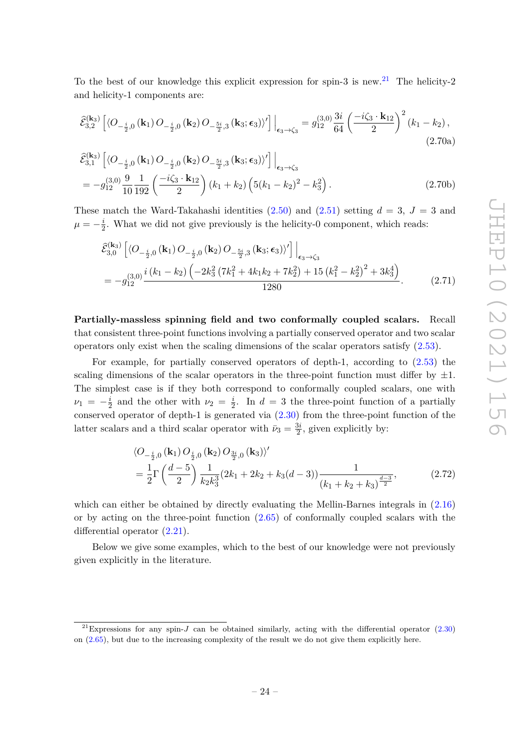To the best of our knowledge this explicit expression for spin-3 is new.[21] The helicity-2 and helicity-1 components are:

$$\widehat{\mathcal{E}}^{(\mathbf{k}_3)}_{3,2}\left[\langle O_{-\frac{i}{2},0}(\mathbf{k}_1)\,O_{-\frac{i}{2},0}(\mathbf{k}_2)\,O_{-\frac{5i}{2},3}(\mathbf{k}_3;\boldsymbol{\epsilon}_3)\rangle'\right]\Big|_{\epsilon_3\to\zeta_3} = g^{(3,0)}_{12}\,\frac{3i}{64}\left(\frac{-i\zeta_3\cdot\mathbf{k}_{12}}{2}\right)^2(k_1-k_2)\,, \tag{2.70a}$$

$$\begin{aligned}&\widehat{\mathcal{E}}^{(\mathbf{k}_3)}_{3,1}\left[\langle O_{-\frac{i}{2},0}(\mathbf{k}_1)\,O_{-\frac{i}{2},0}(\mathbf{k}_2)\,O_{-\frac{5i}{2},3}(\mathbf{k}_3;\boldsymbol{\epsilon}_3)\rangle'\right]\Big|_{\epsilon_3\to\zeta_3}\\&= -g^{(3,0)}_{12}\,\frac{9}{10}\frac{1}{192}\left(\frac{-i\zeta_3\cdot\mathbf{k}_{12}}{2}\right)(k_1+k_2)\left(5(k_1-k_2)^2-k_3^2\right).\end{aligned} \tag{2.70b}$$

These match the Ward-Takahashi identities (2.50) and (2.51) setting $d=3$, $J=3$ and $\mu=-\frac{i}{2}$. What we did not give previously is the helicity-0 component, which reads:

$$\begin{aligned}&\widehat{\mathcal{E}}^{(\mathbf{k}_3)}_{3,0}\left[\langle O_{-\frac{i}{2},0}(\mathbf{k}_1)\,O_{-\frac{i}{2},0}(\mathbf{k}_2)\,O_{-\frac{5i}{2},3}(\mathbf{k}_3;\boldsymbol{\epsilon}_3)\rangle'\right]\Big|_{\epsilon_3\to\zeta_3}\\&= -g^{(3,0)}_{12}\,\frac{i\,(k_1-k_2)\left(-2k_3^2\left(7k_1^2+4k_1k_2+7k_2^2\right)+15\left(k_1^2-k_2^2\right)^2+3k_3^4\right)}{1280}.\end{aligned} \tag{2.71}$$

**Partially-massless spinning field and two conformally coupled scalars.** Recall that consistent three-point functions involving a partially conserved operator and two scalar operators only exist when the scaling dimensions of the scalar operators satisfy (2.53).

For example, for partially conserved operators of depth-1, according to (2.53) the scaling dimensions of the scalar operators in the three-point function must differ by $\pm1$. The simplest case is if they both correspond to conformally coupled scalars, one with $\nu_1=-\frac{i}{2}$ and the other with $\nu_2=\frac{i}{2}$. In $d=3$ the three-point function of a partially conserved operator of depth-1 is generated via (2.30) from the three-point function of the latter scalars and a third scalar operator with $\bar{\nu}_3=\frac{3i}{2}$, given explicitly by:

$$\begin{aligned}&\langle O_{-\frac{i}{2},0}(\mathbf{k}_1)\,O_{\frac{i}{2},0}(\mathbf{k}_2)\,O_{\frac{3i}{2},0}(\mathbf{k}_3)\rangle'\\&=\frac{1}{2}\Gamma\left(\frac{d-5}{2}\right)\frac{1}{k_2k_3^3}(2k_1+2k_2+k_3(d-3))\frac{1}{(k_1+k_2+k_3)^{\frac{d-3}{2}}},\end{aligned} \tag{2.72}$$

which can either be obtained by directly evaluating the Mellin-Barnes integrals in (2.16) or by acting on the three-point function (2.65) of conformally coupled scalars with the differential operator (2.21).

Below we give some examples, which to the best of our knowledge were not previously given explicitly in the literature.

[21] Expressions for any spin-$J$ can be obtained similarly, acting with the differential operator (2.30) on (2.65), but due to the increasing complexity of the result we do not give them explicitly here.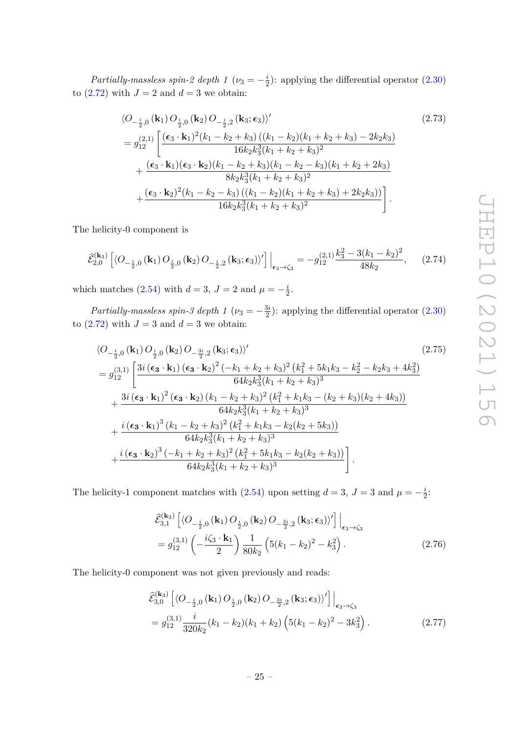*Partially-massless spin-2 depth 1* ($\nu_3 = -\frac{i}{2}$): applying the differential operator (2.30) to (2.72) with $J = 2$ and $d = 3$ we obtain:

$$
\begin{aligned}
&\langle O_{-\frac{i}{2},0}(\mathbf{k}_1)\, O_{\frac{i}{2},0}(\mathbf{k}_2)\, O_{-\frac{i}{2},2}(\mathbf{k}_3;\boldsymbol{\epsilon}_3)\rangle' \\
&= g_{12}^{(2,1)}\left[\frac{(\boldsymbol{\epsilon}_3\cdot\mathbf{k}_1)^2(k_1-k_2+k_3)\left((k_1-k_2)(k_1+k_2+k_3)-2k_2k_3\right)}{16k_2k_3^3(k_1+k_2+k_3)^2}\right. \\
&\quad+\frac{(\boldsymbol{\epsilon}_3\cdot\mathbf{k}_1)(\boldsymbol{\epsilon}_3\cdot\mathbf{k}_2)(k_1-k_2+k_3)(k_1-k_2-k_3)(k_1+k_2+2k_3)}{8k_2k_3^3(k_1+k_2+k_3)^2} \\
&\quad\left.+\frac{(\boldsymbol{\epsilon}_3\cdot\mathbf{k}_2)^2(k_1-k_2-k_3)\left((k_1-k_2)(k_1+k_2+k_3)+2k_2k_3)\right)}{16k_2k_3^3(k_1+k_2+k_3)^2}\right].
\end{aligned}
\tag{2.73}
$$

The helicity-0 component is

$$
\widehat{\mathcal{E}}_{2,0}^{(\mathbf{k}_3)}\left[\langle O_{-\frac{i}{2},0}(\mathbf{k}_1)\, O_{\frac{i}{2},0}(\mathbf{k}_2)\, O_{-\frac{i}{2},2}(\mathbf{k}_3;\boldsymbol{\epsilon}_3)\rangle'\right]\Big|_{\boldsymbol{\epsilon}_3\to\zeta_3} = -g_{12}^{(2,1)}\frac{k_3^2-3(k_1-k_2)^2}{48k_2}, \tag{2.74}
$$

which matches (2.54) with $d = 3$, $J = 2$ and $\mu = -\frac{i}{2}$.

*Partially-massless spin-3 depth 1* ($\nu_3 = -\frac{3i}{2}$): applying the differential operator (2.30) to (2.72) with $J = 3$ and $d = 3$ we obtain:

$$
\begin{aligned}
&\langle O_{-\frac{i}{2},0}(\mathbf{k}_1)\, O_{\frac{i}{2},0}(\mathbf{k}_2)\, O_{-\frac{3i}{2},2}(\mathbf{k}_3;\boldsymbol{\epsilon}_3)\rangle' \\
&= g_{12}^{(3,1)}\left[\frac{3i\,(\boldsymbol{\epsilon}_3\cdot\mathbf{k}_1)\,(\boldsymbol{\epsilon}_3\cdot\mathbf{k}_2)^2\,(-k_1+k_2+k_3)^2\,(k_1^2+5k_1k_3-k_2^2-k_2k_3+4k_3^2)}{64k_2k_3^3(k_1+k_2+k_3)^3}\right. \\
&\quad+\frac{3i\,(\boldsymbol{\epsilon}_3\cdot\mathbf{k}_1)^2\,(\boldsymbol{\epsilon}_3\cdot\mathbf{k}_2)\,(k_1-k_2+k_3)^2\,(k_1^2+k_1k_3-(k_2+k_3)(k_2+4k_3))}{64k_2k_3^3(k_1+k_2+k_3)^3} \\
&\quad+\frac{i\,(\boldsymbol{\epsilon}_3\cdot\mathbf{k}_1)^3\,(k_1-k_2+k_3)^2\,(k_1^2+k_1k_3-k_2(k_2+5k_3))}{64k_2k_3^3(k_1+k_2+k_3)^3} \\
&\quad\left.+\frac{i\,(\boldsymbol{\epsilon}_3\cdot\mathbf{k}_2)^3\,(-k_1+k_2+k_3)^2\,(k_1^2+5k_1k_3-k_2(k_2+k_3))}{64k_2k_3^3(k_1+k_2+k_3)^3}\right].
\end{aligned}
\tag{2.75}
$$

The helicity-1 component matches with (2.54) upon setting $d = 3$, $J = 3$ and $\mu = -\frac{i}{2}$:

$$
\begin{aligned}
&\widehat{\mathcal{E}}_{3,1}^{(\mathbf{k}_3)}\left[\langle O_{-\frac{i}{2},0}(\mathbf{k}_1)\, O_{\frac{i}{2},0}(\mathbf{k}_2)\, O_{-\frac{3i}{2},2}(\mathbf{k}_3;\boldsymbol{\epsilon}_3)\rangle'\right]\Big|_{\boldsymbol{\epsilon}_3\to\zeta_3} \\
&= g_{12}^{(3,1)}\left(-\frac{i\zeta_3\cdot\mathbf{k}_1}{2}\right)\frac{1}{80k_2}\left(5(k_1-k_2)^2-k_3^2\right).
\end{aligned}
\tag{2.76}
$$

The helicity-0 component was not given previously and reads:

$$
\begin{aligned}
&\widehat{\mathcal{E}}_{3,0}^{(\mathbf{k}_3)}\left[\langle O_{-\frac{i}{2},0}(\mathbf{k}_1)\, O_{\frac{i}{2},0}(\mathbf{k}_2)\, O_{-\frac{3i}{2},2}(\mathbf{k}_3;\boldsymbol{\epsilon}_3)\rangle'\right]\Big|_{\boldsymbol{\epsilon}_3\to\zeta_3} \\
&= g_{12}^{(3,1)}\frac{i}{320k_2}(k_1-k_2)(k_1+k_2)\left(5(k_1-k_2)^2-3k_3^2\right).
\end{aligned}
\tag{2.77}
$$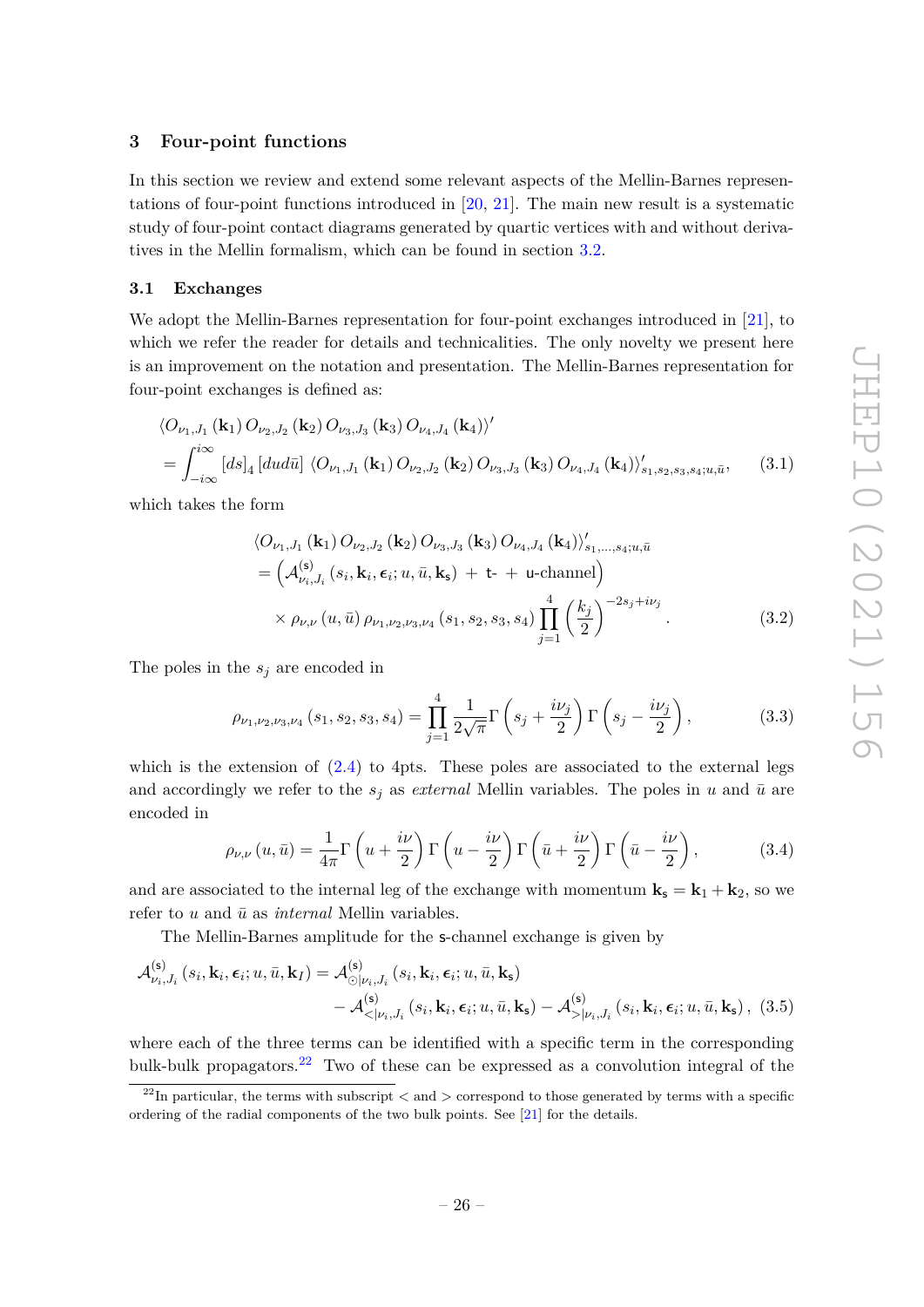## 3 Four-point functions

In this section we review and extend some relevant aspects of the Mellin-Barnes representations of four-point functions introduced in [20, 21]. The main new result is a systematic study of four-point contact diagrams generated by quartic vertices with and without derivatives in the Mellin formalism, which can be found in section 3.2.

### 3.1 Exchanges

We adopt the Mellin-Barnes representation for four-point exchanges introduced in [21], to which we refer the reader for details and technicalities. The only novelty we present here is an improvement on the notation and presentation. The Mellin-Barnes representation for four-point exchanges is defined as:

$$
\begin{aligned}
&\left\langle O_{\nu_1,J_1}(\mathbf{k}_1)\, O_{\nu_2,J_2}(\mathbf{k}_2)\, O_{\nu_3,J_3}(\mathbf{k}_3)\, O_{\nu_4,J_4}(\mathbf{k}_4)\right\rangle' \\
&= \int_{-i\infty}^{i\infty} [ds]_4\, [du d\bar{u}]\, \left\langle O_{\nu_1,J_1}(\mathbf{k}_1)\, O_{\nu_2,J_2}(\mathbf{k}_2)\, O_{\nu_3,J_3}(\mathbf{k}_3)\, O_{\nu_4,J_4}(\mathbf{k}_4)\right\rangle'_{s_1,s_2,s_3,s_4;u,\bar{u}}, \qquad (3.1)
\end{aligned}
$$

which takes the form

$$
\begin{aligned}
&\left\langle O_{\nu_1,J_1}(\mathbf{k}_1)\, O_{\nu_2,J_2}(\mathbf{k}_2)\, O_{\nu_3,J_3}(\mathbf{k}_3)\, O_{\nu_4,J_4}(\mathbf{k}_4)\right\rangle'_{s_1,\ldots,s_4;u,\bar{u}} \\
&= \left(\mathcal{A}^{(\mathsf{s})}_{\nu_i,J_i}(s_i,\mathbf{k}_i,\boldsymbol{\epsilon}_i;u,\bar{u},\mathbf{k}_{\mathsf{s}}) \,+\, \mathsf{t}\text{-} \,+\, \mathsf{u}\text{-channel}\right) \\
&\quad\times \rho_{\nu,\nu}(u,\bar{u})\, \rho_{\nu_1,\nu_2,\nu_3,\nu_4}(s_1,s_2,s_3,s_4) \prod_{j=1}^{4}\left(\frac{k_j}{2}\right)^{-2s_j+i\nu_j}. \qquad (3.2)
\end{aligned}
$$

The poles in the $s_j$ are encoded in

$$
\rho_{\nu_1,\nu_2,\nu_3,\nu_4}(s_1,s_2,s_3,s_4) = \prod_{j=1}^{4} \frac{1}{2\sqrt{\pi}}\Gamma\left(s_j+\frac{i\nu_j}{2}\right)\Gamma\left(s_j-\frac{i\nu_j}{2}\right), \qquad (3.3)
$$

which is the extension of (2.4) to 4pts. These poles are associated to the external legs and accordingly we refer to the $s_j$ as *external* Mellin variables. The poles in $u$ and $\bar{u}$ are encoded in

$$
\rho_{\nu,\nu}(u,\bar{u}) = \frac{1}{4\pi}\Gamma\left(u+\frac{i\nu}{2}\right)\Gamma\left(u-\frac{i\nu}{2}\right)\Gamma\left(\bar{u}+\frac{i\nu}{2}\right)\Gamma\left(\bar{u}-\frac{i\nu}{2}\right), \qquad (3.4)
$$

and are associated to the internal leg of the exchange with momentum $\mathbf{k}_{\mathsf{s}} = \mathbf{k}_1 + \mathbf{k}_2$, so we refer to $u$ and $\bar{u}$ as *internal* Mellin variables.

The Mellin-Barnes amplitude for the $\mathsf{s}$-channel exchange is given by

$$
\begin{aligned}
\mathcal{A}^{(\mathsf{s})}_{\nu_i,J_i}(s_i,\mathbf{k}_i,\boldsymbol{\epsilon}_i;u,\bar{u},\mathbf{k}_I) &= \mathcal{A}^{(\mathsf{s})}_{\odot|\nu_i,J_i}(s_i,\mathbf{k}_i,\boldsymbol{\epsilon}_i;u,\bar{u},\mathbf{k}_{\mathsf{s}}) \\
&\quad - \mathcal{A}^{(\mathsf{s})}_{<|\nu_i,J_i}(s_i,\mathbf{k}_i,\boldsymbol{\epsilon}_i;u,\bar{u},\mathbf{k}_{\mathsf{s}}) - \mathcal{A}^{(\mathsf{s})}_{>|\nu_i,J_i}(s_i,\mathbf{k}_i,\boldsymbol{\epsilon}_i;u,\bar{u},\mathbf{k}_{\mathsf{s}}), \; (3.5)
\end{aligned}
$$

where each of the three terms can be identified with a specific term in the corresponding bulk-bulk propagators.[22] Two of these can be expressed as a convolution integral of the

[22] In particular, the terms with subscript $<$ and $>$ correspond to those generated by terms with a specific ordering of the radial components of the two bulk points. See [21] for the details.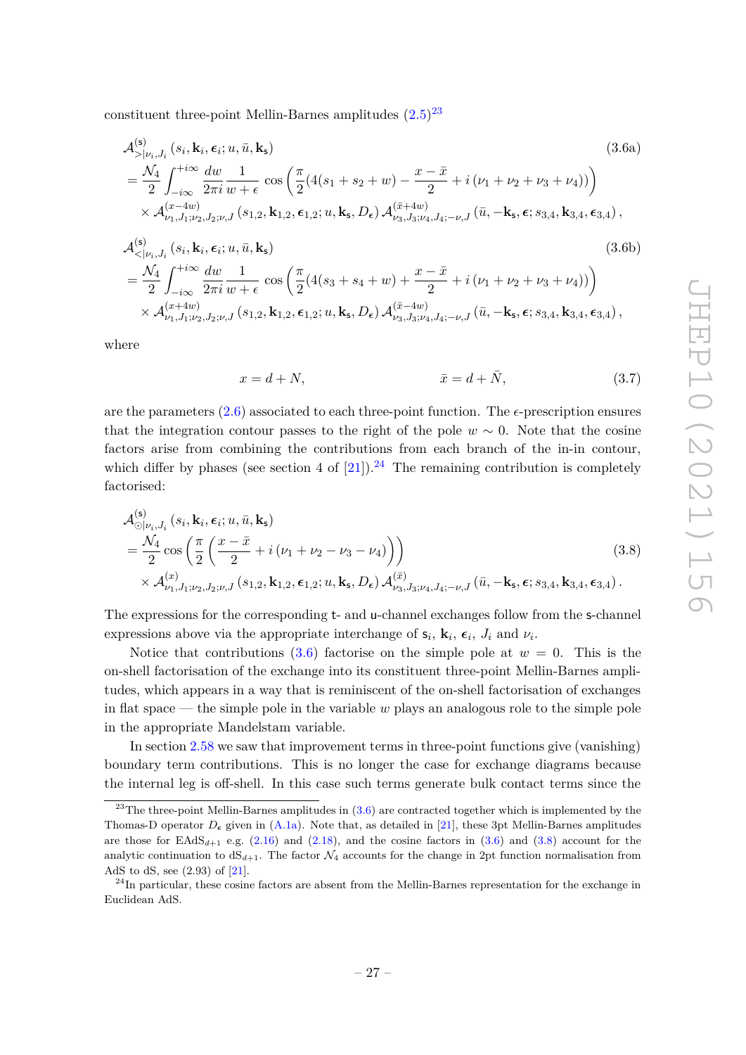constituent three-point Mellin-Barnes amplitudes (2.5)[23]

$$
\begin{aligned}
&\mathcal{A}^{(\mathsf{s})}_{>|\nu_i,J_i}\left(s_i,\mathbf{k}_i,\boldsymbol{\epsilon}_i;u,\bar{u},\mathbf{k}_\mathsf{s}\right) \qquad\qquad (3.6\text{a})\\
&=\frac{\mathcal{N}_4}{2}\int_{-i\infty}^{+i\infty}\frac{dw}{2\pi i}\frac{1}{w+\epsilon}\cos\left(\frac{\pi}{2}(4(s_1+s_2+w)-\frac{x-\bar{x}}{2}+i\left(\nu_1+\nu_2+\nu_3+\nu_4\right))\right)\\
&\quad\times\mathcal{A}^{(x-4w)}_{\nu_1,J_1;\nu_2,J_2;\nu,J}\left(s_{1,2},\mathbf{k}_{1,2},\boldsymbol{\epsilon}_{1,2};u,\mathbf{k}_\mathsf{s},D_{\boldsymbol{\epsilon}}\right)\mathcal{A}^{(\bar{x}+4w)}_{\nu_3,J_3;\nu_4,J_4;-\nu,J}\left(\bar{u},-\mathbf{k}_\mathsf{s},\boldsymbol{\epsilon};s_{3,4},\mathbf{k}_{3,4},\boldsymbol{\epsilon}_{3,4}\right),
\end{aligned}
$$

$$
\begin{aligned}
&\mathcal{A}^{(\mathsf{s})}_{<|\nu_i,J_i}\left(s_i,\mathbf{k}_i,\boldsymbol{\epsilon}_i;u,\bar{u},\mathbf{k}_\mathsf{s}\right) \qquad\qquad (3.6\text{b})\\
&=\frac{\mathcal{N}_4}{2}\int_{-i\infty}^{+i\infty}\frac{dw}{2\pi i}\frac{1}{w+\epsilon}\cos\left(\frac{\pi}{2}(4(s_3+s_4+w)+\frac{x-\bar{x}}{2}+i\left(\nu_1+\nu_2+\nu_3+\nu_4\right))\right)\\
&\quad\times\mathcal{A}^{(x+4w)}_{\nu_1,J_1;\nu_2,J_2;\nu,J}\left(s_{1,2},\mathbf{k}_{1,2},\boldsymbol{\epsilon}_{1,2};u,\mathbf{k}_\mathsf{s},D_{\boldsymbol{\epsilon}}\right)\mathcal{A}^{(\bar{x}-4w)}_{\nu_3,J_3;\nu_4,J_4;-\nu,J}\left(\bar{u},-\mathbf{k}_\mathsf{s},\boldsymbol{\epsilon};s_{3,4},\mathbf{k}_{3,4},\boldsymbol{\epsilon}_{3,4}\right),
\end{aligned}
$$

where

$$
x=d+N, \qquad\qquad \bar{x}=d+\bar{N}, \tag{3.7}
$$

are the parameters (2.6) associated to each three-point function. The $\epsilon$-prescription ensures that the integration contour passes to the right of the pole $w\sim 0$. Note that the cosine factors arise from combining the contributions from each branch of the in-in contour, which differ by phases (see section 4 of [21]).[24] The remaining contribution is completely factorised:

$$
\begin{aligned}
&\mathcal{A}^{(\mathsf{s})}_{\odot|\nu_i,J_i}\left(s_i,\mathbf{k}_i,\boldsymbol{\epsilon}_i;u,\bar{u},\mathbf{k}_\mathsf{s}\right)\\
&=\frac{\mathcal{N}_4}{2}\cos\left(\frac{\pi}{2}\left(\frac{x-\bar{x}}{2}+i\left(\nu_1+\nu_2-\nu_3-\nu_4\right)\right)\right) \qquad\qquad (3.8)\\
&\quad\times\mathcal{A}^{(x)}_{\nu_1,J_1;\nu_2,J_2;\nu,J}\left(s_{1,2},\mathbf{k}_{1,2},\boldsymbol{\epsilon}_{1,2};u,\mathbf{k}_\mathsf{s},D_{\boldsymbol{\epsilon}}\right)\mathcal{A}^{(\bar{x})}_{\nu_3,J_3;\nu_4,J_4;-\nu,J}\left(\bar{u},-\mathbf{k}_\mathsf{s},\boldsymbol{\epsilon};s_{3,4},\mathbf{k}_{3,4},\boldsymbol{\epsilon}_{3,4}\right).
\end{aligned}
$$

The expressions for the corresponding $\mathsf{t}$- and $\mathsf{u}$-channel exchanges follow from the $\mathsf{s}$-channel expressions above via the appropriate interchange of $\mathsf{s}_i$, $\mathbf{k}_i$, $\boldsymbol{\epsilon}_i$, $J_i$ and $\nu_i$.

Notice that contributions (3.6) factorise on the simple pole at $w=0$. This is the on-shell factorisation of the exchange into its constituent three-point Mellin-Barnes amplitudes, which appears in a way that is reminiscent of the on-shell factorisation of exchanges in flat space — the simple pole in the variable $w$ plays an analogous role to the simple pole in the appropriate Mandelstam variable.

In section 2.58 we saw that improvement terms in three-point functions give (vanishing) boundary term contributions. This is no longer the case for exchange diagrams because the internal leg is off-shell. In this case such terms generate bulk contact terms since the

---

[23] The three-point Mellin-Barnes amplitudes in (3.6) are contracted together which is implemented by the Thomas-D operator $D_{\boldsymbol{\epsilon}}$ given in (A.1a). Note that, as detailed in [21], these 3pt Mellin-Barnes amplitudes are those for EAdS$_{d+1}$ e.g. (2.16) and (2.18), and the cosine factors in (3.6) and (3.8) account for the analytic continuation to dS$_{d+1}$. The factor $\mathcal{N}_4$ accounts for the change in 2pt function normalisation from AdS to dS, see (2.93) of [21].

[24] In particular, these cosine factors are absent from the Mellin-Barnes representation for the exchange in Euclidean AdS.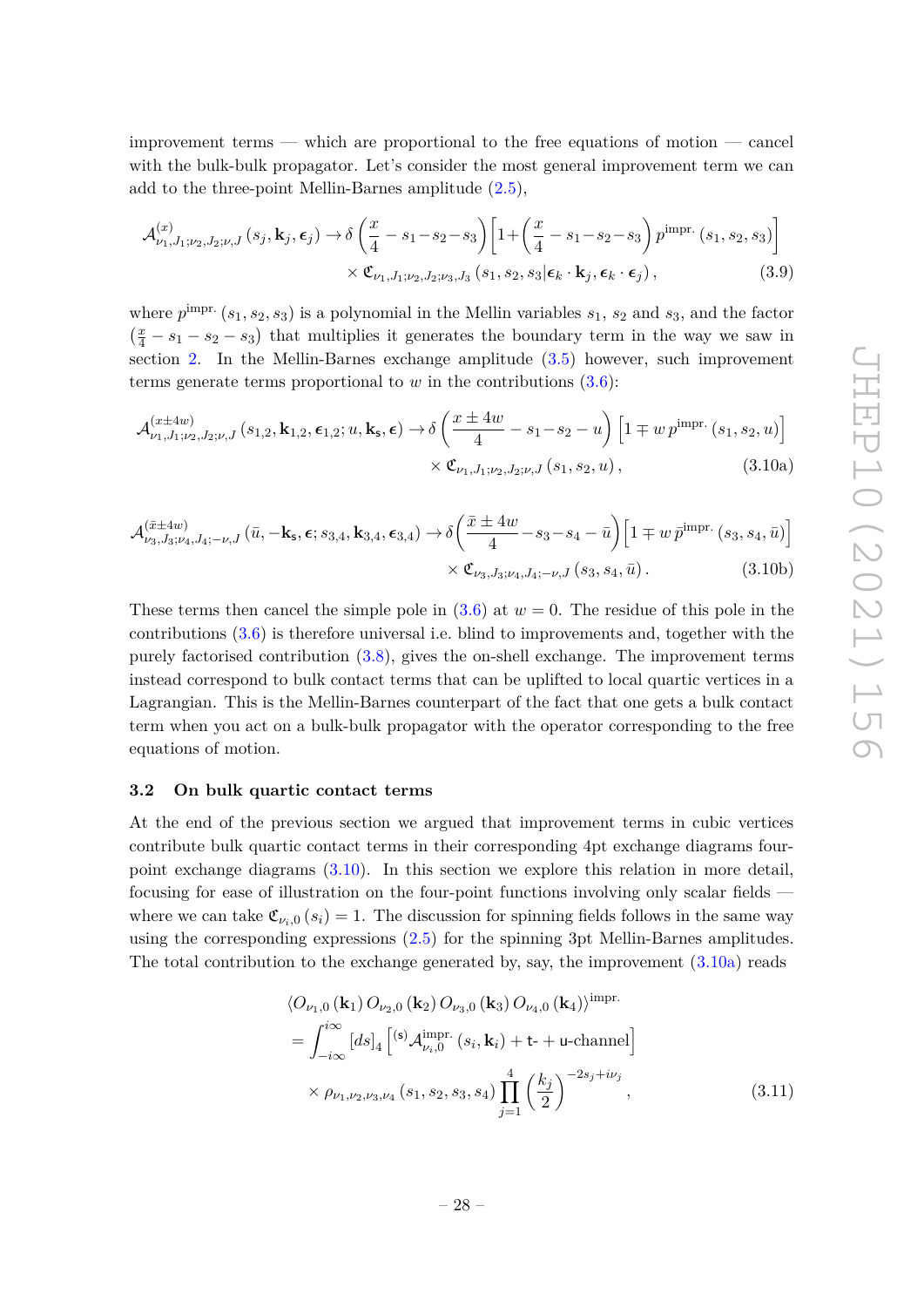improvement terms — which are proportional to the free equations of motion — cancel with the bulk-bulk propagator. Let's consider the most general improvement term we can add to the three-point Mellin-Barnes amplitude (2.5),

$$\mathcal{A}^{(x)}_{\nu_1,J_1;\nu_2,J_2;\nu,J}\left(s_j,\mathbf{k}_j,\boldsymbol{\epsilon}_j\right) \to \delta\left(\frac{x}{4}-s_1-s_2-s_3\right)\left[1+\left(\frac{x}{4}-s_1-s_2-s_3\right)p^{\text{impr.}}\left(s_1,s_2,s_3\right)\right]$$
$$\times\, \mathfrak{C}_{\nu_1,J_1;\nu_2,J_2;\nu_3,J_3}\left(s_1,s_2,s_3|\boldsymbol{\epsilon}_k\cdot\mathbf{k}_j,\boldsymbol{\epsilon}_k\cdot\boldsymbol{\epsilon}_j\right), \tag{3.9}$$

where $p^{\text{impr.}}\left(s_1,s_2,s_3\right)$ is a polynomial in the Mellin variables $s_1$, $s_2$ and $s_3$, and the factor $\left(\frac{x}{4}-s_1-s_2-s_3\right)$ that multiplies it generates the boundary term in the way we saw in section 2. In the Mellin-Barnes exchange amplitude (3.5) however, such improvement terms generate terms proportional to $w$ in the contributions (3.6):

$$\mathcal{A}^{(x\pm 4w)}_{\nu_1,J_1;\nu_2,J_2;\nu,J}\left(s_{1,2},\mathbf{k}_{1,2},\boldsymbol{\epsilon}_{1,2};u,\mathbf{k}_{\mathsf{s}},\boldsymbol{\epsilon}\right) \to \delta\left(\frac{x\pm 4w}{4}-s_1-s_2-u\right)\left[1\mp w\,p^{\text{impr.}}\left(s_1,s_2,u\right)\right]$$
$$\times\, \mathfrak{C}_{\nu_1,J_1;\nu_2,J_2;\nu,J}\left(s_1,s_2,u\right), \tag{3.10a}$$

$$\mathcal{A}^{(\bar{x}\pm 4w)}_{\nu_3,J_3;\nu_4,J_4;-\nu,J}\left(\bar{u},-\mathbf{k}_{\mathsf{s}},\boldsymbol{\epsilon};s_{3,4},\mathbf{k}_{3,4},\boldsymbol{\epsilon}_{3,4}\right) \to \delta\left(\frac{\bar{x}\pm 4w}{4}-s_3-s_4-\bar{u}\right)\left[1\mp w\,\bar{p}^{\text{impr.}}\left(s_3,s_4,\bar{u}\right)\right]$$
$$\times\, \mathfrak{C}_{\nu_3,J_3;\nu_4,J_4;-\nu,J}\left(s_3,s_4,\bar{u}\right). \tag{3.10b}$$

These terms then cancel the simple pole in (3.6) at $w=0$. The residue of this pole in the contributions (3.6) is therefore universal i.e. blind to improvements and, together with the purely factorised contribution (3.8), gives the on-shell exchange. The improvement terms instead correspond to bulk contact terms that can be uplifted to local quartic vertices in a Lagrangian. This is the Mellin-Barnes counterpart of the fact that one gets a bulk contact term when you act on a bulk-bulk propagator with the operator corresponding to the free equations of motion.

### 3.2 On bulk quartic contact terms

At the end of the previous section we argued that improvement terms in cubic vertices contribute bulk quartic contact terms in their corresponding 4pt exchange diagrams four-point exchange diagrams (3.10). In this section we explore this relation in more detail, focusing for ease of illustration on the four-point functions involving only scalar fields — where we can take $\mathfrak{C}_{\nu_i,0}\left(s_i\right)=1$. The discussion for spinning fields follows in the same way using the corresponding expressions (2.5) for the spinning 3pt Mellin-Barnes amplitudes. The total contribution to the exchange generated by, say, the improvement (3.10a) reads

$$\begin{aligned}&\left\langle O_{\nu_1,0}\left(\mathbf{k}_1\right)O_{\nu_2,0}\left(\mathbf{k}_2\right)O_{\nu_3,0}\left(\mathbf{k}_3\right)O_{\nu_4,0}\left(\mathbf{k}_4\right)\right\rangle^{\text{impr.}}\\&=\int_{-i\infty}^{i\infty}[ds]_4\left[{}^{(\mathsf{s})}\mathcal{A}^{\text{impr.}}_{\nu_i,0}\left(s_i,\mathbf{k}_i\right)+\mathsf{t}\text{-}+\mathsf{u}\text{-channel}\right]\\&\quad\times\rho_{\nu_1,\nu_2,\nu_3,\nu_4}\left(s_1,s_2,s_3,s_4\right)\prod_{j=1}^{4}\left(\frac{k_j}{2}\right)^{-2s_j+i\nu_j},\end{aligned} \tag{3.11}$$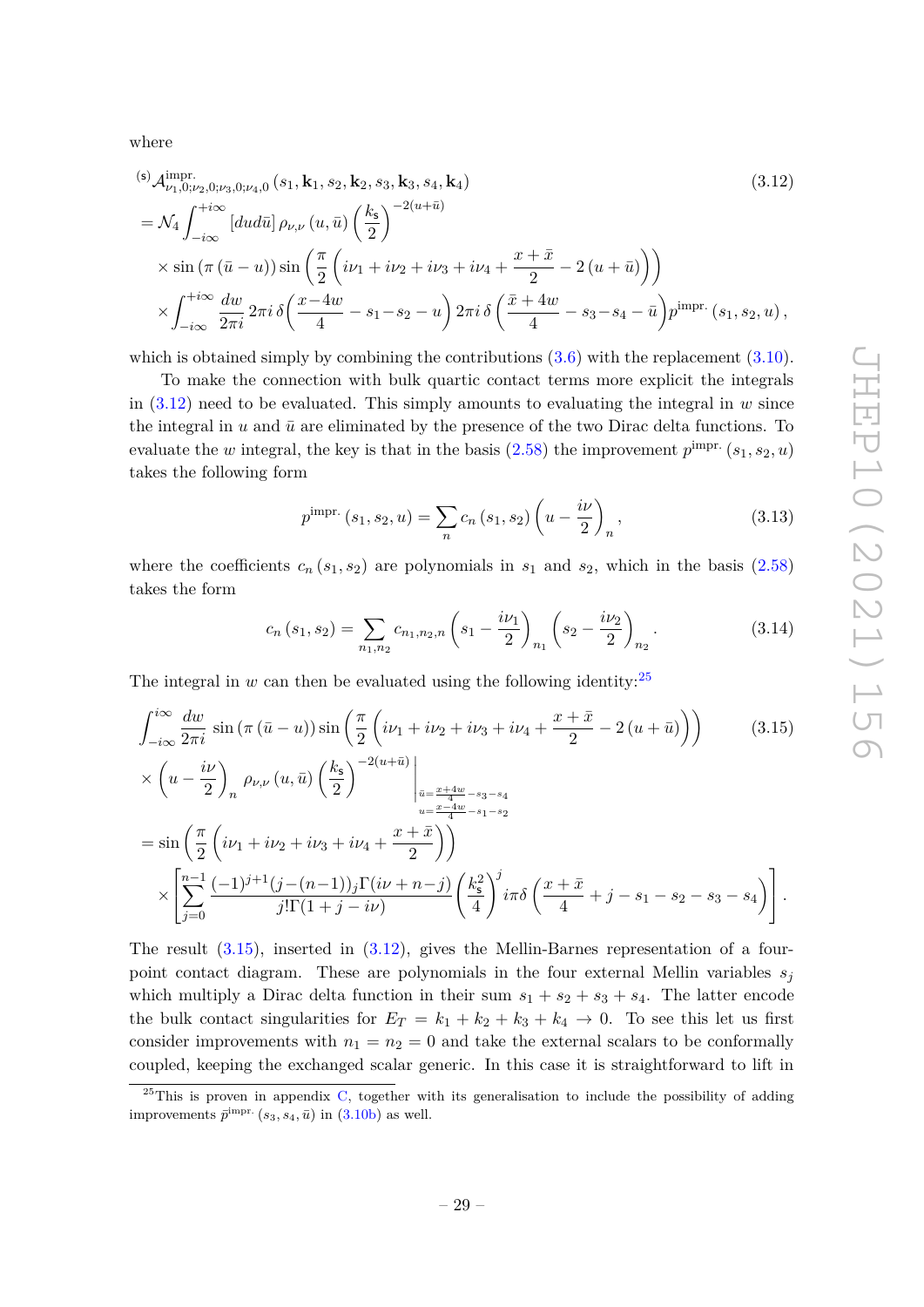where

$$
\begin{aligned}
&{}^{(\mathsf{s})}\mathcal{A}^{\text{impr.}}_{\nu_1,0;\nu_2,0;\nu_3,0;\nu_4,0}\left(s_1,\mathbf{k}_1,s_2,\mathbf{k}_2,s_3,\mathbf{k}_3,s_4,\mathbf{k}_4\right) \qquad (3.12)\\
&= \mathcal{N}_4 \int_{-i\infty}^{+i\infty} [dud\bar{u}]\, \rho_{\nu,\nu}\left(u,\bar{u}\right)\left(\frac{k_{\mathsf{s}}}{2}\right)^{-2(u+\bar{u})}\\
&\quad\times \sin\left(\pi\left(\bar{u}-u\right)\right)\sin\left(\frac{\pi}{2}\left(i\nu_1+i\nu_2+i\nu_3+i\nu_4+\frac{x+\bar{x}}{2}-2\left(u+\bar{u}\right)\right)\right)\\
&\quad\times \int_{-i\infty}^{+i\infty}\frac{dw}{2\pi i}\, 2\pi i\,\delta\!\left(\frac{x-4w}{4}-s_1-s_2-u\right) 2\pi i\,\delta\left(\frac{\bar{x}+4w}{4}-s_3-s_4-\bar{u}\right) p^{\text{impr.}}\left(s_1,s_2,u\right),
\end{aligned}
$$

which is obtained simply by combining the contributions (3.6) with the replacement (3.10).

To make the connection with bulk quartic contact terms more explicit the integrals in (3.12) need to be evaluated. This simply amounts to evaluating the integral in $w$ since the integral in $u$ and $\bar{u}$ are eliminated by the presence of the two Dirac delta functions. To evaluate the $w$ integral, the key is that in the basis (2.58) the improvement $p^{\text{impr.}}\left(s_1,s_2,u\right)$ takes the following form

$$
p^{\text{impr.}}\left(s_1,s_2,u\right) = \sum_n c_n\left(s_1,s_2\right)\left(u-\frac{i\nu}{2}\right)_n, \tag{3.13}
$$

where the coefficients $c_n\left(s_1,s_2\right)$ are polynomials in $s_1$ and $s_2$, which in the basis (2.58) takes the form

$$
c_n\left(s_1,s_2\right) = \sum_{n_1,n_2} c_{n_1,n_2,n}\left(s_1-\frac{i\nu_1}{2}\right)_{n_1}\left(s_2-\frac{i\nu_2}{2}\right)_{n_2}. \tag{3.14}
$$

The integral in $w$ can then be evaluated using the following identity:[25]

$$
\begin{aligned}
&\int_{-i\infty}^{i\infty}\frac{dw}{2\pi i}\,\sin\left(\pi\left(\bar{u}-u\right)\right)\sin\left(\frac{\pi}{2}\left(i\nu_1+i\nu_2+i\nu_3+i\nu_4+\frac{x+\bar{x}}{2}-2\left(u+\bar{u}\right)\right)\right) \qquad (3.15)\\
&\times\left(u-\frac{i\nu}{2}\right)_n \rho_{\nu,\nu}\left(u,\bar{u}\right)\left(\frac{k_{\mathsf{s}}}{2}\right)^{-2(u+\bar{u})}\Bigg|_{\substack{\bar{u}=\frac{\bar{x}+4w}{4}-s_3-s_4\\ u=\frac{x-4w}{4}-s_1-s_2}}\\
&= \sin\left(\frac{\pi}{2}\left(i\nu_1+i\nu_2+i\nu_3+i\nu_4+\frac{x+\bar{x}}{2}\right)\right)\\
&\quad\times\left[\sum_{j=0}^{n-1}\frac{(-1)^{j+1}(j-(n-1))_j\Gamma(i\nu+n-j)}{j!\Gamma(1+j-i\nu)}\left(\frac{k_{\mathsf{s}}^2}{4}\right)^j i\pi\delta\left(\frac{x+\bar{x}}{4}+j-s_1-s_2-s_3-s_4\right)\right].
\end{aligned}
$$

The result (3.15), inserted in (3.12), gives the Mellin-Barnes representation of a four-point contact diagram. These are polynomials in the four external Mellin variables $s_j$ which multiply a Dirac delta function in their sum $s_1+s_2+s_3+s_4$. The latter encode the bulk contact singularities for $E_T = k_1+k_2+k_3+k_4 \to 0$. To see this let us first consider improvements with $n_1=n_2=0$ and take the external scalars to be conformally coupled, keeping the exchanged scalar generic. In this case it is straightforward to lift in

[25] This is proven in appendix C, together with its generalisation to include the possibility of adding improvements $\bar{p}^{\text{impr.}}\left(s_3,s_4,\bar{u}\right)$ in (3.10b) as well.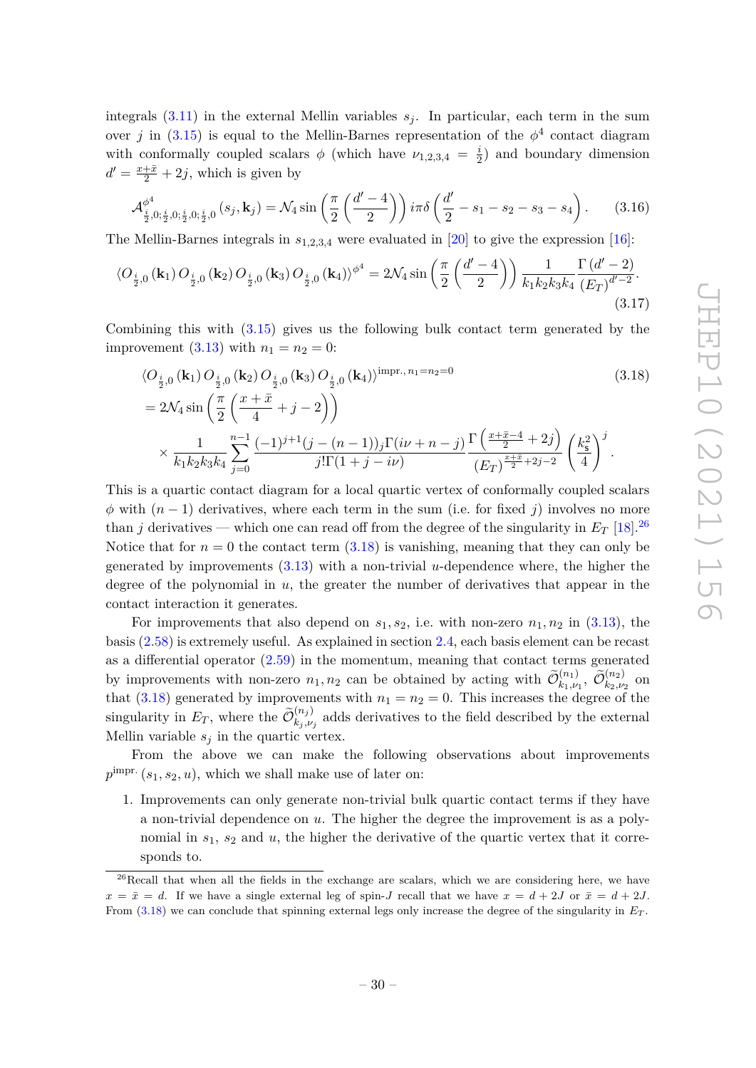integrals (3.11) in the external Mellin variables $s_j$. In particular, each term in the sum over $j$ in (3.15) is equal to the Mellin-Barnes representation of the $\phi^4$ contact diagram with conformally coupled scalars $\phi$ (which have $\nu_{1,2,3,4} = \frac{i}{2}$) and boundary dimension $d' = \frac{x+\bar{x}}{2} + 2j$, which is given by

$$\mathcal{A}^{\phi^4}_{\frac{i}{2},0;\frac{i}{2},0;\frac{i}{2},0;\frac{i}{2},0}(s_j, \mathbf{k}_j) = \mathcal{N}_4 \sin\left(\frac{\pi}{2}\left(\frac{d'-4}{2}\right)\right) i\pi\delta\left(\frac{d'}{2} - s_1 - s_2 - s_3 - s_4\right). \tag{3.16}$$

The Mellin-Barnes integrals in $s_{1,2,3,4}$ were evaluated in [20] to give the expression [16]:

$$\langle O_{\frac{i}{2},0}(\mathbf{k}_1) O_{\frac{i}{2},0}(\mathbf{k}_2) O_{\frac{i}{2},0}(\mathbf{k}_3) O_{\frac{i}{2},0}(\mathbf{k}_4)\rangle^{\phi^4} = 2\mathcal{N}_4 \sin\left(\frac{\pi}{2}\left(\frac{d'-4}{2}\right)\right) \frac{1}{k_1k_2k_3k_4} \frac{\Gamma(d'-2)}{(E_T)^{d'-2}}. \tag{3.17}$$

Combining this with (3.15) gives us the following bulk contact term generated by the improvement (3.13) with $n_1 = n_2 = 0$:

$$\begin{aligned} &\langle O_{\frac{i}{2},0}(\mathbf{k}_1) O_{\frac{i}{2},0}(\mathbf{k}_2) O_{\frac{i}{2},0}(\mathbf{k}_3) O_{\frac{i}{2},0}(\mathbf{k}_4)\rangle^{\text{impr.}, n_1=n_2=0} \\ &= 2\mathcal{N}_4 \sin\left(\frac{\pi}{2}\left(\frac{x+\bar{x}}{4} + j - 2\right)\right) \\ &\quad \times \frac{1}{k_1k_2k_3k_4} \sum_{j=0}^{n-1} \frac{(-1)^{j+1}(j-(n-1))_j \Gamma(i\nu + n - j)}{j!\Gamma(1+j-i\nu)} \frac{\Gamma\left(\frac{x+\bar{x}-4}{2} + 2j\right)}{(E_T)^{\frac{x+\bar{x}}{2}+2j-2}} \left(\frac{k_{\mathsf{s}}^2}{4}\right)^j. \end{aligned} \tag{3.18}$$

This is a quartic contact diagram for a local quartic vertex of conformally coupled scalars $\phi$ with $(n-1)$ derivatives, where each term in the sum (i.e. for fixed $j$) involves no more than $j$ derivatives — which one can read off from the degree of the singularity in $E_T$ [18].[26] Notice that for $n = 0$ the contact term (3.18) is vanishing, meaning that they can only be generated by improvements (3.13) with a non-trivial $u$-dependence where, the higher the degree of the polynomial in $u$, the greater the number of derivatives that appear in the contact interaction it generates.

For improvements that also depend on $s_1, s_2$, i.e. with non-zero $n_1, n_2$ in (3.13), the basis (2.58) is extremely useful. As explained in section 2.4, each basis element can be recast as a differential operator (2.59) in the momentum, meaning that contact terms generated by improvements with non-zero $n_1, n_2$ can be obtained by acting with $\widetilde{\mathcal{O}}^{(n_1)}_{k_1,\nu_1}$, $\widetilde{\mathcal{O}}^{(n_2)}_{k_2,\nu_2}$ on that (3.18) generated by improvements with $n_1 = n_2 = 0$. This increases the degree of the singularity in $E_T$, where the $\widetilde{\mathcal{O}}^{(n_j)}_{k_j,\nu_j}$ adds derivatives to the field described by the external Mellin variable $s_j$ in the quartic vertex.

From the above we can make the following observations about improvements $p^{\text{impr.}}(s_1, s_2, u)$, which we shall make use of later on:

1. Improvements can only generate non-trivial bulk quartic contact terms if they have a non-trivial dependence on $u$. The higher the degree the improvement is as a polynomial in $s_1$, $s_2$ and $u$, the higher the derivative of the quartic vertex that it corresponds to.

[26] Recall that when all the fields in the exchange are scalars, which we are considering here, we have $x = \bar{x} = d$. If we have a single external leg of spin-$J$ recall that we have $x = d + 2J$ or $\bar{x} = d + 2J$. From (3.18) we can conclude that spinning external legs only increase the degree of the singularity in $E_T$.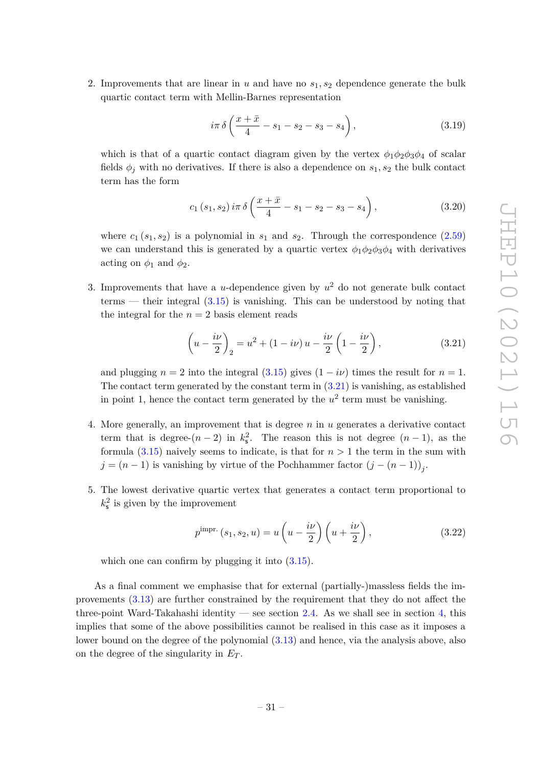2. Improvements that are linear in $u$ and have no $s_1, s_2$ dependence generate the bulk quartic contact term with Mellin-Barnes representation

$$i\pi\, \delta\left(\frac{x+\bar{x}}{4} - s_1 - s_2 - s_3 - s_4\right), \tag{3.19}$$

which is that of a quartic contact diagram given by the vertex $\phi_1\phi_2\phi_3\phi_4$ of scalar fields $\phi_j$ with no derivatives. If there is also a dependence on $s_1, s_2$ the bulk contact term has the form

$$c_1\left(s_1, s_2\right) i\pi\, \delta\left(\frac{x+\bar{x}}{4} - s_1 - s_2 - s_3 - s_4\right), \tag{3.20}$$

where $c_1\left(s_1, s_2\right)$ is a polynomial in $s_1$ and $s_2$. Through the correspondence (2.59) we can understand this is generated by a quartic vertex $\phi_1\phi_2\phi_3\phi_4$ with derivatives acting on $\phi_1$ and $\phi_2$.

3. Improvements that have a $u$-dependence given by $u^2$ do not generate bulk contact terms — their integral (3.15) is vanishing. This can be understood by noting that the integral for the $n = 2$ basis element reads

$$\left(u - \frac{i\nu}{2}\right)_2 = u^2 + (1 - i\nu)\, u - \frac{i\nu}{2}\left(1 - \frac{i\nu}{2}\right), \tag{3.21}$$

and plugging $n = 2$ into the integral (3.15) gives $(1 - i\nu)$ times the result for $n = 1$. The contact term generated by the constant term in (3.21) is vanishing, as established in point 1, hence the contact term generated by the $u^2$ term must be vanishing.

4. More generally, an improvement that is degree $n$ in $u$ generates a derivative contact term that is degree-$(n-2)$ in $k_{\mathfrak{s}}^2$. The reason this is not degree $(n-1)$, as the formula (3.15) naively seems to indicate, is that for $n > 1$ the term in the sum with $j = (n-1)$ is vanishing by virtue of the Pochhammer factor $(j - (n-1))_j$.

5. The lowest derivative quartic vertex that generates a contact term proportional to $k_{\mathfrak{s}}^2$ is given by the improvement

$$p^{\text{impr.}}\left(s_1, s_2, u\right) = u\left(u - \frac{i\nu}{2}\right)\left(u + \frac{i\nu}{2}\right), \tag{3.22}$$

which one can confirm by plugging it into (3.15).

As a final comment we emphasise that for external (partially-)massless fields the improvements (3.13) are further constrained by the requirement that they do not affect the three-point Ward-Takahashi identity — see section 2.4. As we shall see in section 4, this implies that some of the above possibilities cannot be realised in this case as it imposes a lower bound on the degree of the polynomial (3.13) and hence, via the analysis above, also on the degree of the singularity in $E_T$.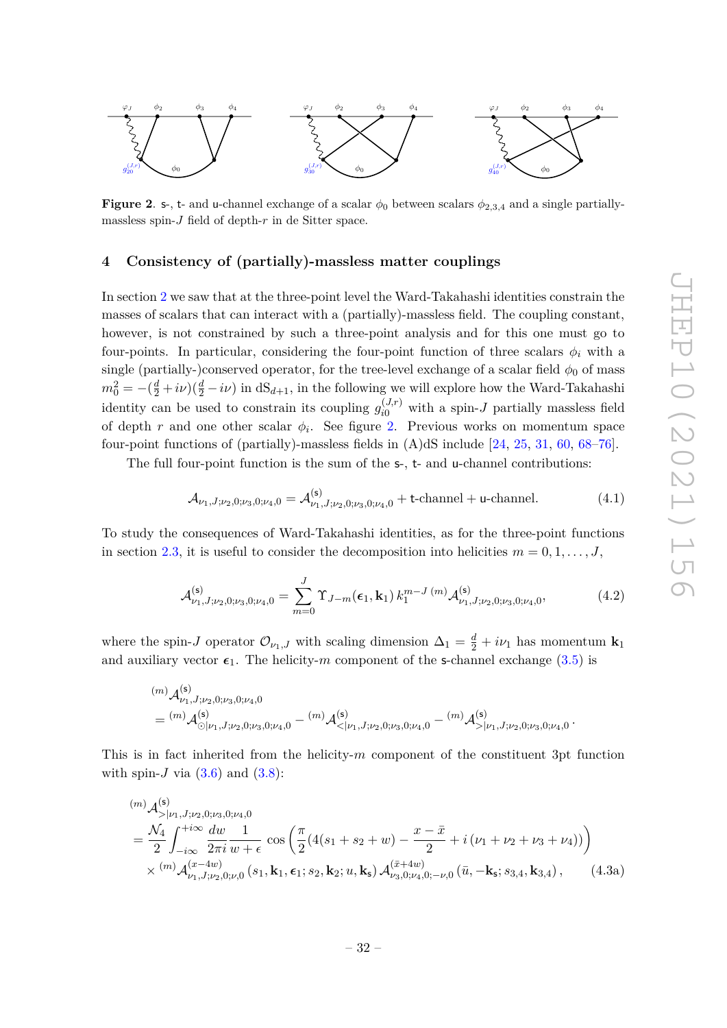**Figure 2**. s-, t- and u-channel exchange of a scalar $\phi_0$ between scalars $\phi_{2,3,4}$ and a single partially-massless spin-$J$ field of depth-$r$ in de Sitter space.

## 4 Consistency of (partially)-massless matter couplings

In section 2 we saw that at the three-point level the Ward-Takahashi identities constrain the masses of scalars that can interact with a (partially)-massless field. The coupling constant, however, is not constrained by such a three-point analysis and for this one must go to four-points. In particular, considering the four-point function of three scalars $\phi_i$ with a single (partially-)conserved operator, for the tree-level exchange of a scalar field $\phi_0$ of mass $m_0^2 = -(\frac{d}{2}+i\nu)(\frac{d}{2}-i\nu)$ in $\mathrm{dS}_{d+1}$, in the following we will explore how the Ward-Takahashi identity can be used to constrain its coupling $g_{i0}^{(J,r)}$ with a spin-$J$ partially massless field of depth $r$ and one other scalar $\phi_i$. See figure 2. Previous works on momentum space four-point functions of (partially)-massless fields in (A)dS include [24, 25, 31, 60, 68–76].

The full four-point function is the sum of the s-, t- and u-channel contributions:

$$\mathcal{A}_{\nu_1,J;\nu_2,0;\nu_3,0;\nu_4,0} = \mathcal{A}^{(\mathsf{s})}_{\nu_1,J;\nu_2,0;\nu_3,0;\nu_4,0} + \mathsf{t}\text{-channel} + \mathsf{u}\text{-channel}. \tag{4.1}$$

To study the consequences of Ward-Takahashi identities, as for the three-point functions in section 2.3, it is useful to consider the decomposition into helicities $m = 0, 1, \ldots, J$,

$$\mathcal{A}^{(\mathsf{s})}_{\nu_1,J;\nu_2,0;\nu_3,0;\nu_4,0} = \sum_{m=0}^{J} \Upsilon_{J-m}(\boldsymbol{\epsilon}_1, \mathbf{k}_1)\, k_1^{m-J}\, {}^{(m)}\mathcal{A}^{(\mathsf{s})}_{\nu_1,J;\nu_2,0;\nu_3,0;\nu_4,0}, \tag{4.2}$$

where the spin-$J$ operator $\mathcal{O}_{\nu_1,J}$ with scaling dimension $\Delta_1 = \frac{d}{2} + i\nu_1$ has momentum $\mathbf{k}_1$ and auxiliary vector $\boldsymbol{\epsilon}_1$. The helicity-$m$ component of the s-channel exchange (3.5) is

$$\begin{aligned}
&{}^{(m)}\mathcal{A}^{(\mathsf{s})}_{\nu_1,J;\nu_2,0;\nu_3,0;\nu_4,0} \\
&= {}^{(m)}\mathcal{A}^{(\mathsf{s})}_{\odot|\nu_1,J;\nu_2,0;\nu_3,0;\nu_4,0} - {}^{(m)}\mathcal{A}^{(\mathsf{s})}_{<|\nu_1,J;\nu_2,0;\nu_3,0;\nu_4,0} - {}^{(m)}\mathcal{A}^{(\mathsf{s})}_{>|\nu_1,J;\nu_2,0;\nu_3,0;\nu_4,0}\,.
\end{aligned}$$

This is in fact inherited from the helicity-$m$ component of the constituent 3pt function with spin-$J$ via (3.6) and (3.8):

$$\begin{aligned}
&{}^{(m)}\mathcal{A}^{(\mathsf{s})}_{>|\nu_1,J;\nu_2,0;\nu_3,0;\nu_4,0} \\
&= \frac{\mathcal{N}_4}{2}\int_{-i\infty}^{+i\infty}\frac{dw}{2\pi i}\frac{1}{w+\epsilon}\cos\left(\frac{\pi}{2}(4(s_1+s_2+w)-\frac{x-\bar{x}}{2}+i\,(\nu_1+\nu_2+\nu_3+\nu_4))\right) \\
&\times {}^{(m)}\mathcal{A}^{(x-4w)}_{\nu_1,J;\nu_2,0;\nu,0}\left(s_1,\mathbf{k}_1,\boldsymbol{\epsilon}_1;s_2,\mathbf{k}_2;u,\mathbf{k}_{\mathsf{s}}\right)\mathcal{A}^{(\bar{x}+4w)}_{\nu_3,0;\nu_4,0;-\nu,0}\left(\bar{u},-\mathbf{k}_{\mathsf{s}};s_{3,4},\mathbf{k}_{3,4}\right),
\end{aligned} \tag{4.3a}$$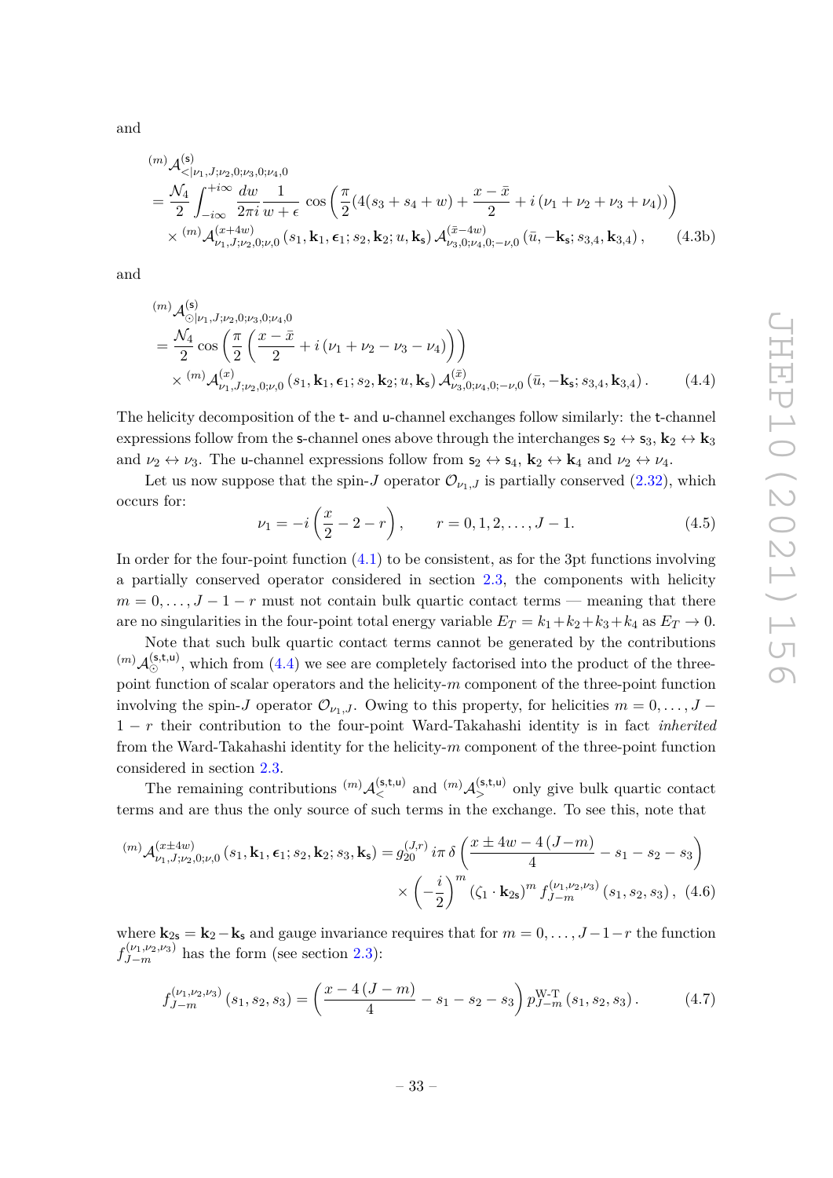and

$$
\begin{aligned}
&{}^{(m)}\mathcal{A}^{(\mathsf{s})}_{<|\nu_1,J;\nu_2,0;\nu_3,0;\nu_4,0} \\
&= \frac{\mathcal{N}_4}{2}\int_{-i\infty}^{+i\infty}\frac{dw}{2\pi i}\frac{1}{w+\epsilon}\cos\left(\frac{\pi}{2}(4(s_3+s_4+w)+\frac{x-\bar{x}}{2}+i\,(\nu_1+\nu_2+\nu_3+\nu_4))\right) \\
&\quad\times {}^{(m)}\mathcal{A}^{(x+4w)}_{\nu_1,J;\nu_2,0;\nu,0}\left(s_1,\mathbf{k}_1,\boldsymbol{\epsilon}_1;s_2,\mathbf{k}_2;u,\mathbf{k}_{\mathsf{s}}\right)\mathcal{A}^{(\bar{x}-4w)}_{\nu_3,0;\nu_4,0;-\nu,0}\left(\bar{u},-\mathbf{k}_{\mathsf{s}};s_{3,4},\mathbf{k}_{3,4}\right), \qquad (4.3\text{b})
\end{aligned}
$$

and

$$
\begin{aligned}
&{}^{(m)}\mathcal{A}^{(\mathsf{s})}_{\odot|\nu_1,J;\nu_2,0;\nu_3,0;\nu_4,0} \\
&= \frac{\mathcal{N}_4}{2}\cos\left(\frac{\pi}{2}\left(\frac{x-\bar{x}}{2}+i\,(\nu_1+\nu_2-\nu_3-\nu_4)\right)\right) \\
&\quad\times {}^{(m)}\mathcal{A}^{(x)}_{\nu_1,J;\nu_2,0;\nu,0}\left(s_1,\mathbf{k}_1,\boldsymbol{\epsilon}_1;s_2,\mathbf{k}_2;u,\mathbf{k}_{\mathsf{s}}\right)\mathcal{A}^{(\bar{x})}_{\nu_3,0;\nu_4,0;-\nu,0}\left(\bar{u},-\mathbf{k}_{\mathsf{s}};s_{3,4},\mathbf{k}_{3,4}\right). \qquad (4.4)
\end{aligned}
$$

The helicity decomposition of the $\mathsf{t}$- and $\mathsf{u}$-channel exchanges follow similarly: the $\mathsf{t}$-channel expressions follow from the $\mathsf{s}$-channel ones above through the interchanges $\mathsf{s}_2 \leftrightarrow \mathsf{s}_3$, $\mathbf{k}_2 \leftrightarrow \mathbf{k}_3$ and $\nu_2 \leftrightarrow \nu_3$. The $\mathsf{u}$-channel expressions follow from $\mathsf{s}_2 \leftrightarrow \mathsf{s}_4$, $\mathbf{k}_2 \leftrightarrow \mathbf{k}_4$ and $\nu_2 \leftrightarrow \nu_4$.

Let us now suppose that the spin-$J$ operator $\mathcal{O}_{\nu_1,J}$ is partially conserved (2.32), which occurs for:

$$
\nu_1 = -i\left(\frac{x}{2}-2-r\right), \qquad r = 0,1,2,\ldots,J-1. \qquad (4.5)
$$

In order for the four-point function (4.1) to be consistent, as for the 3pt functions involving a partially conserved operator considered in section 2.3, the components with helicity $m = 0,\ldots,J-1-r$ must not contain bulk quartic contact terms — meaning that there are no singularities in the four-point total energy variable $E_T = k_1+k_2+k_3+k_4$ as $E_T \to 0$.

Note that such bulk quartic contact terms cannot be generated by the contributions ${}^{(m)}\mathcal{A}^{(\mathsf{s,t,u})}_{\odot}$, which from (4.4) we see are completely factorised into the product of the three-point function of scalar operators and the helicity-$m$ component of the three-point function involving the spin-$J$ operator $\mathcal{O}_{\nu_1,J}$. Owing to this property, for helicities $m = 0,\ldots,J-1-r$ their contribution to the four-point Ward-Takahashi identity is in fact *inherited* from the Ward-Takahashi identity for the helicity-$m$ component of the three-point function considered in section 2.3.

The remaining contributions ${}^{(m)}\mathcal{A}^{(\mathsf{s,t,u})}_{<}$ and ${}^{(m)}\mathcal{A}^{(\mathsf{s,t,u})}_{>}$ only give bulk quartic contact terms and are thus the only source of such terms in the exchange. To see this, note that

$$
\begin{aligned}
{}^{(m)}\mathcal{A}^{(x\pm 4w)}_{\nu_1,J;\nu_2,0;\nu,0}\left(s_1,\mathbf{k}_1,\boldsymbol{\epsilon}_1;s_2,\mathbf{k}_2;s_3,\mathbf{k}_{\mathsf{s}}\right) &= g^{(J,r)}_{20}\,i\pi\,\delta\left(\frac{x\pm 4w-4\,(J-m)}{4}-s_1-s_2-s_3\right) \\
&\quad\times\left(-\frac{i}{2}\right)^m\left(\zeta_1\cdot\mathbf{k}_{2\mathsf{s}}\right)^m f^{(\nu_1,\nu_2,\nu_3)}_{J-m}\left(s_1,s_2,s_3\right), \quad (4.6)
\end{aligned}
$$

where $\mathbf{k}_{2\mathsf{s}} = \mathbf{k}_2-\mathbf{k}_{\mathsf{s}}$ and gauge invariance requires that for $m = 0,\ldots,J-1-r$ the function $f^{(\nu_1,\nu_2,\nu_3)}_{J-m}$ has the form (see section 2.3):

$$
f^{(\nu_1,\nu_2,\nu_3)}_{J-m}\left(s_1,s_2,s_3\right) = \left(\frac{x-4\,(J-m)}{4}-s_1-s_2-s_3\right)p^{\text{W-T}}_{J-m}\left(s_1,s_2,s_3\right). \qquad (4.7)
$$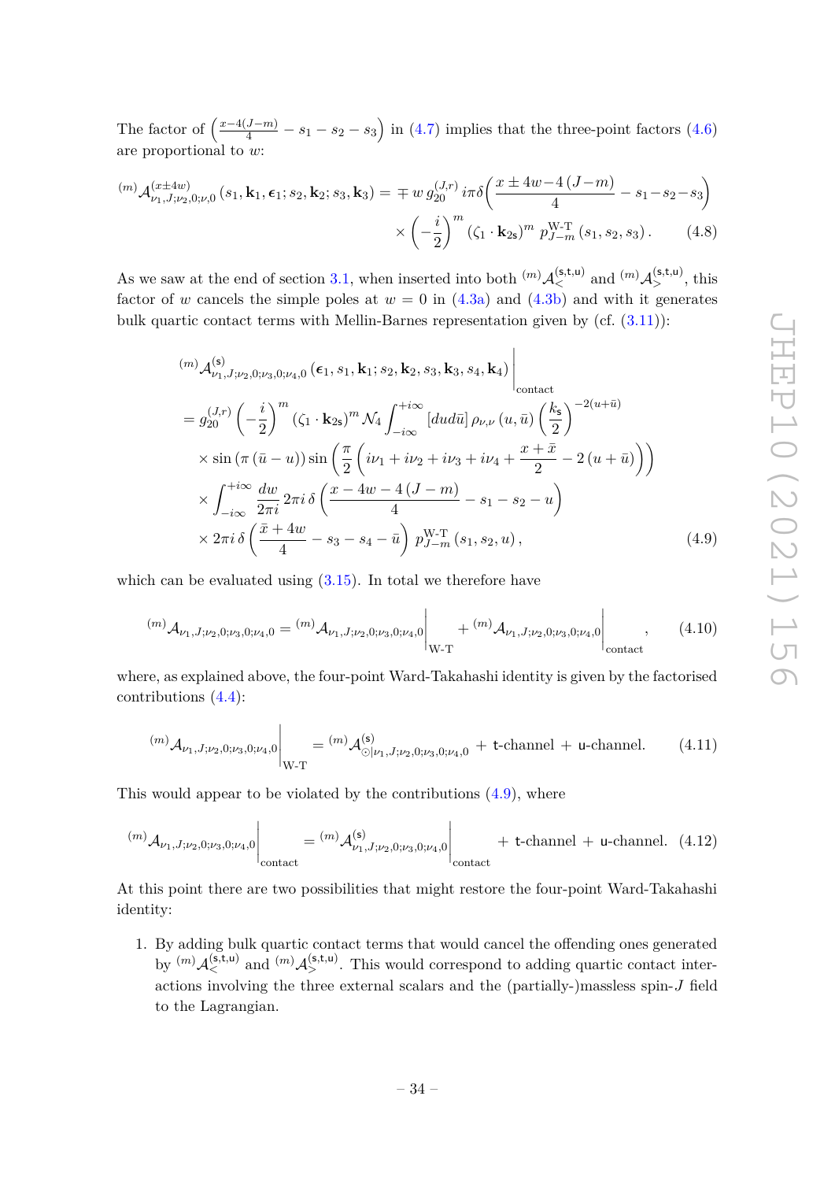The factor of $\left(\frac{x-4(J-m)}{4} - s_1 - s_2 - s_3\right)$ in (4.7) implies that the three-point factors (4.6) are proportional to $w$:

$$
{}^{(m)}\mathcal{A}^{(x\pm 4w)}_{\nu_1,J;\nu_2,0;\nu,0}\left(s_1,\mathbf{k}_1,\boldsymbol{\epsilon}_1;s_2,\mathbf{k}_2;s_3,\mathbf{k}_3\right) = \mp\, w\, g^{(J,r)}_{20}\, i\pi\delta\left(\frac{x\pm 4w-4\left(J-m\right)}{4} - s_1 - s_2 - s_3\right) \\
\times\left(-\frac{i}{2}\right)^m \left(\zeta_1\cdot\mathbf{k}_{2\mathsf{s}}\right)^m p^{\text{W-T}}_{J-m}\left(s_1,s_2,s_3\right). \tag{4.8}
$$

As we saw at the end of section 3.1, when inserted into both ${}^{(m)}\mathcal{A}^{(\mathsf{s},\mathsf{t},\mathsf{u})}_{<}$ and ${}^{(m)}\mathcal{A}^{(\mathsf{s},\mathsf{t},\mathsf{u})}_{>}$, this factor of $w$ cancels the simple poles at $w=0$ in (4.3a) and (4.3b) and with it generates bulk quartic contact terms with Mellin-Barnes representation given by (cf. (3.11)):

$$
\begin{aligned}
&{}^{(m)}\mathcal{A}^{(\mathsf{s})}_{\nu_1,J;\nu_2,0;\nu_3,0;\nu_4,0}\left(\boldsymbol{\epsilon}_1,s_1,\mathbf{k}_1;s_2,\mathbf{k}_2,s_3,\mathbf{k}_3,s_4,\mathbf{k}_4\right)\Big|_{\text{contact}} \\
&= g^{(J,r)}_{20}\left(-\frac{i}{2}\right)^m \left(\zeta_1\cdot\mathbf{k}_{2\mathsf{s}}\right)^m \mathcal{N}_4 \int_{-i\infty}^{+i\infty}\left[dud\bar{u}\right]\rho_{\nu,\nu}\left(u,\bar{u}\right)\left(\frac{k_{\mathsf{s}}}{2}\right)^{-2(u+\bar{u})} \\
&\quad\times \sin\left(\pi\left(\bar{u}-u\right)\right)\sin\left(\frac{\pi}{2}\left(i\nu_1+i\nu_2+i\nu_3+i\nu_4+\frac{x+\bar{x}}{2}-2\left(u+\bar{u}\right)\right)\right) \\
&\quad\times \int_{-i\infty}^{+i\infty}\frac{dw}{2\pi i}\,2\pi i\,\delta\left(\frac{x-4w-4\left(J-m\right)}{4}-s_1-s_2-u\right) \\
&\quad\times 2\pi i\,\delta\left(\frac{\bar{x}+4w}{4}-s_3-s_4-\bar{u}\right)\, p^{\text{W-T}}_{J-m}\left(s_1,s_2,u\right),
\end{aligned} \tag{4.9}
$$

which can be evaluated using (3.15). In total we therefore have

$$
{}^{(m)}\mathcal{A}_{\nu_1,J;\nu_2,0;\nu_3,0;\nu_4,0} = {}^{(m)}\mathcal{A}_{\nu_1,J;\nu_2,0;\nu_3,0;\nu_4,0}\Big|_{\text{W-T}} + {}^{(m)}\mathcal{A}_{\nu_1,J;\nu_2,0;\nu_3,0;\nu_4,0}\Big|_{\text{contact}}, \tag{4.10}
$$

where, as explained above, the four-point Ward-Takahashi identity is given by the factorised contributions (4.4):

$$
{}^{(m)}\mathcal{A}_{\nu_1,J;\nu_2,0;\nu_3,0;\nu_4,0}\Big|_{\text{W-T}} = {}^{(m)}\mathcal{A}^{(\mathsf{s})}_{\odot|\nu_1,J;\nu_2,0;\nu_3,0;\nu_4,0} + \mathsf{t}\text{-channel} + \mathsf{u}\text{-channel}. \tag{4.11}
$$

This would appear to be violated by the contributions (4.9), where

$$
{}^{(m)}\mathcal{A}_{\nu_1,J;\nu_2,0;\nu_3,0;\nu_4,0}\Big|_{\text{contact}} = {}^{(m)}\mathcal{A}^{(\mathsf{s})}_{\nu_1,J;\nu_2,0;\nu_3,0;\nu_4,0}\Big|_{\text{contact}} + \mathsf{t}\text{-channel} + \mathsf{u}\text{-channel}. \tag{4.12}
$$

At this point there are two possibilities that might restore the four-point Ward-Takahashi identity:

1. By adding bulk quartic contact terms that would cancel the offending ones generated by ${}^{(m)}\mathcal{A}^{(\mathsf{s},\mathsf{t},\mathsf{u})}_{<}$ and ${}^{(m)}\mathcal{A}^{(\mathsf{s},\mathsf{t},\mathsf{u})}_{>}$. This would correspond to adding quartic contact interactions involving the three external scalars and the (partially-)massless spin-$J$ field to the Lagrangian.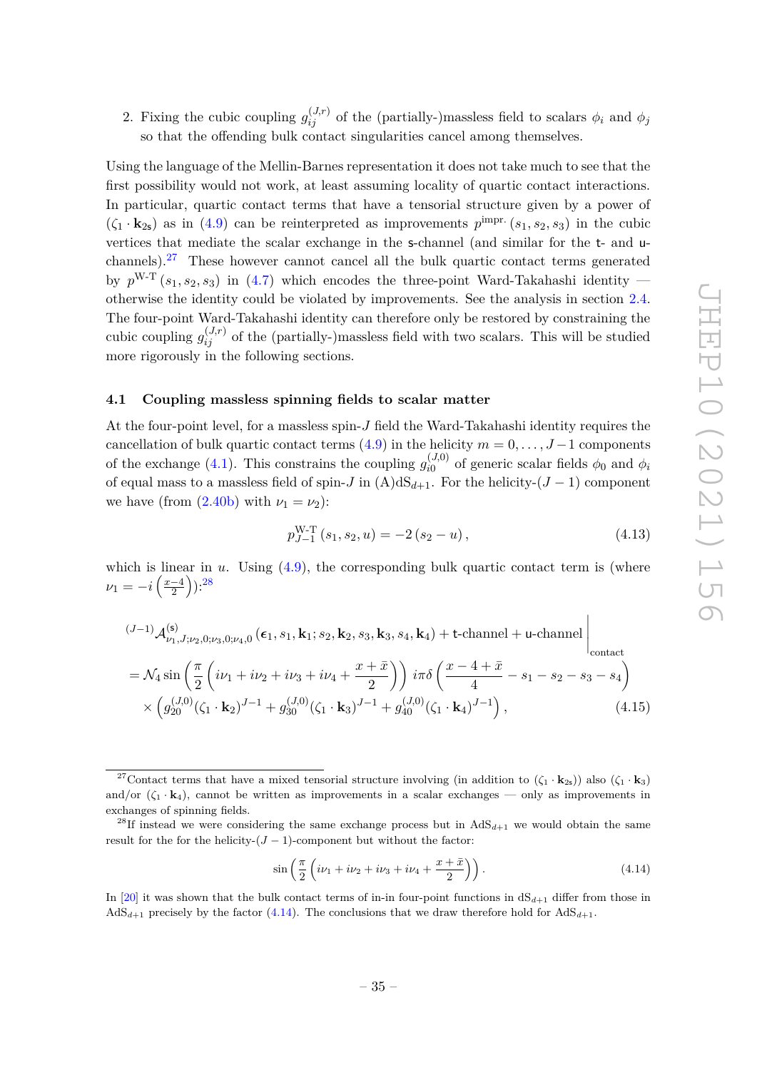2. Fixing the cubic coupling $g_{ij}^{(J,r)}$ of the (partially-)massless field to scalars $\phi_i$ and $\phi_j$ so that the offending bulk contact singularities cancel among themselves.

Using the language of the Mellin-Barnes representation it does not take much to see that the first possibility would not work, at least assuming locality of quartic contact interactions. In particular, quartic contact terms that have a tensorial structure given by a power of $(\zeta_1 \cdot \mathbf{k}_{2\mathsf{s}})$ as in (4.9) can be reinterpreted as improvements $p^{\text{impr.}}(s_1, s_2, s_3)$ in the cubic vertices that mediate the scalar exchange in the $\mathsf{s}$-channel (and similar for the $\mathsf{t}$- and $\mathsf{u}$-channels).[27] These however cannot cancel all the bulk quartic contact terms generated by $p^{\text{W-T}}(s_1, s_2, s_3)$ in (4.7) which encodes the three-point Ward-Takahashi identity — otherwise the identity could be violated by improvements. See the analysis in section 2.4. The four-point Ward-Takahashi identity can therefore only be restored by constraining the cubic coupling $g_{ij}^{(J,r)}$ of the (partially-)massless field with two scalars. This will be studied more rigorously in the following sections.

### 4.1 Coupling massless spinning fields to scalar matter

At the four-point level, for a massless spin-$J$ field the Ward-Takahashi identity requires the cancellation of bulk quartic contact terms (4.9) in the helicity $m = 0, \ldots, J-1$ components of the exchange (4.1). This constrains the coupling $g_{i0}^{(J,0)}$ of generic scalar fields $\phi_0$ and $\phi_i$ of equal mass to a massless field of spin-$J$ in (A)dS$_{d+1}$. For the helicity-$(J-1)$ component we have (from (2.40b) with $\nu_1 = \nu_2$):

$$p_{J-1}^{\text{W-T}}(s_1, s_2, u) = -2(s_2 - u), \tag{4.13}$$

which is linear in $u$. Using (4.9), the corresponding bulk quartic contact term is (where $\nu_1 = -i\left(\frac{x-4}{2}\right)$):[28]

$$\begin{aligned}
&{}^{(J-1)}\mathcal{A}^{(\mathsf{s})}_{\nu_1,J;\nu_2,0;\nu_3,0;\nu_4,0}(\boldsymbol{\epsilon}_1, s_1, \mathbf{k}_1; s_2, \mathbf{k}_2, s_3, \mathbf{k}_3, s_4, \mathbf{k}_4) + \mathsf{t}\text{-channel} + \mathsf{u}\text{-channel}\Big|_{\text{contact}} \\
&= \mathcal{N}_4 \sin\left(\frac{\pi}{2}\left(i\nu_1 + i\nu_2 + i\nu_3 + i\nu_4 + \frac{x+\bar{x}}{2}\right)\right) i\pi\delta\left(\frac{x-4+\bar{x}}{4} - s_1 - s_2 - s_3 - s_4\right) \\
&\quad \times \left(g_{20}^{(J,0)}(\zeta_1 \cdot \mathbf{k}_2)^{J-1} + g_{30}^{(J,0)}(\zeta_1 \cdot \mathbf{k}_3)^{J-1} + g_{40}^{(J,0)}(\zeta_1 \cdot \mathbf{k}_4)^{J-1}\right),
\end{aligned} \tag{4.15}$$

---

[27] Contact terms that have a mixed tensorial structure involving (in addition to $(\zeta_1 \cdot \mathbf{k}_{2\mathsf{s}})$) also $(\zeta_1 \cdot \mathbf{k}_3)$ and/or $(\zeta_1 \cdot \mathbf{k}_4)$, cannot be written as improvements in a scalar exchanges — only as improvements in exchanges of spinning fields.

[28] If instead we were considering the same exchange process but in AdS$_{d+1}$ we would obtain the same result for the for the helicity-$(J-1)$-component but without the factor:

$$\sin\left(\frac{\pi}{2}\left(i\nu_1 + i\nu_2 + i\nu_3 + i\nu_4 + \frac{x+\bar{x}}{2}\right)\right). \tag{4.14}$$

In [20] it was shown that the bulk contact terms of in-in four-point functions in dS$_{d+1}$ differ from those in AdS$_{d+1}$ precisely by the factor (4.14). The conclusions that we draw therefore hold for AdS$_{d+1}$.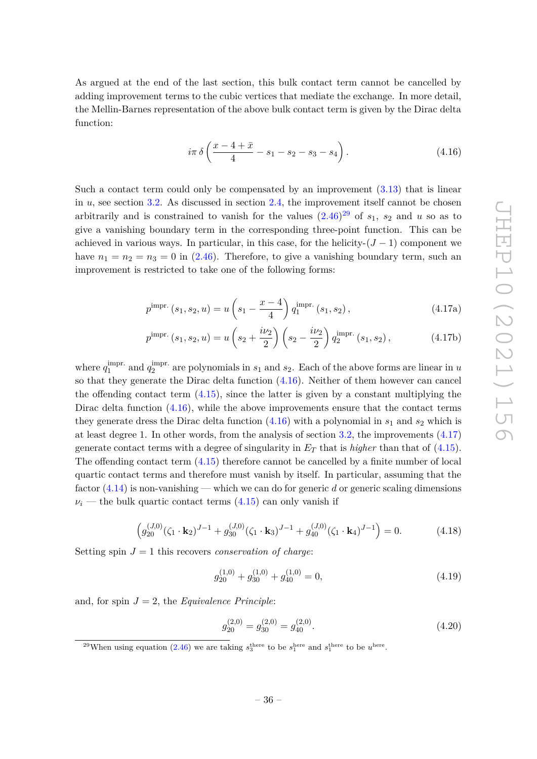As argued at the end of the last section, this bulk contact term cannot be cancelled by adding improvement terms to the cubic vertices that mediate the exchange. In more detail, the Mellin-Barnes representation of the above bulk contact term is given by the Dirac delta function:

$$i\pi\,\delta\left(\frac{x-4+\bar{x}}{4}-s_1-s_2-s_3-s_4\right). \tag{4.16}$$

Such a contact term could only be compensated by an improvement (3.13) that is linear in $u$, see section 3.2. As discussed in section 2.4, the improvement itself cannot be chosen arbitrarily and is constrained to vanish for the values (2.46)[29] of $s_1$, $s_2$ and $u$ so as to give a vanishing boundary term in the corresponding three-point function. This can be achieved in various ways. In particular, in this case, for the helicity-$(J-1)$ component we have $n_1 = n_2 = n_3 = 0$ in (2.46). Therefore, to give a vanishing boundary term, such an improvement is restricted to take one of the following forms:

$$p^{\text{impr.}}\left(s_1, s_2, u\right) = u\left(s_1 - \frac{x-4}{4}\right) q_1^{\text{impr.}}\left(s_1, s_2\right), \tag{4.17a}$$

$$p^{\text{impr.}}\left(s_1, s_2, u\right) = u\left(s_2 + \frac{i\nu_2}{2}\right)\left(s_2 - \frac{i\nu_2}{2}\right) q_2^{\text{impr.}}\left(s_1, s_2\right), \tag{4.17b}$$

where $q_1^{\text{impr.}}$ and $q_2^{\text{impr.}}$ are polynomials in $s_1$ and $s_2$. Each of the above forms are linear in $u$ so that they generate the Dirac delta function (4.16). Neither of them however can cancel the offending contact term (4.15), since the latter is given by a constant multiplying the Dirac delta function (4.16), while the above improvements ensure that the contact terms they generate dress the Dirac delta function (4.16) with a polynomial in $s_1$ and $s_2$ which is at least degree 1. In other words, from the analysis of section 3.2, the improvements (4.17) generate contact terms with a degree of singularity in $E_T$ that is *higher* than that of (4.15). The offending contact term (4.15) therefore cannot be cancelled by a finite number of local quartic contact terms and therefore must vanish by itself. In particular, assuming that the factor (4.14) is non-vanishing — which we can do for generic $d$ or generic scaling dimensions $\nu_i$ — the bulk quartic contact terms (4.15) can only vanish if

$$\left(g_{20}^{(J,0)}(\zeta_1\cdot\mathbf{k}_2)^{J-1} + g_{30}^{(J,0)}(\zeta_1\cdot\mathbf{k}_3)^{J-1} + g_{40}^{(J,0)}(\zeta_1\cdot\mathbf{k}_4)^{J-1}\right) = 0. \tag{4.18}$$

Setting spin $J=1$ this recovers *conservation of charge*:

$$g_{20}^{(1,0)} + g_{30}^{(1,0)} + g_{40}^{(1,0)} = 0, \tag{4.19}$$

and, for spin $J=2$, the *Equivalence Principle*:

$$g_{20}^{(2,0)} = g_{30}^{(2,0)} = g_{40}^{(2,0)}. \tag{4.20}$$

[29] When using equation (2.46) we are taking $s_3^{\text{there}}$ to be $s_1^{\text{here}}$ and $s_1^{\text{there}}$ to be $u^{\text{here}}$.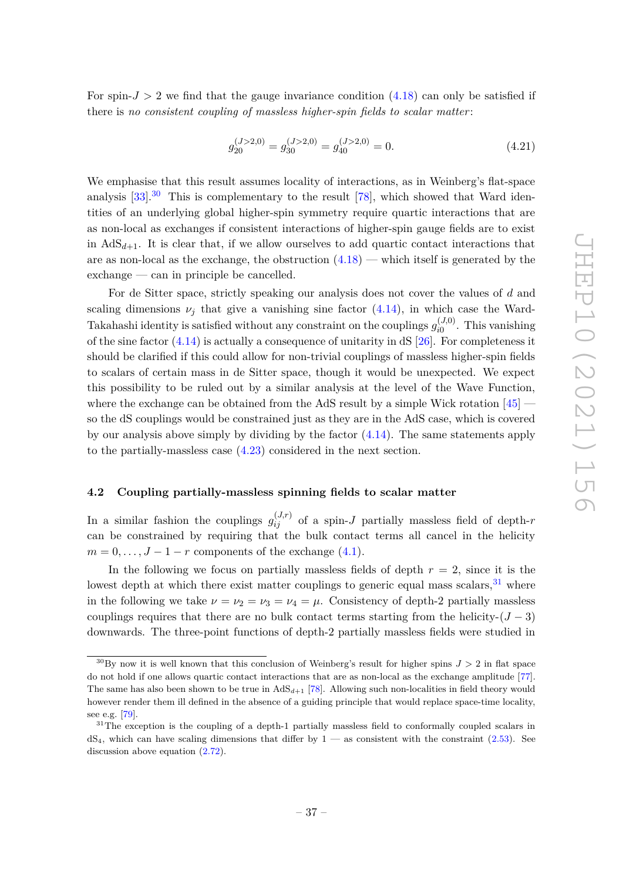For spin-$J > 2$ we find that the gauge invariance condition (4.18) can only be satisfied if there is *no consistent coupling of massless higher-spin fields to scalar matter*:

$$g_{20}^{(J>2,0)} = g_{30}^{(J>2,0)} = g_{40}^{(J>2,0)} = 0. \tag{4.21}$$

We emphasise that this result assumes locality of interactions, as in Weinberg's flat-space analysis [33].[30] This is complementary to the result [78], which showed that Ward identities of an underlying global higher-spin symmetry require quartic interactions that are as non-local as exchanges if consistent interactions of higher-spin gauge fields are to exist in AdS$_{d+1}$. It is clear that, if we allow ourselves to add quartic contact interactions that are as non-local as the exchange, the obstruction (4.18) — which itself is generated by the exchange — can in principle be cancelled.

For de Sitter space, strictly speaking our analysis does not cover the values of $d$ and scaling dimensions $\nu_j$ that give a vanishing sine factor (4.14), in which case the Ward-Takahashi identity is satisfied without any constraint on the couplings $g_{i0}^{(J,0)}$. This vanishing of the sine factor (4.14) is actually a consequence of unitarity in dS [26]. For completeness it should be clarified if this could allow for non-trivial couplings of massless higher-spin fields to scalars of certain mass in de Sitter space, though it would be unexpected. We expect this possibility to be ruled out by a similar analysis at the level of the Wave Function, where the exchange can be obtained from the AdS result by a simple Wick rotation [45] — so the dS couplings would be constrained just as they are in the AdS case, which is covered by our analysis above simply by dividing by the factor (4.14). The same statements apply to the partially-massless case (4.23) considered in the next section.

### 4.2 Coupling partially-massless spinning fields to scalar matter

In a similar fashion the couplings $g_{ij}^{(J,r)}$ of a spin-$J$ partially massless field of depth-$r$ can be constrained by requiring that the bulk contact terms all cancel in the helicity $m = 0, \ldots, J-1-r$ components of the exchange (4.1).

In the following we focus on partially massless fields of depth $r = 2$, since it is the lowest depth at which there exist matter couplings to generic equal mass scalars,[31] where in the following we take $\nu = \nu_2 = \nu_3 = \nu_4 = \mu$. Consistency of depth-2 partially massless couplings requires that there are no bulk contact terms starting from the helicity-$(J-3)$ downwards. The three-point functions of depth-2 partially massless fields were studied in

---

[30] By now it is well known that this conclusion of Weinberg's result for higher spins $J > 2$ in flat space do not hold if one allows quartic contact interactions that are as non-local as the exchange amplitude [77]. The same has also been shown to be true in AdS$_{d+1}$ [78]. Allowing such non-localities in field theory would however render them ill defined in the absence of a guiding principle that would replace space-time locality, see e.g. [79].

[31] The exception is the coupling of a depth-1 partially massless field to conformally coupled scalars in dS$_4$, which can have scaling dimensions that differ by 1 — as consistent with the constraint (2.53). See discussion above equation (2.72).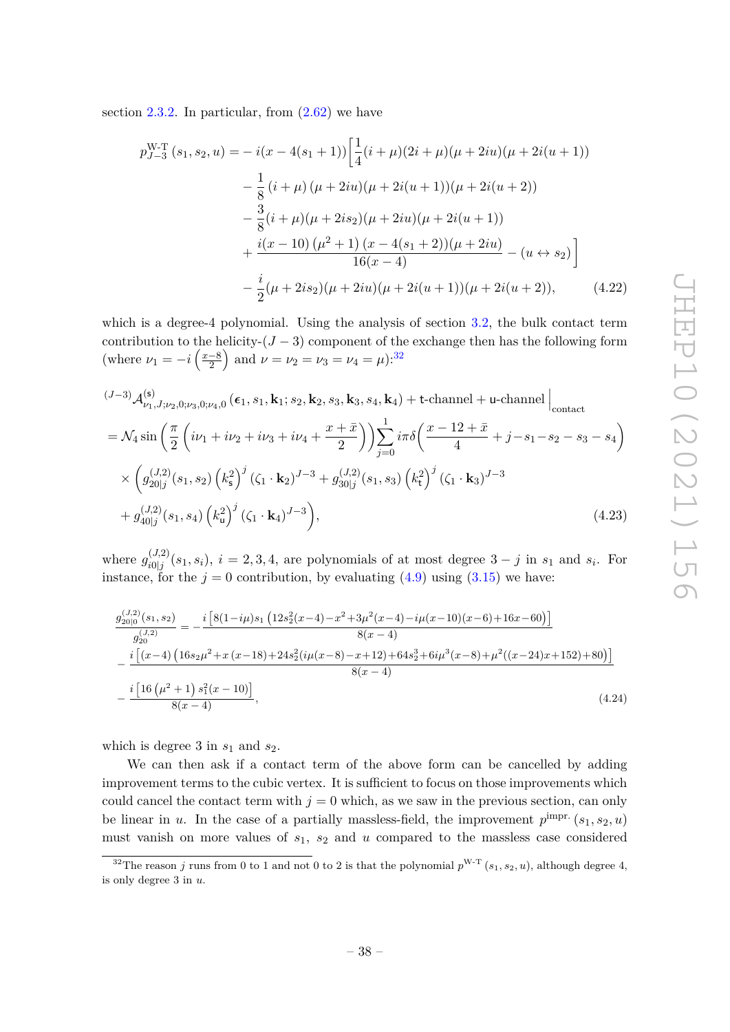section 2.3.2. In particular, from (2.62) we have

$$
\begin{aligned}
p^{\text{W-T}}_{J-3}\left(s_1,s_2,u\right) = &-i(x-4(s_1+1))\bigg[\frac{1}{4}(i+\mu)(2i+\mu)(\mu+2iu)(\mu+2i(u+1))\\
&-\frac{1}{8}\left(i+\mu\right)\left(\mu+2iu\right)(\mu+2i(u+1))(\mu+2i(u+2))\\
&-\frac{3}{8}(i+\mu)(\mu+2is_2)(\mu+2iu)(\mu+2i(u+1))\\
&+\frac{i(x-10)\left(\mu^2+1\right)\left(x-4(s_1+2)\right)(\mu+2iu)}{16(x-4)}-(u\leftrightarrow s_2)\bigg]\\
&-\frac{i}{2}(\mu+2is_2)(\mu+2iu)(\mu+2i(u+1))(\mu+2i(u+2)), \qquad (4.22)
\end{aligned}
$$

which is a degree-4 polynomial. Using the analysis of section 3.2, the bulk contact term contribution to the helicity-$(J-3)$ component of the exchange then has the following form (where $\nu_1=-i\left(\frac{x-8}{2}\right)$ and $\nu=\nu_2=\nu_3=\nu_4=\mu$):[32]

$$
\begin{aligned}
&{}^{(J-3)}\mathcal{A}^{(\mathsf{s})}_{\nu_1,J;\nu_2,0;\nu_3,0;\nu_4,0}\left(\boldsymbol{\epsilon}_1,s_1,\mathbf{k}_1;s_2,\mathbf{k}_2,s_3,\mathbf{k}_3,s_4,\mathbf{k}_4\right)+\mathsf{t}\text{-channel}+\mathsf{u}\text{-channel}\,\Big|_{\text{contact}}\\
&=\mathcal{N}_4\sin\left(\frac{\pi}{2}\left(i\nu_1+i\nu_2+i\nu_3+i\nu_4+\frac{x+\bar{x}}{2}\right)\right)\sum_{j=0}^{1}i\pi\delta\Big(\frac{x-12+\bar{x}}{4}+j-s_1-s_2-s_3-s_4\Big)\\
&\times\left(g^{(J,2)}_{20|j}(s_1,s_2)\left(k_{\mathsf{s}}^2\right)^j\left(\zeta_1\cdot\mathbf{k}_2\right)^{J-3}+g^{(J,2)}_{30|j}(s_1,s_3)\left(k_{\mathsf{t}}^2\right)^j\left(\zeta_1\cdot\mathbf{k}_3\right)^{J-3}\right.\\
&\left.+\,g^{(J,2)}_{40|j}(s_1,s_4)\left(k_{\mathsf{u}}^2\right)^j\left(\zeta_1\cdot\mathbf{k}_4\right)^{J-3}\right), \qquad (4.23)
\end{aligned}
$$

where $g^{(J,2)}_{i0|j}(s_1,s_i)$, $i=2,3,4$, are polynomials of at most degree $3-j$ in $s_1$ and $s_i$. For instance, for the $j=0$ contribution, by evaluating (4.9) using (3.15) we have:

$$
\begin{aligned}
\frac{g^{(J,2)}_{20|0}(s_1,s_2)}{g^{(J,2)}_{20}}=&-\frac{i\left[8(1-i\mu)s_1\left(12s_2^2(x-4)-x^2+3\mu^2(x-4)-i\mu(x-10)(x-6)+16x-60\right)\right]}{8(x-4)}\\
&-\frac{i\left[(x-4)\left(16s_2\mu^2+x\left(x-18\right)+24s_2^2(i\mu(x-8)-x+12)+64s_2^3+6i\mu^3(x-8)+\mu^2((x-24)x+152)+80\right)\right]}{8(x-4)}\\
&-\frac{i\left[16\left(\mu^2+1\right)s_1^2(x-10)\right]}{8(x-4)}, \qquad (4.24)
\end{aligned}
$$

which is degree 3 in $s_1$ and $s_2$.

We can then ask if a contact term of the above form can be cancelled by adding improvement terms to the cubic vertex. It is sufficient to focus on those improvements which could cancel the contact term with $j=0$ which, as we saw in the previous section, can only be linear in $u$. In the case of a partially massless-field, the improvement $p^{\text{impr.}}\left(s_1,s_2,u\right)$ must vanish on more values of $s_1$, $s_2$ and $u$ compared to the massless case considered

[32] The reason $j$ runs from 0 to 1 and not 0 to 2 is that the polynomial $p^{\text{W-T}}\left(s_1,s_2,u\right)$, although degree 4, is only degree 3 in $u$.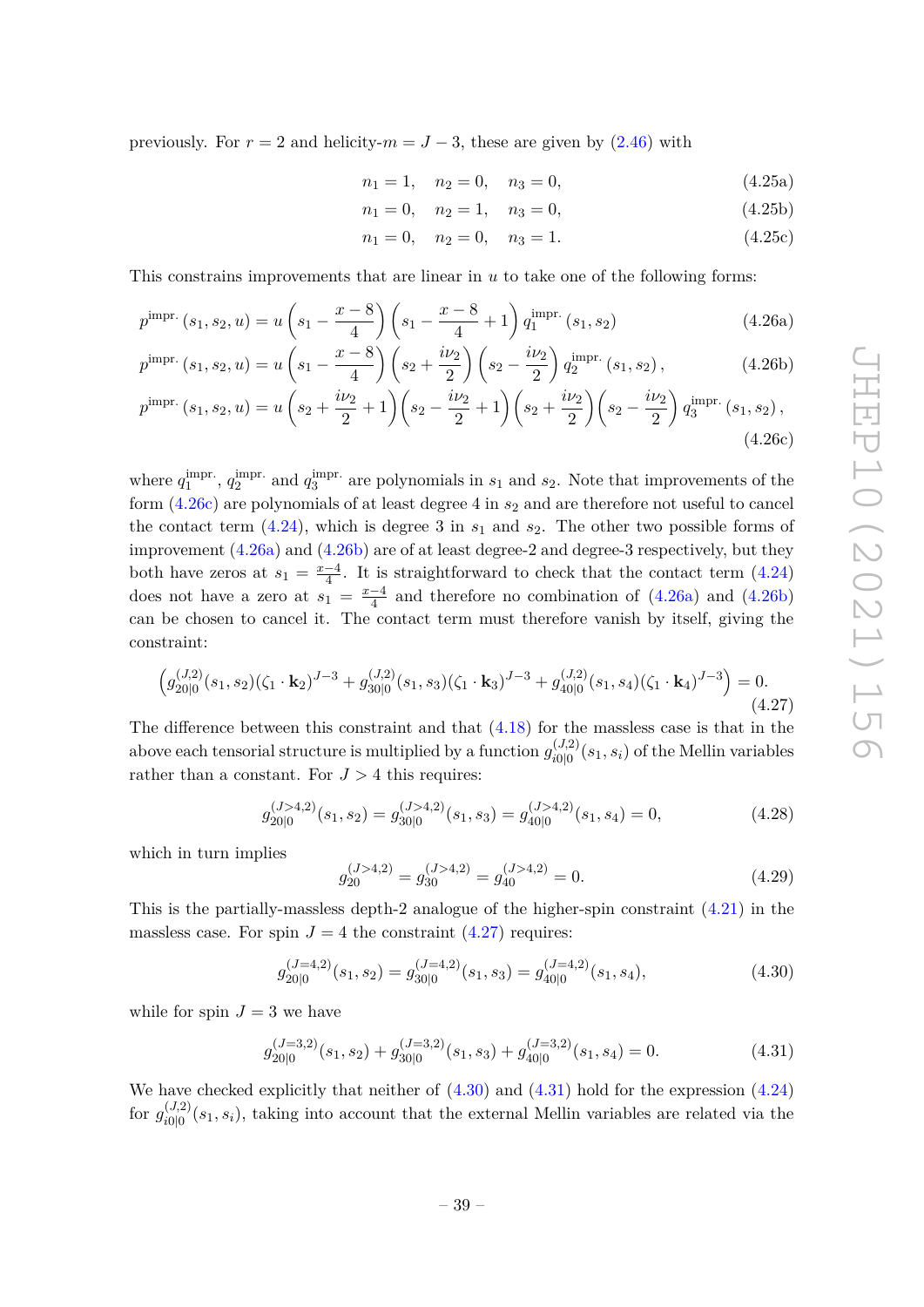previously. For $r = 2$ and helicity-$m = J - 3$, these are given by (2.46) with

$$n_1 = 1, \quad n_2 = 0, \quad n_3 = 0, \tag{4.25a}$$

$$n_1 = 0, \quad n_2 = 1, \quad n_3 = 0, \tag{4.25b}$$

$$n_1 = 0, \quad n_2 = 0, \quad n_3 = 1. \tag{4.25c}$$

This constrains improvements that are linear in $u$ to take one of the following forms:

$$p^{\text{impr.}}(s_1, s_2, u) = u\left(s_1 - \frac{x-8}{4}\right)\left(s_1 - \frac{x-8}{4} + 1\right) q_1^{\text{impr.}}(s_1, s_2) \tag{4.26a}$$

$$p^{\text{impr.}}(s_1, s_2, u) = u\left(s_1 - \frac{x-8}{4}\right)\left(s_2 + \frac{i\nu_2}{2}\right)\left(s_2 - \frac{i\nu_2}{2}\right) q_2^{\text{impr.}}(s_1, s_2), \tag{4.26b}$$

$$p^{\text{impr.}}(s_1, s_2, u) = u\left(s_2 + \frac{i\nu_2}{2} + 1\right)\left(s_2 - \frac{i\nu_2}{2} + 1\right)\left(s_2 + \frac{i\nu_2}{2}\right)\left(s_2 - \frac{i\nu_2}{2}\right) q_3^{\text{impr.}}(s_1, s_2), \tag{4.26c}$$

where $q_1^{\text{impr.}}$, $q_2^{\text{impr.}}$ and $q_3^{\text{impr.}}$ are polynomials in $s_1$ and $s_2$. Note that improvements of the form (4.26c) are polynomials of at least degree 4 in $s_2$ and are therefore not useful to cancel the contact term (4.24), which is degree 3 in $s_1$ and $s_2$. The other two possible forms of improvement (4.26a) and (4.26b) are of at least degree-2 and degree-3 respectively, but they both have zeros at $s_1 = \frac{x-4}{4}$. It is straightforward to check that the contact term (4.24) does not have a zero at $s_1 = \frac{x-4}{4}$ and therefore no combination of (4.26a) and (4.26b) can be chosen to cancel it. The contact term must therefore vanish by itself, giving the constraint:

$$\left(g_{20|0}^{(J,2)}(s_1, s_2)(\zeta_1 \cdot \mathbf{k}_2)^{J-3} + g_{30|0}^{(J,2)}(s_1, s_3)(\zeta_1 \cdot \mathbf{k}_3)^{J-3} + g_{40|0}^{(J,2)}(s_1, s_4)(\zeta_1 \cdot \mathbf{k}_4)^{J-3}\right) = 0. \tag{4.27}$$

The difference between this constraint and that (4.18) for the massless case is that in the above each tensorial structure is multiplied by a function $g_{i0|0}^{(J,2)}(s_1, s_i)$ of the Mellin variables rather than a constant. For $J > 4$ this requires:

$$g_{20|0}^{(J>4,2)}(s_1, s_2) = g_{30|0}^{(J>4,2)}(s_1, s_3) = g_{40|0}^{(J>4,2)}(s_1, s_4) = 0, \tag{4.28}$$

which in turn implies

$$g_{20}^{(J>4,2)} = g_{30}^{(J>4,2)} = g_{40}^{(J>4,2)} = 0. \tag{4.29}$$

This is the partially-massless depth-2 analogue of the higher-spin constraint (4.21) in the massless case. For spin $J = 4$ the constraint (4.27) requires:

$$g_{20|0}^{(J=4,2)}(s_1, s_2) = g_{30|0}^{(J=4,2)}(s_1, s_3) = g_{40|0}^{(J=4,2)}(s_1, s_4), \tag{4.30}$$

while for spin $J = 3$ we have

$$g_{20|0}^{(J=3,2)}(s_1, s_2) + g_{30|0}^{(J=3,2)}(s_1, s_3) + g_{40|0}^{(J=3,2)}(s_1, s_4) = 0. \tag{4.31}$$

We have checked explicitly that neither of (4.30) and (4.31) hold for the expression (4.24) for $g_{i0|0}^{(J,2)}(s_1, s_i)$, taking into account that the external Mellin variables are related via the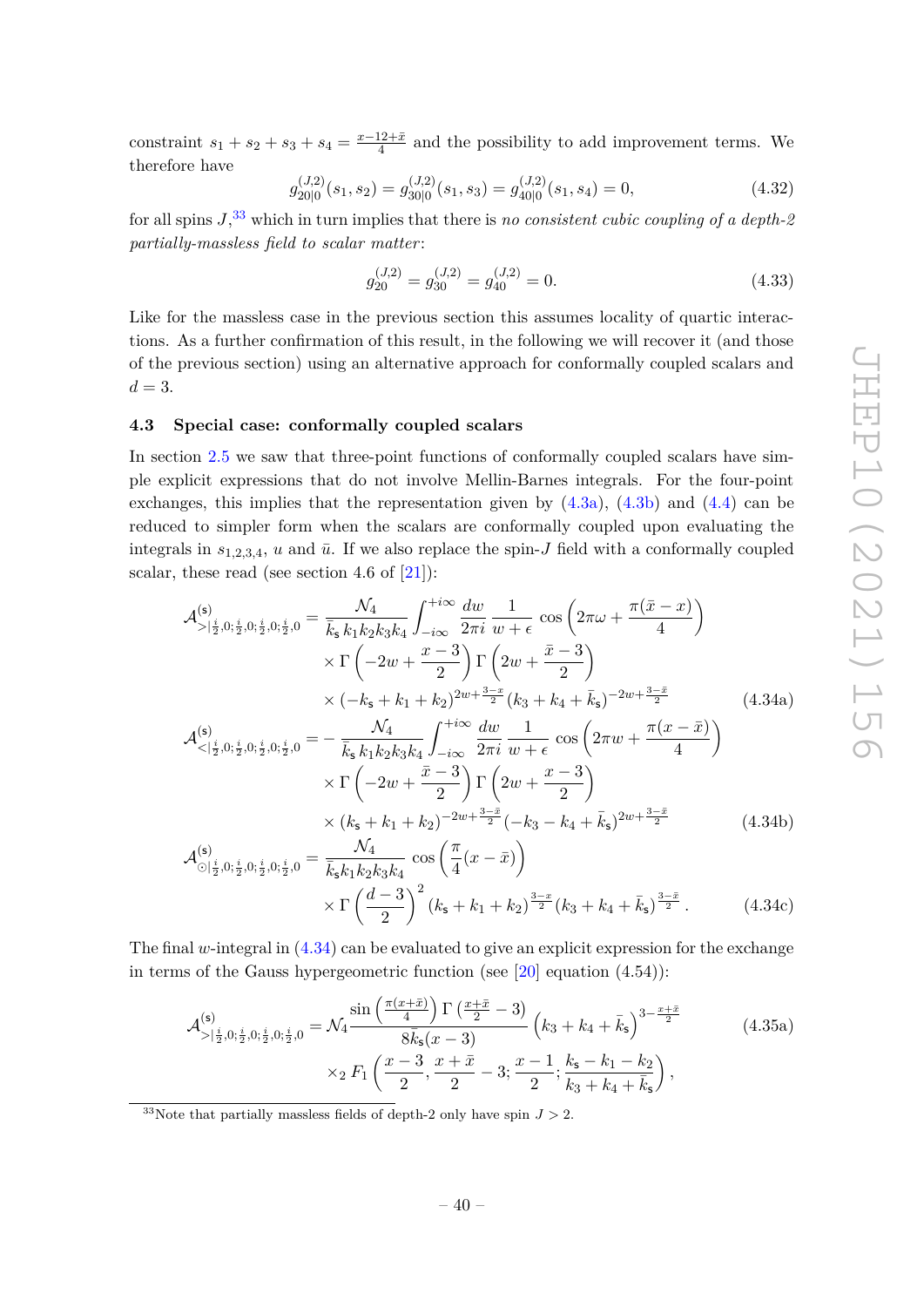constraint $s_1 + s_2 + s_3 + s_4 = \frac{x-12+\bar{x}}{4}$ and the possibility to add improvement terms. We therefore have

$$g^{(J,2)}_{20|0}(s_1,s_2) = g^{(J,2)}_{30|0}(s_1,s_3) = g^{(J,2)}_{40|0}(s_1,s_4) = 0, \tag{4.32}$$

for all spins $J$,[33] which in turn implies that there is *no consistent cubic coupling of a depth-2 partially-massless field to scalar matter*:

$$g^{(J,2)}_{20} = g^{(J,2)}_{30} = g^{(J,2)}_{40} = 0. \tag{4.33}$$

Like for the massless case in the previous section this assumes locality of quartic interactions. As a further confirmation of this result, in the following we will recover it (and those of the previous section) using an alternative approach for conformally coupled scalars and $d = 3$.

### 4.3 Special case: conformally coupled scalars

In section 2.5 we saw that three-point functions of conformally coupled scalars have simple explicit expressions that do not involve Mellin-Barnes integrals. For the four-point exchanges, this implies that the representation given by (4.3a), (4.3b) and (4.4) can be reduced to simpler form when the scalars are conformally coupled upon evaluating the integrals in $s_{1,2,3,4}$, $u$ and $\bar{u}$. If we also replace the spin-$J$ field with a conformally coupled scalar, these read (see section 4.6 of [21]):

$$\begin{aligned}
\mathcal{A}^{(\mathsf{s})}_{>|\frac{i}{2},0;\frac{i}{2},0;\frac{i}{2},0;\frac{i}{2},0} = \frac{\mathcal{N}_4}{\bar{k}_\mathsf{s}\, k_1k_2k_3k_4} \int_{-i\infty}^{+i\infty} \frac{dw}{2\pi i}\, \frac{1}{w+\epsilon}\, \cos\left(2\pi\omega + \frac{\pi(\bar{x}-x)}{4}\right) \\
\times \Gamma\left(-2w + \frac{x-3}{2}\right)\Gamma\left(2w + \frac{\bar{x}-3}{2}\right) \\
\times (-k_\mathsf{s}+k_1+k_2)^{2w+\frac{3-x}{2}}(k_3+k_4+\bar{k}_\mathsf{s})^{-2w+\frac{3-\bar{x}}{2}}
\end{aligned} \tag{4.34a}$$

$$\begin{aligned}
\mathcal{A}^{(\mathsf{s})}_{<|\frac{i}{2},0;\frac{i}{2},0;\frac{i}{2},0;\frac{i}{2},0} = -\frac{\mathcal{N}_4}{\bar{k}_\mathsf{s}\, k_1k_2k_3k_4} \int_{-i\infty}^{+i\infty} \frac{dw}{2\pi i}\, \frac{1}{w+\epsilon}\, \cos\left(2\pi w + \frac{\pi(x-\bar{x})}{4}\right) \\
\times \Gamma\left(-2w + \frac{\bar{x}-3}{2}\right)\Gamma\left(2w + \frac{x-3}{2}\right) \\
\times (k_\mathsf{s}+k_1+k_2)^{-2w+\frac{3-\bar{x}}{2}}(-k_3-k_4+\bar{k}_\mathsf{s})^{2w+\frac{3-\bar{x}}{2}}
\end{aligned} \tag{4.34b}$$

$$\begin{aligned}
\mathcal{A}^{(\mathsf{s})}_{\odot|\frac{i}{2},0;\frac{i}{2},0;\frac{i}{2},0;\frac{i}{2},0} = \frac{\mathcal{N}_4}{\bar{k}_\mathsf{s} k_1k_2k_3k_4}\, \cos\left(\frac{\pi}{4}(x-\bar{x})\right) \\
\times \Gamma\left(\frac{d-3}{2}\right)^2 (k_\mathsf{s}+k_1+k_2)^{\frac{3-x}{2}}(k_3+k_4+\bar{k}_\mathsf{s})^{\frac{3-\bar{x}}{2}}.
\end{aligned} \tag{4.34c}$$

The final $w$-integral in (4.34) can be evaluated to give an explicit expression for the exchange in terms of the Gauss hypergeometric function (see [20] equation (4.54)):

$$\begin{aligned}
\mathcal{A}^{(\mathsf{s})}_{>|\frac{i}{2},0;\frac{i}{2},0;\frac{i}{2},0;\frac{i}{2},0} = \mathcal{N}_4 \frac{\sin\left(\frac{\pi(x+\bar{x})}{4}\right)\Gamma\left(\frac{x+\bar{x}}{2}-3\right)}{8\bar{k}_\mathsf{s}(x-3)} \left(k_3+k_4+\bar{k}_\mathsf{s}\right)^{3-\frac{x+\bar{x}}{2}} \\
\times {}_2F_1\left(\frac{x-3}{2}, \frac{x+\bar{x}}{2}-3; \frac{x-1}{2}; \frac{k_\mathsf{s}-k_1-k_2}{k_3+k_4+\bar{k}_\mathsf{s}}\right),
\end{aligned} \tag{4.35a}$$

[33] Note that partially massless fields of depth-2 only have spin $J > 2$.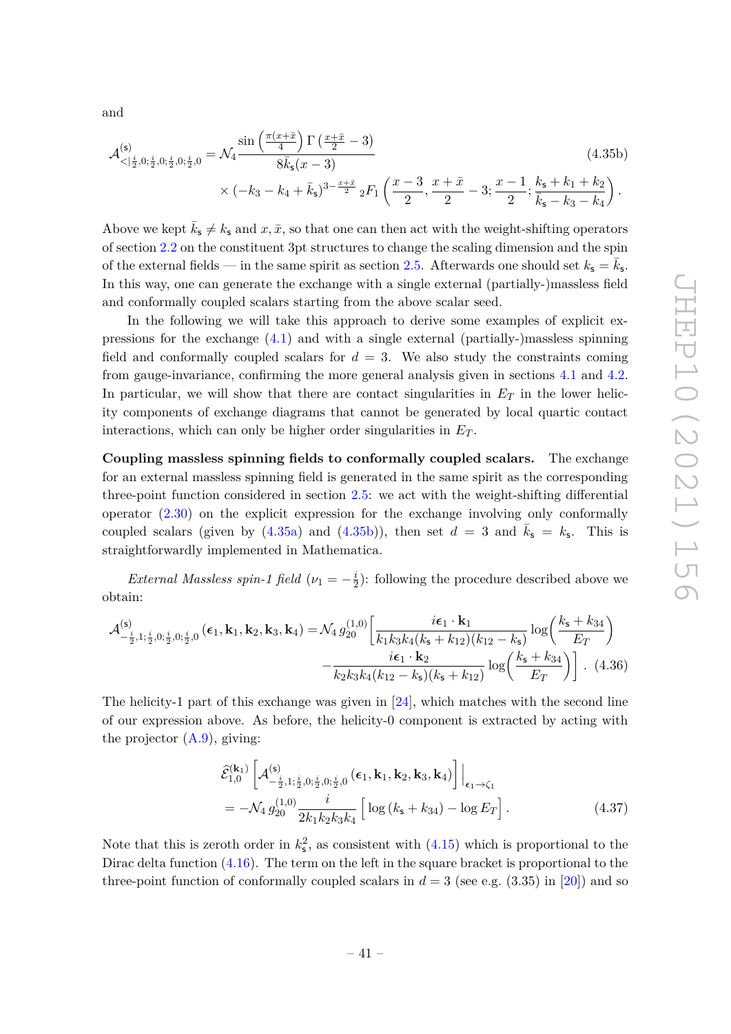and

$$
\mathcal{A}^{(\mathsf{s})}_{<|\frac{i}{2},0;\frac{i}{2},0;\frac{i}{2},0;\frac{i}{2},0} = \mathcal{N}_4 \frac{\sin\left(\frac{\pi(x+\bar{x})}{4}\right)\Gamma\left(\frac{x+\bar{x}}{2}-3\right)}{8\bar{k}_\mathsf{s}(x-3)} \\
\times \left(-k_3-k_4+\bar{k}_\mathsf{s}\right)^{3-\frac{x+\bar{x}}{2}} {}_2F_1\left(\frac{x-3}{2},\frac{x+\bar{x}}{2}-3;\frac{x-1}{2};\frac{k_\mathsf{s}+k_1+k_2}{\bar{k}_\mathsf{s}-k_3-k_4}\right). \tag{4.35b}
$$

Above we kept $\bar{k}_\mathsf{s} \neq k_\mathsf{s}$ and $x, \bar{x}$, so that one can then act with the weight-shifting operators of section 2.2 on the constituent 3pt structures to change the scaling dimension and the spin of the external fields — in the same spirit as section 2.5. Afterwards one should set $k_\mathsf{s} = \bar{k}_\mathsf{s}$. In this way, one can generate the exchange with a single external (partially-)massless field and conformally coupled scalars starting from the above scalar seed.

In the following we will take this approach to derive some examples of explicit expressions for the exchange (4.1) and with a single external (partially-)massless spinning field and conformally coupled scalars for $d=3$. We also study the constraints coming from gauge-invariance, confirming the more general analysis given in sections 4.1 and 4.2. In particular, we will show that there are contact singularities in $E_T$ in the lower helicity components of exchange diagrams that cannot be generated by local quartic contact interactions, which can only be higher order singularities in $E_T$.

**Coupling massless spinning fields to conformally coupled scalars.** The exchange for an external massless spinning field is generated in the same spirit as the corresponding three-point function considered in section 2.5: we act with the weight-shifting differential operator (2.30) on the explicit expression for the exchange involving only conformally coupled scalars (given by (4.35a) and (4.35b)), then set $d=3$ and $\bar{k}_\mathsf{s} = k_\mathsf{s}$. This is straightforwardly implemented in Mathematica.

*External Massless spin-1 field* ($\nu_1 = -\frac{i}{2}$): following the procedure described above we obtain:

$$
\mathcal{A}^{(\mathsf{s})}_{-\frac{i}{2},1;\frac{i}{2},0;\frac{i}{2},0;\frac{i}{2},0}(\boldsymbol{\epsilon}_1,\mathbf{k}_1,\mathbf{k}_2,\mathbf{k}_3,\mathbf{k}_4) = \mathcal{N}_4\, g^{(1,0)}_{20}\Bigg[\frac{i\boldsymbol{\epsilon}_1\cdot\mathbf{k}_1}{k_1k_3k_4(k_\mathsf{s}+k_{12})(k_{12}-k_\mathsf{s})}\log\!\left(\frac{k_\mathsf{s}+k_{34}}{E_T}\right) \\
-\frac{i\boldsymbol{\epsilon}_1\cdot\mathbf{k}_2}{k_2k_3k_4(k_{12}-k_\mathsf{s})(k_\mathsf{s}+k_{12})}\log\!\left(\frac{k_\mathsf{s}+k_{34}}{E_T}\right)\Bigg]. \tag{4.36}
$$

The helicity-1 part of this exchange was given in [24], which matches with the second line of our expression above. As before, the helicity-0 component is extracted by acting with the projector (A.9), giving:

$$
\widehat{\mathcal{E}}^{(\mathbf{k}_1)}_{1,0}\left[\mathcal{A}^{(\mathsf{s})}_{-\frac{i}{2},1;\frac{i}{2},0;\frac{i}{2},0;\frac{i}{2},0}(\boldsymbol{\epsilon}_1,\mathbf{k}_1,\mathbf{k}_2,\mathbf{k}_3,\mathbf{k}_4)\right]\Big|_{\boldsymbol{\epsilon}_1\to\zeta_1} \\
= -\mathcal{N}_4\, g^{(1,0)}_{20}\frac{i}{2k_1k_2k_3k_4}\Big[\log\left(k_\mathsf{s}+k_{34}\right)-\log E_T\Big]. \tag{4.37}
$$

Note that this is zeroth order in $k_\mathsf{s}^2$, as consistent with (4.15) which is proportional to the Dirac delta function (4.16). The term on the left in the square bracket is proportional to the three-point function of conformally coupled scalars in $d=3$ (see e.g. (3.35) in [20]) and so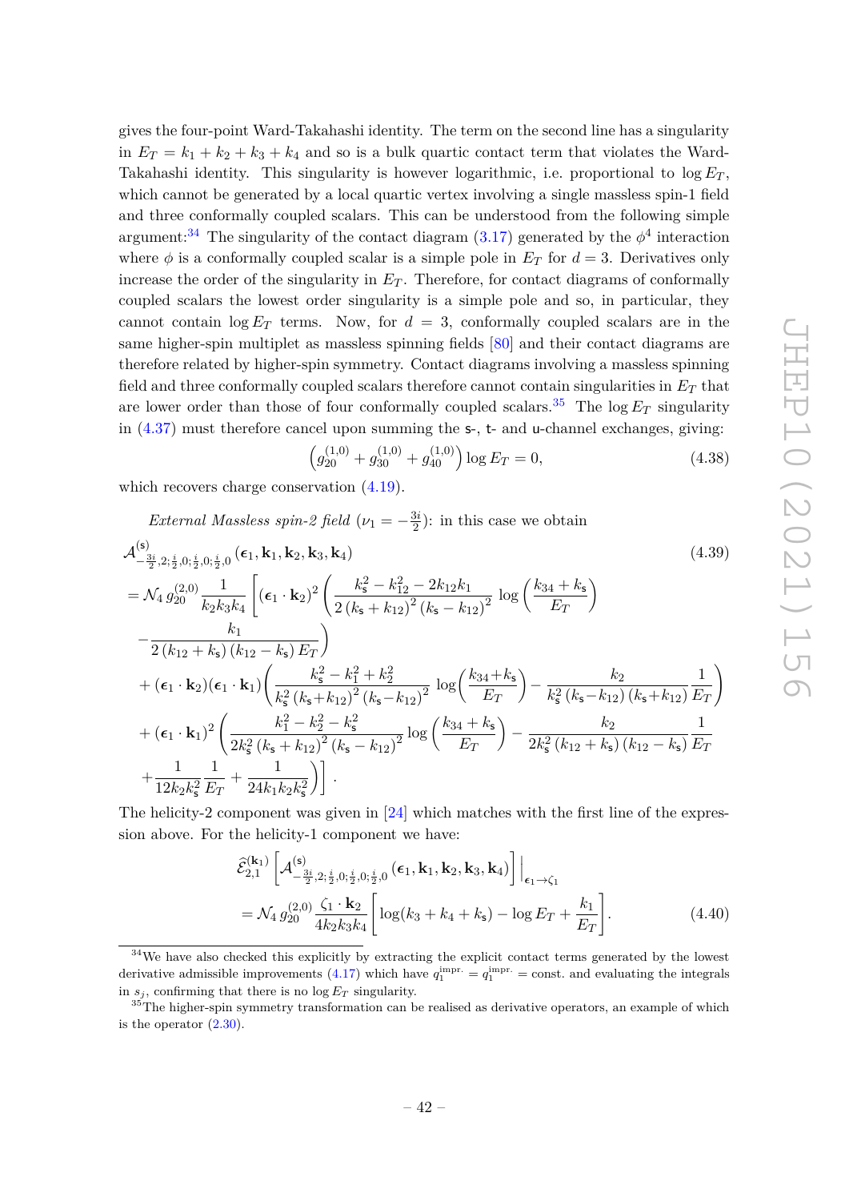gives the four-point Ward-Takahashi identity. The term on the second line has a singularity in $E_T = k_1 + k_2 + k_3 + k_4$ and so is a bulk quartic contact term that violates the Ward-Takahashi identity. This singularity is however logarithmic, i.e. proportional to $\log E_T$, which cannot be generated by a local quartic vertex involving a single massless spin-1 field and three conformally coupled scalars. This can be understood from the following simple argument:[34] The singularity of the contact diagram (3.17) generated by the $\phi^4$ interaction where $\phi$ is a conformally coupled scalar is a simple pole in $E_T$ for $d = 3$. Derivatives only increase the order of the singularity in $E_T$. Therefore, for contact diagrams of conformally coupled scalars the lowest order singularity is a simple pole and so, in particular, they cannot contain $\log E_T$ terms. Now, for $d = 3$, conformally coupled scalars are in the same higher-spin multiplet as massless spinning fields [80] and their contact diagrams are therefore related by higher-spin symmetry. Contact diagrams involving a massless spinning field and three conformally coupled scalars therefore cannot contain singularities in $E_T$ that are lower order than those of four conformally coupled scalars.[35] The $\log E_T$ singularity in (4.37) must therefore cancel upon summing the $\mathsf{s}$-, $\mathsf{t}$- and $\mathsf{u}$-channel exchanges, giving:

$$\left(g_{20}^{(1,0)} + g_{30}^{(1,0)} + g_{40}^{(1,0)}\right) \log E_T = 0, \tag{4.38}$$

which recovers charge conservation (4.19).

*External Massless spin-2 field* ($\nu_1 = -\frac{3i}{2}$): in this case we obtain

$$\begin{aligned}
&\mathcal{A}^{(\mathsf{s})}_{-\frac{3i}{2},2;\frac{i}{2},0;\frac{i}{2},0;\frac{i}{2},0}\left(\boldsymbol{\epsilon}_1, \mathbf{k}_1, \mathbf{k}_2, \mathbf{k}_3, \mathbf{k}_4\right) \qquad\qquad (4.39)\\
&= \mathcal{N}_4\, g_{20}^{(2,0)} \frac{1}{k_2 k_3 k_4} \left[ (\boldsymbol{\epsilon}_1 \cdot \mathbf{k}_2)^2 \left( \frac{k_{\mathsf{s}}^2 - k_{12}^2 - 2k_{12}k_1}{2\left(k_{\mathsf{s}}+k_{12}\right)^2 \left(k_{\mathsf{s}}-k_{12}\right)^2} \log\left(\frac{k_{34}+k_{\mathsf{s}}}{E_T}\right) \right.\right.\\
&\quad \left. - \frac{k_1}{2\left(k_{12}+k_{\mathsf{s}}\right)\left(k_{12}-k_{\mathsf{s}}\right) E_T} \right)\\
&\quad + (\boldsymbol{\epsilon}_1 \cdot \mathbf{k}_2)(\boldsymbol{\epsilon}_1 \cdot \mathbf{k}_1) \left( \frac{k_{\mathsf{s}}^2 - k_1^2 + k_2^2}{k_{\mathsf{s}}^2 \left(k_{\mathsf{s}}+k_{12}\right)^2 \left(k_{\mathsf{s}}-k_{12}\right)^2} \log\left(\frac{k_{34}+k_{\mathsf{s}}}{E_T}\right) - \frac{k_2}{k_{\mathsf{s}}^2 \left(k_{\mathsf{s}}-k_{12}\right)\left(k_{\mathsf{s}}+k_{12}\right)} \frac{1}{E_T} \right)\\
&\quad + (\boldsymbol{\epsilon}_1 \cdot \mathbf{k}_1)^2 \left( \frac{k_1^2 - k_2^2 - k_{\mathsf{s}}^2}{2k_{\mathsf{s}}^2 \left(k_{\mathsf{s}}+k_{12}\right)^2 \left(k_{\mathsf{s}}-k_{12}\right)^2} \log\left(\frac{k_{34}+k_{\mathsf{s}}}{E_T}\right) - \frac{k_2}{2k_{\mathsf{s}}^2 \left(k_{12}+k_{\mathsf{s}}\right)\left(k_{12}-k_{\mathsf{s}}\right)} \frac{1}{E_T} \right.\\
&\quad \left.\left. + \frac{1}{12 k_2 k_{\mathsf{s}}^2} \frac{1}{E_T} + \frac{1}{24 k_1 k_2 k_{\mathsf{s}}^2} \right) \right].
\end{aligned}$$

The helicity-2 component was given in [24] which matches with the first line of the expression above. For the helicity-1 component we have:

$$\begin{aligned}
&\widehat{\mathcal{E}}^{(\mathbf{k}_1)}_{2,1} \left[ \mathcal{A}^{(\mathsf{s})}_{-\frac{3i}{2},2;\frac{i}{2},0;\frac{i}{2},0;\frac{i}{2},0}\left(\boldsymbol{\epsilon}_1, \mathbf{k}_1, \mathbf{k}_2, \mathbf{k}_3, \mathbf{k}_4\right) \right] \Big|_{\boldsymbol{\epsilon}_1 \to \zeta_1}\\
&= \mathcal{N}_4\, g_{20}^{(2,0)} \frac{\zeta_1 \cdot \mathbf{k}_2}{4 k_2 k_3 k_4} \left[ \log(k_3 + k_4 + k_{\mathsf{s}}) - \log E_T + \frac{k_1}{E_T} \right].
\end{aligned} \tag{4.40}$$

---

[34] We have also checked this explicitly by extracting the explicit contact terms generated by the lowest derivative admissible improvements (4.17) which have $q_1^{\text{impr.}} = q_1^{\text{impr.}} = \text{const.}$ and evaluating the integrals in $s_j$, confirming that there is no $\log E_T$ singularity.

[35] The higher-spin symmetry transformation can be realised as derivative operators, an example of which is the operator (2.30).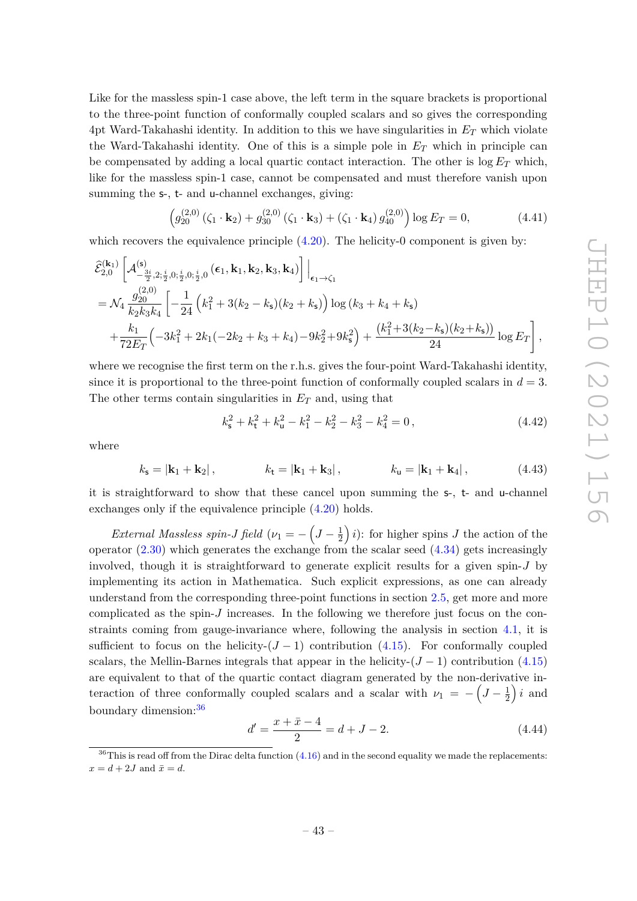Like for the massless spin-1 case above, the left term in the square brackets is proportional to the three-point function of conformally coupled scalars and so gives the corresponding 4pt Ward-Takahashi identity. In addition to this we have singularities in $E_T$ which violate the Ward-Takahashi identity. One of this is a simple pole in $E_T$ which in principle can be compensated by adding a local quartic contact interaction. The other is $\log E_T$ which, like for the massless spin-1 case, cannot be compensated and must therefore vanish upon summing the $\mathsf{s}$-, $\mathsf{t}$- and $\mathsf{u}$-channel exchanges, giving:

$$\left(g^{(2,0)}_{20}\left(\zeta_1\cdot\mathbf{k}_2\right)+g^{(2,0)}_{30}\left(\zeta_1\cdot\mathbf{k}_3\right)+\left(\zeta_1\cdot\mathbf{k}_4\right)g^{(2,0)}_{40}\right)\log E_T=0, \tag{4.41}$$

which recovers the equivalence principle (4.20). The helicity-0 component is given by:

$$\begin{aligned}
&\widehat{\mathcal{E}}^{(\mathbf{k}_1)}_{2,0}\left[\mathcal{A}^{(\mathsf{s})}_{-\frac{3i}{2},2;\frac{i}{2},0;\frac{i}{2},0;\frac{i}{2},0}\left(\boldsymbol{\epsilon}_1,\mathbf{k}_1,\mathbf{k}_2,\mathbf{k}_3,\mathbf{k}_4\right)\right]\Big|_{\boldsymbol{\epsilon}_1\to\zeta_1}\\
&=\mathcal{N}_4\,\frac{g^{(2,0)}_{20}}{k_2k_3k_4}\left[-\frac{1}{24}\left(k_1^2+3(k_2-k_\mathsf{s})(k_2+k_\mathsf{s})\right)\log\left(k_3+k_4+k_\mathsf{s}\right)\right.\\
&\quad\left.+\frac{k_1}{72E_T}\left(-3k_1^2+2k_1(-2k_2+k_3+k_4)-9k_2^2+9k_\mathsf{s}^2\right)+\frac{(k_1^2+3(k_2-k_\mathsf{s})(k_2+k_\mathsf{s}))}{24}\log E_T\right],
\end{aligned}$$

where we recognise the first term on the r.h.s. gives the four-point Ward-Takahashi identity, since it is proportional to the three-point function of conformally coupled scalars in $d=3$. The other terms contain singularities in $E_T$ and, using that

$$k_\mathsf{s}^2+k_\mathsf{t}^2+k_\mathsf{u}^2-k_1^2-k_2^2-k_3^2-k_4^2=0\,, \tag{4.42}$$

where

$$k_\mathsf{s}=|\mathbf{k}_1+\mathbf{k}_2|\,,\qquad\qquad k_\mathsf{t}=|\mathbf{k}_1+\mathbf{k}_3|\,,\qquad\qquad k_\mathsf{u}=|\mathbf{k}_1+\mathbf{k}_4|\,, \tag{4.43}$$

it is straightforward to show that these cancel upon summing the $\mathsf{s}$-, $\mathsf{t}$- and $\mathsf{u}$-channel exchanges only if the equivalence principle (4.20) holds.

*External Massless spin-$J$ field* ($\nu_1=-\left(J-\frac{1}{2}\right)i$): for higher spins $J$ the action of the operator (2.30) which generates the exchange from the scalar seed (4.34) gets increasingly involved, though it is straightforward to generate explicit results for a given spin-$J$ by implementing its action in Mathematica. Such explicit expressions, as one can already understand from the corresponding three-point functions in section 2.5, get more and more complicated as the spin-$J$ increases. In the following we therefore just focus on the constraints coming from gauge-invariance where, following the analysis in section 4.1, it is sufficient to focus on the helicity-$(J-1)$ contribution (4.15). For conformally coupled scalars, the Mellin-Barnes integrals that appear in the helicity-$(J-1)$ contribution (4.15) are equivalent to that of the quartic contact diagram generated by the non-derivative interaction of three conformally coupled scalars and a scalar with $\nu_1=-\left(J-\frac{1}{2}\right)i$ and boundary dimension:[36]

$$d^\prime=\frac{x+\bar{x}-4}{2}=d+J-2. \tag{4.44}$$

[36] This is read off from the Dirac delta function (4.16) and in the second equality we made the replacements: $x=d+2J$ and $\bar{x}=d$.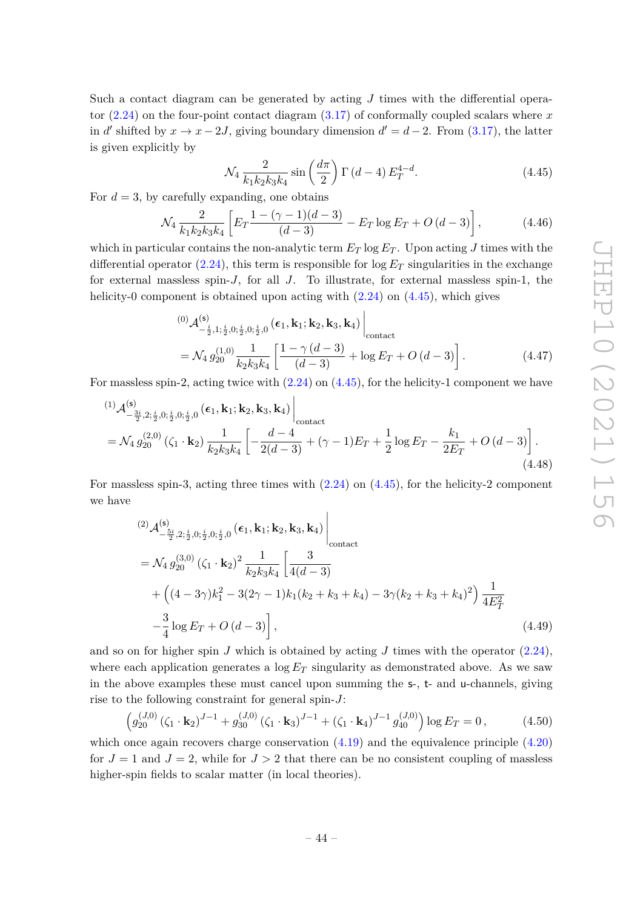Such a contact diagram can be generated by acting $J$ times with the differential operator (2.24) on the four-point contact diagram (3.17) of conformally coupled scalars where $x$ in $d'$ shifted by $x \to x - 2J$, giving boundary dimension $d' = d - 2$. From (3.17), the latter is given explicitly by

$$\mathcal{N}_4 \, \frac{2}{k_1 k_2 k_3 k_4} \sin\left(\frac{d\pi}{2}\right) \Gamma\left(d-4\right) E_T^{4-d}. \tag{4.45}$$

For $d = 3$, by carefully expanding, one obtains

$$\mathcal{N}_4 \, \frac{2}{k_1 k_2 k_3 k_4} \left[ E_T \frac{1-(\gamma-1)(d-3)}{(d-3)} - E_T \log E_T + O\left(d-3\right) \right], \tag{4.46}$$

which in particular contains the non-analytic term $E_T \log E_T$. Upon acting $J$ times with the differential operator (2.24), this term is responsible for $\log E_T$ singularities in the exchange for external massless spin-$J$, for all $J$. To illustrate, for external massless spin-1, the helicity-0 component is obtained upon acting with (2.24) on (4.45), which gives

$$\begin{aligned}
&{}^{(0)}\mathcal{A}^{(\mathsf{s})}_{-\frac{i}{2},1;\frac{i}{2},0;\frac{i}{2},0;\frac{i}{2},0}\left(\boldsymbol{\epsilon}_1,\mathbf{k}_1;\mathbf{k}_2,\mathbf{k}_3,\mathbf{k}_4\right)\Big|_{\text{contact}} \\
&= \mathcal{N}_4 \, g^{(1,0)}_{20} \frac{1}{k_2 k_3 k_4} \left[ \frac{1-\gamma\left(d-3\right)}{(d-3)} + \log E_T + O\left(d-3\right) \right].
\end{aligned} \tag{4.47}$$

For massless spin-2, acting twice with (2.24) on (4.45), for the helicity-1 component we have

$$\begin{aligned}
&{}^{(1)}\mathcal{A}^{(\mathsf{s})}_{-\frac{3i}{2},2;\frac{i}{2},0;\frac{i}{2},0;\frac{i}{2},0}\left(\boldsymbol{\epsilon}_1,\mathbf{k}_1;\mathbf{k}_2,\mathbf{k}_3,\mathbf{k}_4\right)\Big|_{\text{contact}} \\
&= \mathcal{N}_4 \, g^{(2,0)}_{20} \left(\zeta_1\cdot\mathbf{k}_2\right) \frac{1}{k_2 k_3 k_4} \left[ -\frac{d-4}{2(d-3)} + (\gamma-1)E_T + \frac{1}{2}\log E_T - \frac{k_1}{2E_T} + O\left(d-3\right) \right].
\end{aligned} \tag{4.48}$$

For massless spin-3, acting three times with (2.24) on (4.45), for the helicity-2 component we have

$$\begin{aligned}
&{}^{(2)}\mathcal{A}^{(\mathsf{s})}_{-\frac{5i}{2},2;\frac{i}{2},0;\frac{i}{2},0;\frac{i}{2},0}\left(\boldsymbol{\epsilon}_1,\mathbf{k}_1;\mathbf{k}_2,\mathbf{k}_3,\mathbf{k}_4\right)\Big|_{\text{contact}} \\
&= \mathcal{N}_4 \, g^{(3,0)}_{20} \left(\zeta_1\cdot\mathbf{k}_2\right)^2 \frac{1}{k_2 k_3 k_4} \left[ \frac{3}{4(d-3)} \right. \\
&\quad + \left( (4-3\gamma)k_1^2 - 3(2\gamma-1)k_1(k_2+k_3+k_4) - 3\gamma(k_2+k_3+k_4)^2 \right) \frac{1}{4E_T^2} \\
&\quad \left. -\frac{3}{4}\log E_T + O\left(d-3\right) \right],
\end{aligned} \tag{4.49}$$

and so on for higher spin $J$ which is obtained by acting $J$ times with the operator (2.24), where each application generates a $\log E_T$ singularity as demonstrated above. As we saw in the above examples these must cancel upon summing the $\mathsf{s}$-, $\mathsf{t}$- and $\mathsf{u}$-channels, giving rise to the following constraint for general spin-$J$:

$$\left( g^{(J,0)}_{20} \left(\zeta_1\cdot\mathbf{k}_2\right)^{J-1} + g^{(J,0)}_{30} \left(\zeta_1\cdot\mathbf{k}_3\right)^{J-1} + \left(\zeta_1\cdot\mathbf{k}_4\right)^{J-1} g^{(J,0)}_{40} \right) \log E_T = 0\,, \tag{4.50}$$

which once again recovers charge conservation (4.19) and the equivalence principle (4.20) for $J = 1$ and $J = 2$, while for $J > 2$ that there can be no consistent coupling of massless higher-spin fields to scalar matter (in local theories).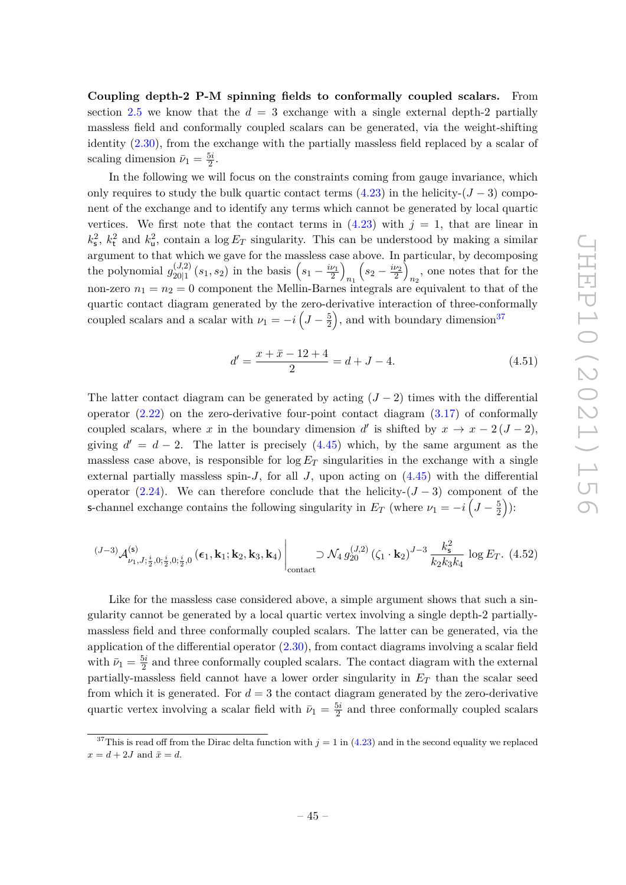**Coupling depth-2 P-M spinning fields to conformally coupled scalars.** From section 2.5 we know that the $d = 3$ exchange with a single external depth-2 partially massless field and conformally coupled scalars can be generated, via the weight-shifting identity (2.30), from the exchange with the partially massless field replaced by a scalar of scaling dimension $\bar{\nu}_1 = \frac{5i}{2}$.

In the following we will focus on the constraints coming from gauge invariance, which only requires to study the bulk quartic contact terms (4.23) in the helicity-$(J-3)$ component of the exchange and to identify any terms which cannot be generated by local quartic vertices. We first note that the contact terms in (4.23) with $j = 1$, that are linear in $k_{\mathsf{s}}^2$, $k_{\mathsf{t}}^2$ and $k_{\mathsf{u}}^2$, contain a $\log E_T$ singularity. This can be understood by making a similar argument to that which we gave for the massless case above. In particular, by decomposing the polynomial $g^{(J,2)}_{20|1}(s_1, s_2)$ in the basis $\left(s_1 - \frac{i\nu_1}{2}\right)_{n_1}\left(s_2 - \frac{i\nu_2}{2}\right)_{n_2}$, one notes that for the non-zero $n_1 = n_2 = 0$ component the Mellin-Barnes integrals are equivalent to that of the quartic contact diagram generated by the zero-derivative interaction of three-conformally coupled scalars and a scalar with $\nu_1 = -i\left(J - \frac{5}{2}\right)$, and with boundary dimension[37]

$$d' = \frac{x + \bar{x} - 12 + 4}{2} = d + J - 4. \tag{4.51}$$

The latter contact diagram can be generated by acting $(J-2)$ times with the differential operator (2.22) on the zero-derivative four-point contact diagram (3.17) of conformally coupled scalars, where $x$ in the boundary dimension $d'$ is shifted by $x \to x - 2(J-2)$, giving $d' = d - 2$. The latter is precisely (4.45) which, by the same argument as the massless case above, is responsible for $\log E_T$ singularities in the exchange with a single external partially massless spin-$J$, for all $J$, upon acting on (4.45) with the differential operator (2.24). We can therefore conclude that the helicity-$(J-3)$ component of the $\mathsf{s}$-channel exchange contains the following singularity in $E_T$ (where $\nu_1 = -i\left(J - \frac{5}{2}\right)$):

$$\left.{}^{(J-3)}\mathcal{A}^{(\mathsf{s})}_{\nu_1,J;\frac{i}{2},0;\frac{i}{2},0;\frac{i}{2},0}\left(\boldsymbol{\epsilon}_1, \mathbf{k}_1; \mathbf{k}_2, \mathbf{k}_3, \mathbf{k}_4\right)\right|_{\text{contact}} \supset \mathcal{N}_4\, g^{(J,2)}_{20}\left(\zeta_1 \cdot \mathbf{k}_2\right)^{J-3}\frac{k_{\mathsf{s}}^2}{k_2 k_3 k_4}\log E_T. \tag{4.52}$$

Like for the massless case considered above, a simple argument shows that such a singularity cannot be generated by a local quartic vertex involving a single depth-2 partially-massless field and three conformally coupled scalars. The latter can be generated, via the application of the differential operator (2.30), from contact diagrams involving a scalar field with $\bar{\nu}_1 = \frac{5i}{2}$ and three conformally coupled scalars. The contact diagram with the external partially-massless field cannot have a lower order singularity in $E_T$ than the scalar seed from which it is generated. For $d = 3$ the contact diagram generated by the zero-derivative quartic vertex involving a scalar field with $\bar{\nu}_1 = \frac{5i}{2}$ and three conformally coupled scalars

---

[37] This is read off from the Dirac delta function with $j = 1$ in (4.23) and in the second equality we replaced $x = d + 2J$ and $\bar{x} = d$.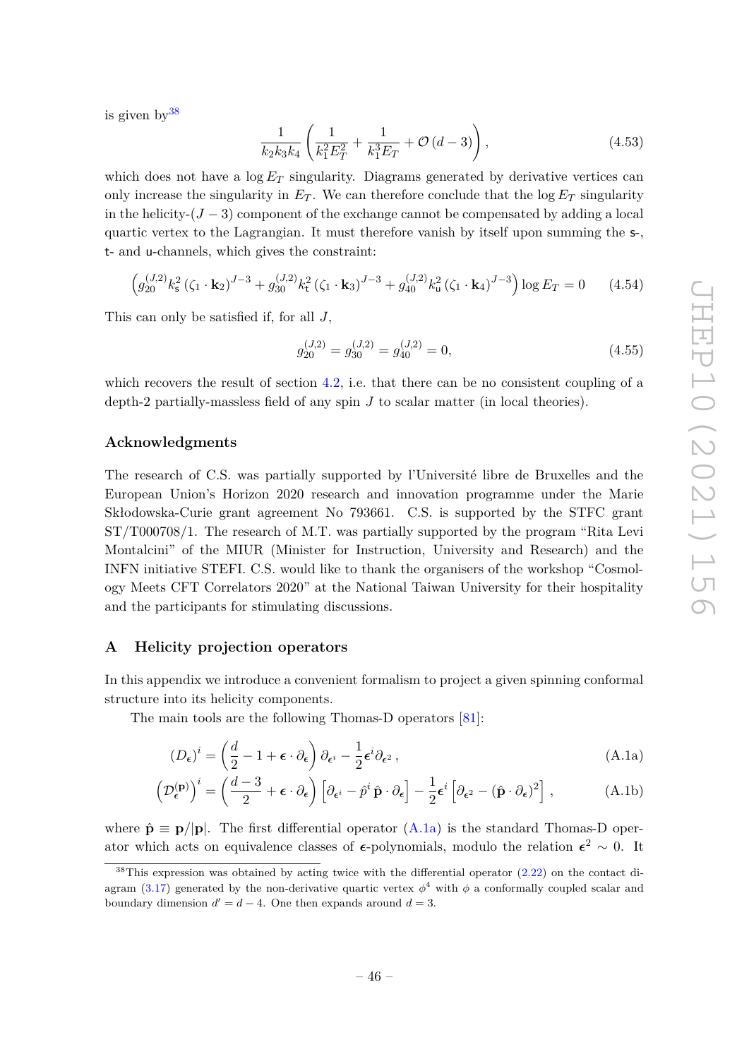is given by[38]

$$\frac{1}{k_2 k_3 k_4}\left(\frac{1}{k_1^2 E_T^2}+\frac{1}{k_1^3 E_T}+\mathcal{O}\left(d-3\right)\right), \tag{4.53}$$

which does not have a $\log E_T$ singularity. Diagrams generated by derivative vertices can only increase the singularity in $E_T$. We can therefore conclude that the $\log E_T$ singularity in the helicity-$(J-3)$ component of the exchange cannot be compensated by adding a local quartic vertex to the Lagrangian. It must therefore vanish by itself upon summing the s-, t- and u-channels, which gives the constraint:

$$\left(g_{20}^{(J,2)} k_{\mathsf{s}}^2 \left(\zeta_1\cdot \mathbf{k}_2\right)^{J-3}+g_{30}^{(J,2)} k_{\mathsf{t}}^2 \left(\zeta_1\cdot \mathbf{k}_3\right)^{J-3}+g_{40}^{(J,2)} k_{\mathsf{u}}^2 \left(\zeta_1\cdot \mathbf{k}_4\right)^{J-3}\right)\log E_T=0 \tag{4.54}$$

This can only be satisfied if, for all $J$,

$$g_{20}^{(J,2)}=g_{30}^{(J,2)}=g_{40}^{(J,2)}=0, \tag{4.55}$$

which recovers the result of section 4.2, i.e. that there can be no consistent coupling of a depth-2 partially-massless field of any spin $J$ to scalar matter (in local theories).

## Acknowledgments

The research of C.S. was partially supported by l'Université libre de Bruxelles and the European Union's Horizon 2020 research and innovation programme under the Marie Skłodowska-Curie grant agreement No 793661. C.S. is supported by the STFC grant ST/T000708/1. The research of M.T. was partially supported by the program "Rita Levi Montalcini" of the MIUR (Minister for Instruction, University and Research) and the INFN initiative STEFI. C.S. would like to thank the organisers of the workshop "Cosmology Meets CFT Correlators 2020" at the National Taiwan University for their hospitality and the participants for stimulating discussions.

## A Helicity projection operators

In this appendix we introduce a convenient formalism to project a given spinning conformal structure into its helicity components.

The main tools are the following Thomas-D operators [81]:

$$\left(D_{\boldsymbol{\epsilon}}\right)^i=\left(\frac{d}{2}-1+\boldsymbol{\epsilon}\cdot\partial_{\boldsymbol{\epsilon}}\right)\partial_{\boldsymbol{\epsilon}^i}-\frac{1}{2}\boldsymbol{\epsilon}^i\partial_{\boldsymbol{\epsilon}^2}\,, \tag{A.1a}$$

$$\left(\mathcal{D}_{\boldsymbol{\epsilon}}^{(\mathbf{p})}\right)^i=\left(\frac{d-3}{2}+\boldsymbol{\epsilon}\cdot\partial_{\boldsymbol{\epsilon}}\right)\left[\partial_{\boldsymbol{\epsilon}^i}-\hat{p}^i\,\hat{\mathbf{p}}\cdot\partial_{\boldsymbol{\epsilon}}\right]-\frac{1}{2}\boldsymbol{\epsilon}^i\left[\partial_{\boldsymbol{\epsilon}^2}-\left(\hat{\mathbf{p}}\cdot\partial_{\boldsymbol{\epsilon}}\right)^2\right]\,, \tag{A.1b}$$

where $\hat{\mathbf{p}}\equiv\mathbf{p}/|\mathbf{p}|$. The first differential operator (A.1a) is the standard Thomas-D operator which acts on equivalence classes of $\boldsymbol{\epsilon}$-polynomials, modulo the relation $\boldsymbol{\epsilon}^2\sim 0$. It

[38] This expression was obtained by acting twice with the differential operator (2.22) on the contact diagram (3.17) generated by the non-derivative quartic vertex $\phi^4$ with $\phi$ a conformally coupled scalar and boundary dimension $d'=d-4$. One then expands around $d=3$.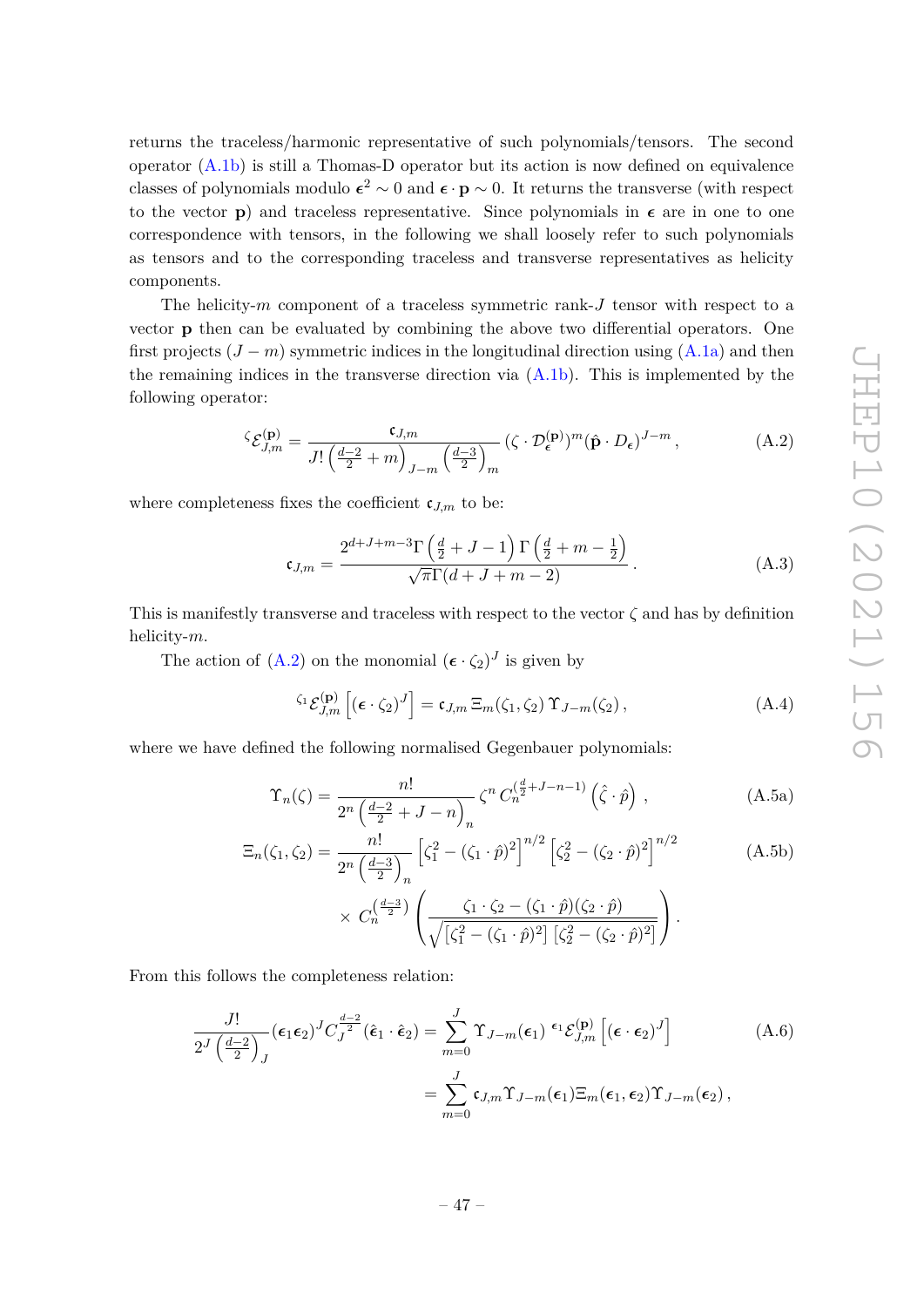returns the traceless/harmonic representative of such polynomials/tensors. The second operator (A.1b) is still a Thomas-D operator but its action is now defined on equivalence classes of polynomials modulo $\boldsymbol{\epsilon}^2 \sim 0$ and $\boldsymbol{\epsilon} \cdot \mathbf{p} \sim 0$. It returns the transverse (with respect to the vector $\mathbf{p}$) and traceless representative. Since polynomials in $\boldsymbol{\epsilon}$ are in one to one correspondence with tensors, in the following we shall loosely refer to such polynomials as tensors and to the corresponding traceless and transverse representatives as helicity components.

The helicity-$m$ component of a traceless symmetric rank-$J$ tensor with respect to a vector $\mathbf{p}$ then can be evaluated by combining the above two differential operators. One first projects $(J-m)$ symmetric indices in the longitudinal direction using (A.1a) and then the remaining indices in the transverse direction via (A.1b). This is implemented by the following operator:

$$
{}^{\zeta}\mathcal{E}^{(\mathbf{p})}_{J,m} = \frac{\mathfrak{c}_{J,m}}{J!\left(\frac{d-2}{2}+m\right)_{J-m}\left(\frac{d-3}{2}\right)_m} (\zeta \cdot \mathcal{D}^{(\mathbf{p})}_{\boldsymbol{\epsilon}})^m (\hat{\mathbf{p}} \cdot D_{\boldsymbol{\epsilon}})^{J-m}\,, \tag{A.2}
$$

where completeness fixes the coefficient $\mathfrak{c}_{J,m}$ to be:

$$
\mathfrak{c}_{J,m} = \frac{2^{d+J+m-3}\Gamma\left(\frac{d}{2}+J-1\right)\Gamma\left(\frac{d}{2}+m-\frac{1}{2}\right)}{\sqrt{\pi}\Gamma(d+J+m-2)}\,. \tag{A.3}
$$

This is manifestly transverse and traceless with respect to the vector $\zeta$ and has by definition helicity-$m$.

The action of (A.2) on the monomial $(\boldsymbol{\epsilon} \cdot \zeta_2)^J$ is given by

$$
{}^{\zeta_1}\mathcal{E}^{(\mathbf{p})}_{J,m}\left[(\boldsymbol{\epsilon} \cdot \zeta_2)^J\right] = \mathfrak{c}_{J,m}\,\Xi_m(\zeta_1,\zeta_2)\,\Upsilon_{J-m}(\zeta_2)\,, \tag{A.4}
$$

where we have defined the following normalised Gegenbauer polynomials:

$$
\Upsilon_n(\zeta) = \frac{n!}{2^n\left(\frac{d-2}{2}+J-n\right)_n}\,\zeta^n\, C_n^{\left(\frac{d}{2}+J-n-1\right)}\left(\hat{\zeta}\cdot\hat{p}\right)\,, \tag{A.5a}
$$

$$
\begin{aligned}
\Xi_n(\zeta_1,\zeta_2) = {}& \frac{n!}{2^n\left(\frac{d-3}{2}\right)_n}\left[\zeta_1^2-(\zeta_1\cdot\hat{p})^2\right]^{n/2}\left[\zeta_2^2-(\zeta_2\cdot\hat{p})^2\right]^{n/2} \\
& \times\, C_n^{\left(\frac{d-3}{2}\right)}\left(\frac{\zeta_1\cdot\zeta_2-(\zeta_1\cdot\hat{p})(\zeta_2\cdot\hat{p})}{\sqrt{\left[\zeta_1^2-(\zeta_1\cdot\hat{p})^2\right]\left[\zeta_2^2-(\zeta_2\cdot\hat{p})^2\right]}}\right).
\end{aligned} \tag{A.5b}
$$

From this follows the completeness relation:

$$
\begin{aligned}
\frac{J!}{2^J\left(\frac{d-2}{2}\right)_J}(\boldsymbol{\epsilon}_1\boldsymbol{\epsilon}_2)^J C_J^{\frac{d-2}{2}}(\hat{\boldsymbol{\epsilon}}_1\cdot\hat{\boldsymbol{\epsilon}}_2) &= \sum_{m=0}^{J}\Upsilon_{J-m}(\boldsymbol{\epsilon}_1)\,{}^{\boldsymbol{\epsilon}_1}\mathcal{E}^{(\mathbf{p})}_{J,m}\left[(\boldsymbol{\epsilon}\cdot\boldsymbol{\epsilon}_2)^J\right] \\
&= \sum_{m=0}^{J}\mathfrak{c}_{J,m}\Upsilon_{J-m}(\boldsymbol{\epsilon}_1)\Xi_m(\boldsymbol{\epsilon}_1,\boldsymbol{\epsilon}_2)\Upsilon_{J-m}(\boldsymbol{\epsilon}_2)\,,
\end{aligned} \tag{A.6}
$$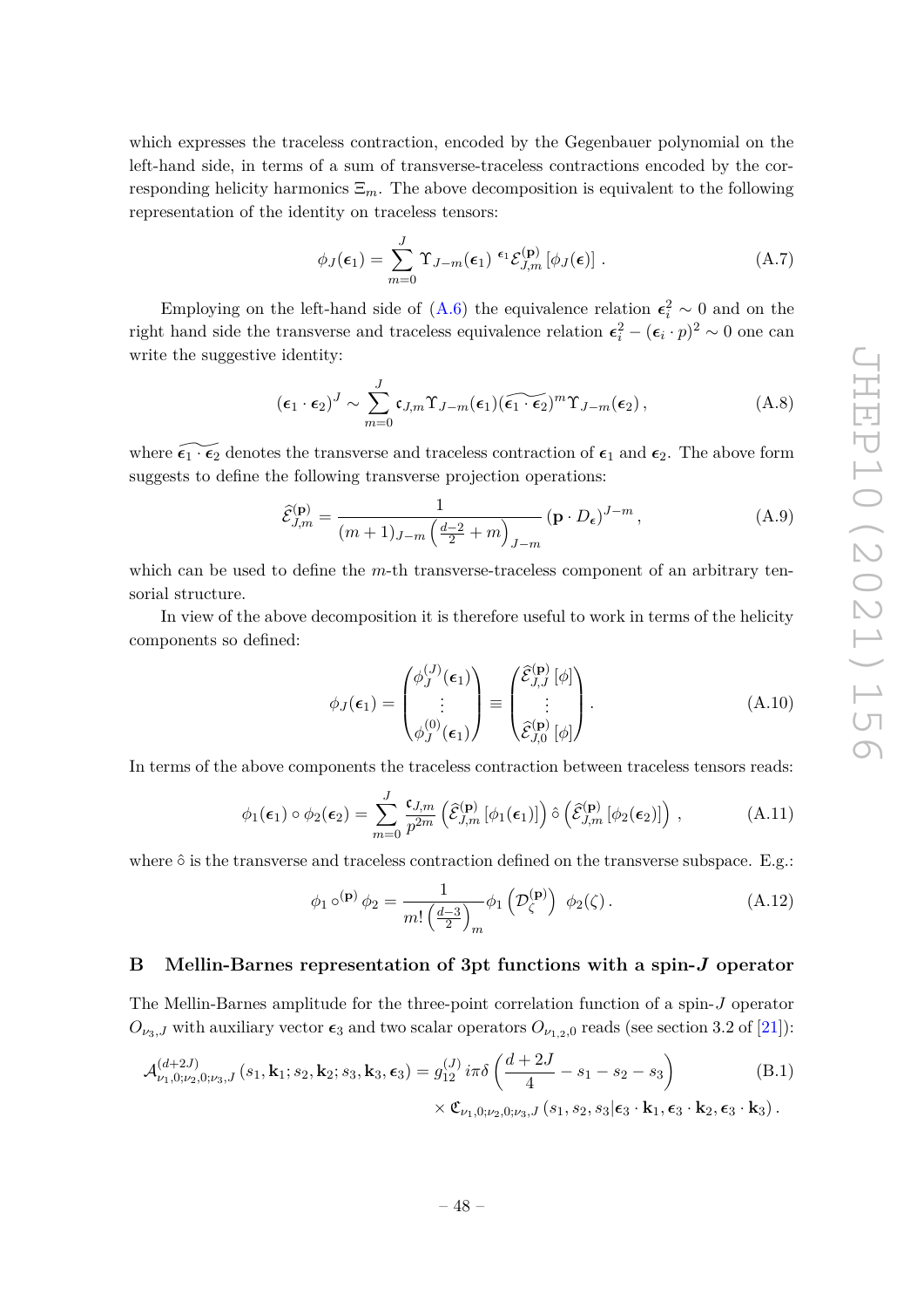which expresses the traceless contraction, encoded by the Gegenbauer polynomial on the left-hand side, in terms of a sum of transverse-traceless contractions encoded by the corresponding helicity harmonics $\Xi_m$. The above decomposition is equivalent to the following representation of the identity on traceless tensors:

$$\phi_J(\boldsymbol{\epsilon}_1) = \sum_{m=0}^{J} \Upsilon_{J-m}(\boldsymbol{\epsilon}_1)\ {}^{\boldsymbol{\epsilon}_1}\mathcal{E}^{(\mathbf{p})}_{J,m}\left[\phi_J(\boldsymbol{\epsilon})\right]. \tag{A.7}$$

Employing on the left-hand side of (A.6) the equivalence relation $\boldsymbol{\epsilon}_i^2 \sim 0$ and on the right hand side the transverse and traceless equivalence relation $\boldsymbol{\epsilon}_i^2 - (\boldsymbol{\epsilon}_i \cdot p)^2 \sim 0$ one can write the suggestive identity:

$$(\boldsymbol{\epsilon}_1 \cdot \boldsymbol{\epsilon}_2)^J \sim \sum_{m=0}^{J} \mathfrak{c}_{J,m}\Upsilon_{J-m}(\boldsymbol{\epsilon}_1)(\widetilde{\boldsymbol{\epsilon}_1 \cdot \boldsymbol{\epsilon}_2})^m \Upsilon_{J-m}(\boldsymbol{\epsilon}_2)\,, \tag{A.8}$$

where $\widetilde{\boldsymbol{\epsilon}_1 \cdot \boldsymbol{\epsilon}_2}$ denotes the transverse and traceless contraction of $\boldsymbol{\epsilon}_1$ and $\boldsymbol{\epsilon}_2$. The above form suggests to define the following transverse projection operations:

$$\widehat{\mathcal{E}}^{(\mathbf{p})}_{J,m} = \frac{1}{(m+1)_{J-m}\left(\frac{d-2}{2}+m\right)_{J-m}}\left(\mathbf{p}\cdot D_{\boldsymbol{\epsilon}}\right)^{J-m}, \tag{A.9}$$

which can be used to define the $m$-th transverse-traceless component of an arbitrary tensorial structure.

In view of the above decomposition it is therefore useful to work in terms of the helicity components so defined:

$$\phi_J(\boldsymbol{\epsilon}_1) = \begin{pmatrix} \phi_J^{(J)}(\boldsymbol{\epsilon}_1) \\ \vdots \\ \phi_J^{(0)}(\boldsymbol{\epsilon}_1) \end{pmatrix} \equiv \begin{pmatrix} \widehat{\mathcal{E}}^{(\mathbf{p})}_{J,J}\left[\phi\right] \\ \vdots \\ \widehat{\mathcal{E}}^{(\mathbf{p})}_{J,0}\left[\phi\right] \end{pmatrix}. \tag{A.10}$$

In terms of the above components the traceless contraction between traceless tensors reads:

$$\phi_1(\boldsymbol{\epsilon}_1) \circ \phi_2(\boldsymbol{\epsilon}_2) = \sum_{m=0}^{J} \frac{\mathfrak{c}_{J,m}}{p^{2m}}\left(\widehat{\mathcal{E}}^{(\mathbf{p})}_{J,m}\left[\phi_1(\boldsymbol{\epsilon}_1)\right]\right) \hat{\circ} \left(\widehat{\mathcal{E}}^{(\mathbf{p})}_{J,m}\left[\phi_2(\boldsymbol{\epsilon}_2)\right]\right), \tag{A.11}$$

where $\hat{\circ}$ is the transverse and traceless contraction defined on the transverse subspace. E.g.:

$$\phi_1 \circ^{(\mathbf{p})} \phi_2 = \frac{1}{m!\left(\frac{d-3}{2}\right)_m}\phi_1\left(\mathcal{D}^{(\mathbf{p})}_{\zeta}\right)\ \phi_2(\zeta)\,. \tag{A.12}$$

## B Mellin-Barnes representation of 3pt functions with a spin-$J$ operator

The Mellin-Barnes amplitude for the three-point correlation function of a spin-$J$ operator $O_{\nu_3,J}$ with auxiliary vector $\boldsymbol{\epsilon}_3$ and two scalar operators $O_{\nu_{1,2},0}$ reads (see section 3.2 of [21]):

$$\begin{aligned}\mathcal{A}^{(d+2J)}_{\nu_1,0;\nu_2,0;\nu_3,J}\left(s_1,\mathbf{k}_1;s_2,\mathbf{k}_2;s_3,\mathbf{k}_3,\boldsymbol{\epsilon}_3\right) = g^{(J)}_{12}\, i\pi\delta\left(\frac{d+2J}{4}-s_1-s_2-s_3\right) \\ \times\, \mathfrak{C}_{\nu_1,0;\nu_2,0;\nu_3,J}\left(s_1,s_2,s_3|\boldsymbol{\epsilon}_3\cdot\mathbf{k}_1,\boldsymbol{\epsilon}_3\cdot\mathbf{k}_2,\boldsymbol{\epsilon}_3\cdot\mathbf{k}_3\right).\end{aligned} \tag{B.1}$$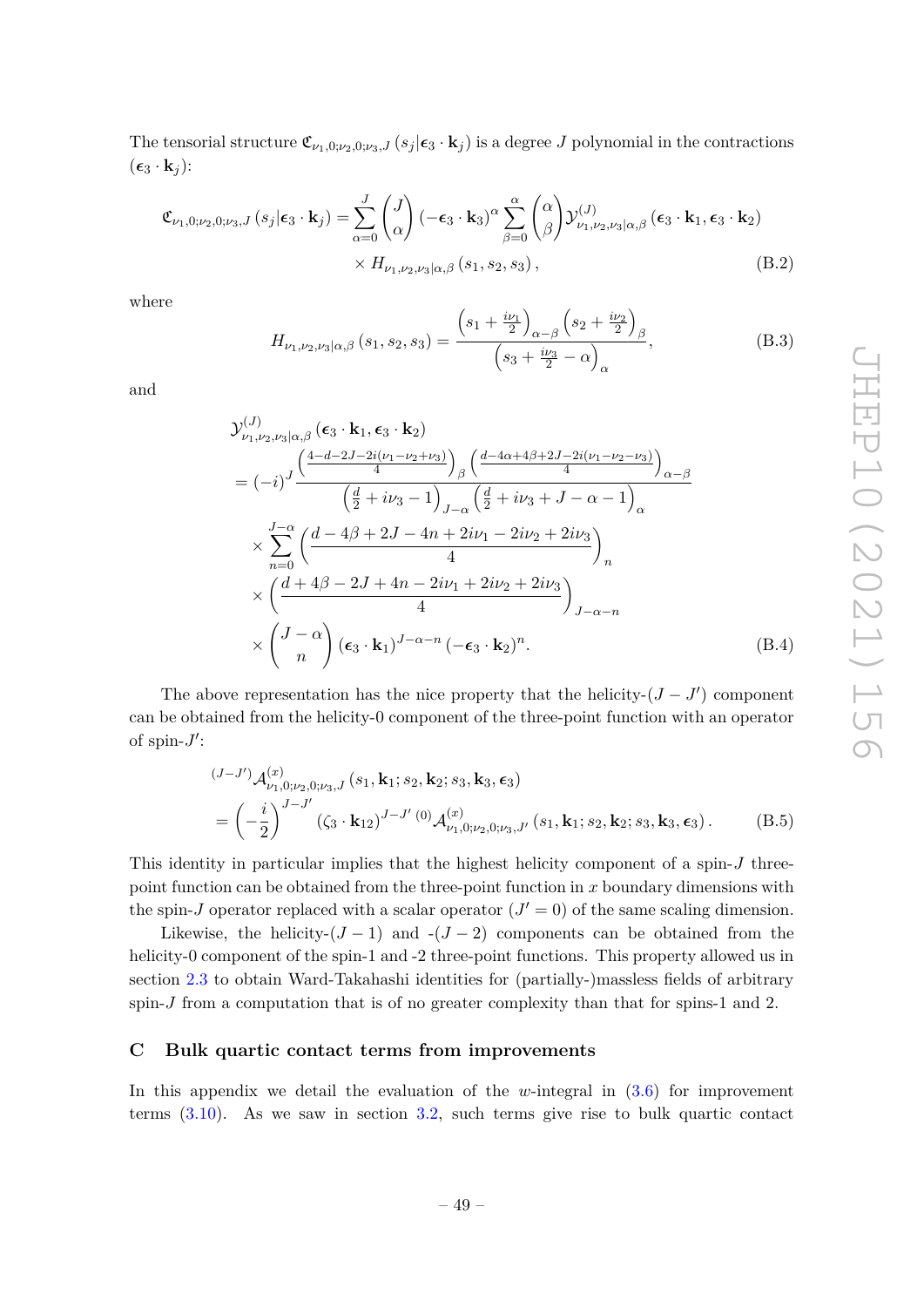The tensorial structure $\mathfrak{C}_{\nu_1,0;\nu_2,0;\nu_3,J}\left(s_j|\boldsymbol{\epsilon}_3\cdot\mathbf{k}_j\right)$ is a degree $J$ polynomial in the contractions $(\boldsymbol{\epsilon}_3\cdot\mathbf{k}_j)$:

$$
\begin{aligned}
\mathfrak{C}_{\nu_1,0;\nu_2,0;\nu_3,J}\left(s_j|\boldsymbol{\epsilon}_3\cdot\mathbf{k}_j\right) = \sum_{\alpha=0}^{J}\binom{J}{\alpha}\left(-\boldsymbol{\epsilon}_3\cdot\mathbf{k}_3\right)^{\alpha}\sum_{\beta=0}^{\alpha}\binom{\alpha}{\beta}\mathcal{Y}^{(J)}_{\nu_1,\nu_2,\nu_3|\alpha,\beta}\left(\boldsymbol{\epsilon}_3\cdot\mathbf{k}_1,\boldsymbol{\epsilon}_3\cdot\mathbf{k}_2\right)\\
\times H_{\nu_1,\nu_2,\nu_3|\alpha,\beta}\left(s_1,s_2,s_3\right),
\end{aligned}
\tag{B.2}
$$

where

$$
H_{\nu_1,\nu_2,\nu_3|\alpha,\beta}\left(s_1,s_2,s_3\right) = \frac{\left(s_1+\frac{i\nu_1}{2}\right)_{\alpha-\beta}\left(s_2+\frac{i\nu_2}{2}\right)_{\beta}}{\left(s_3+\frac{i\nu_3}{2}-\alpha\right)_{\alpha}},
\tag{B.3}
$$

and

$$
\begin{aligned}
&\mathcal{Y}^{(J)}_{\nu_1,\nu_2,\nu_3|\alpha,\beta}\left(\boldsymbol{\epsilon}_3\cdot\mathbf{k}_1,\boldsymbol{\epsilon}_3\cdot\mathbf{k}_2\right)\\
&= (-i)^J\frac{\left(\frac{4-d-2J-2i(\nu_1-\nu_2+\nu_3)}{4}\right)_{\beta}\left(\frac{d-4\alpha+4\beta+2J-2i(\nu_1-\nu_2-\nu_3)}{4}\right)_{\alpha-\beta}}{\left(\frac{d}{2}+i\nu_3-1\right)_{J-\alpha}\left(\frac{d}{2}+i\nu_3+J-\alpha-1\right)_{\alpha}}\\
&\quad\times\sum_{n=0}^{J-\alpha}\left(\frac{d-4\beta+2J-4n+2i\nu_1-2i\nu_2+2i\nu_3}{4}\right)_n\\
&\quad\times\left(\frac{d+4\beta-2J+4n-2i\nu_1+2i\nu_2+2i\nu_3}{4}\right)_{J-\alpha-n}\\
&\quad\times\binom{J-\alpha}{n}\left(\boldsymbol{\epsilon}_3\cdot\mathbf{k}_1\right)^{J-\alpha-n}\left(-\boldsymbol{\epsilon}_3\cdot\mathbf{k}_2\right)^{n}.
\end{aligned}
\tag{B.4}
$$

The above representation has the nice property that the helicity-$(J-J')$ component can be obtained from the helicity-0 component of the three-point function with an operator of spin-$J'$:

$$
\begin{aligned}
&{}^{(J-J')}\mathcal{A}^{(x)}_{\nu_1,0;\nu_2,0;\nu_3,J}\left(s_1,\mathbf{k}_1;s_2,\mathbf{k}_2;s_3,\mathbf{k}_3,\boldsymbol{\epsilon}_3\right)\\
&= \left(-\frac{i}{2}\right)^{J-J'}\left(\zeta_3\cdot\mathbf{k}_{12}\right)^{J-J'}\,{}^{(0)}\mathcal{A}^{(x)}_{\nu_1,0;\nu_2,0;\nu_3,J'}\left(s_1,\mathbf{k}_1;s_2,\mathbf{k}_2;s_3,\mathbf{k}_3,\boldsymbol{\epsilon}_3\right).
\end{aligned}
\tag{B.5}
$$

This identity in particular implies that the highest helicity component of a spin-$J$ three-point function can be obtained from the three-point function in $x$ boundary dimensions with the spin-$J$ operator replaced with a scalar operator ($J'=0$) of the same scaling dimension.

Likewise, the helicity-$(J-1)$ and -$(J-2)$ components can be obtained from the helicity-0 component of the spin-1 and -2 three-point functions. This property allowed us in section 2.3 to obtain Ward-Takahashi identities for (partially-)massless fields of arbitrary spin-$J$ from a computation that is of no greater complexity than that for spins-1 and 2.

# C Bulk quartic contact terms from improvements

In this appendix we detail the evaluation of the $w$-integral in (3.6) for improvement terms (3.10). As we saw in section 3.2, such terms give rise to bulk quartic contact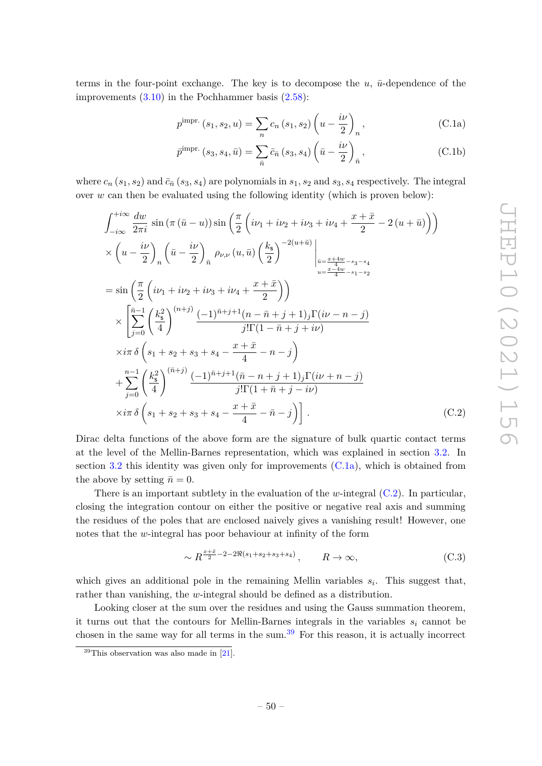terms in the four-point exchange. The key is to decompose the $u$, $\bar{u}$-dependence of the improvements (3.10) in the Pochhammer basis (2.58):

$$p^{\text{impr.}}(s_1, s_2, u) = \sum_n c_n(s_1, s_2)\left(u - \frac{i\nu}{2}\right)_n, \tag{C.1a}$$

$$\bar{p}^{\text{impr.}}(s_3, s_4, \bar{u}) = \sum_{\bar{n}} \bar{c}_{\bar{n}}(s_3, s_4)\left(\bar{u} - \frac{i\nu}{2}\right)_{\bar{n}}, \tag{C.1b}$$

where $c_n(s_1, s_2)$ and $\bar{c}_{\bar{n}}(s_3, s_4)$ are polynomials in $s_1, s_2$ and $s_3, s_4$ respectively. The integral over $w$ can then be evaluated using the following identity (which is proven below):

$$\begin{aligned}
&\int_{-i\infty}^{+i\infty} \frac{dw}{2\pi i} \sin\left(\pi\left(\bar{u} - u\right)\right) \sin\left(\frac{\pi}{2}\left(i\nu_1 + i\nu_2 + i\nu_3 + i\nu_4 + \frac{x+\bar{x}}{2} - 2\left(u + \bar{u}\right)\right)\right) \\
&\times \left(u - \frac{i\nu}{2}\right)_n \left(\bar{u} - \frac{i\nu}{2}\right)_{\bar{n}} \rho_{\nu,\nu}(u, \bar{u}) \left(\frac{k_{\mathsf{s}}}{2}\right)^{-2(u+\bar{u})} \Bigg|_{\substack{\bar{u} = \frac{x+4w}{4} - s_3 - s_4 \\ u = \frac{x-4w}{4} - s_1 - s_2}} \\
&= \sin\left(\frac{\pi}{2}\left(i\nu_1 + i\nu_2 + i\nu_3 + i\nu_4 + \frac{x+\bar{x}}{2}\right)\right) \\
&\quad \times \left[\sum_{j=0}^{\bar{n}-1} \left(\frac{k_{\mathsf{s}}^2}{4}\right)^{(n+j)} \frac{(-1)^{\bar{n}+j+1}(n - \bar{n} + j + 1)_j \Gamma(i\nu - n - j)}{j!\Gamma(1 - \bar{n} + j + i\nu)}\right. \\
&\quad \times i\pi\, \delta\left(s_1 + s_2 + s_3 + s_4 - \frac{x+\bar{x}}{4} - n - j\right) \\
&\quad + \sum_{j=0}^{n-1} \left(\frac{k_{\mathsf{s}}^2}{4}\right)^{(\bar{n}+j)} \frac{(-1)^{\bar{n}+j+1}(\bar{n} - n + j + 1)_j \Gamma(i\nu + n - j)}{j!\Gamma(1 + \bar{n} + j - i\nu)} \\
&\quad \left. \times i\pi\, \delta\left(s_1 + s_2 + s_3 + s_4 - \frac{x+\bar{x}}{4} - \bar{n} - j\right)\right].
\end{aligned} \tag{C.2}$$

Dirac delta functions of the above form are the signature of bulk quartic contact terms at the level of the Mellin-Barnes representation, which was explained in section 3.2. In section 3.2 this identity was given only for improvements (C.1a), which is obtained from the above by setting $\bar{n} = 0$.

There is an important subtlety in the evaluation of the $w$-integral (C.2). In particular, closing the integration contour on either the positive or negative real axis and summing the residues of the poles that are enclosed naively gives a vanishing result! However, one notes that the $w$-integral has poor behaviour at infinity of the form

$$\sim R^{\frac{x+\bar{x}}{2} - 2 - 2\Re(s_1+s_2+s_3+s_4)}, \qquad R \to \infty, \tag{C.3}$$

which gives an additional pole in the remaining Mellin variables $s_i$. This suggest that, rather than vanishing, the $w$-integral should be defined as a distribution.

Looking closer at the sum over the residues and using the Gauss summation theorem, it turns out that the contours for Mellin-Barnes integrals in the variables $s_i$ cannot be chosen in the same way for all terms in the sum.[39] For this reason, it is actually incorrect

[39] This observation was also made in [21].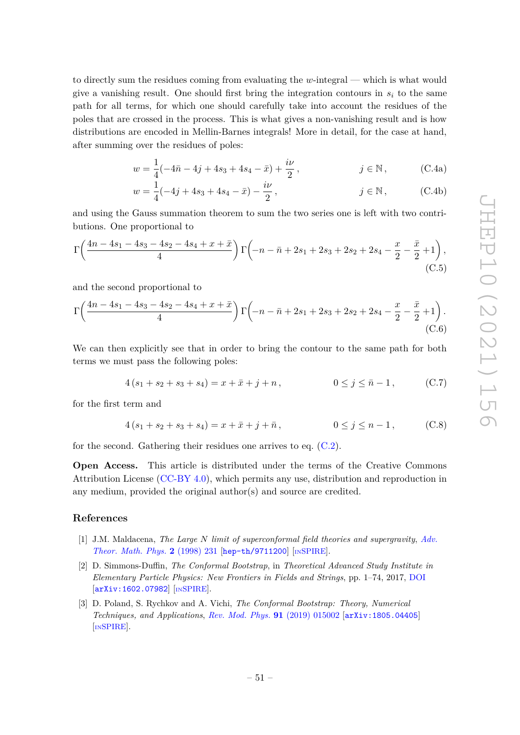to directly sum the residues coming from evaluating the $w$-integral — which is what would give a vanishing result. One should first bring the integration contours in $s_i$ to the same path for all terms, for which one should carefully take into account the residues of the poles that are crossed in the process. This is what gives a non-vanishing result and is how distributions are encoded in Mellin-Barnes integrals! More in detail, for the case at hand, after summing over the residues of poles:

$$w = \frac{1}{4}(-4\bar{n} - 4j + 4s_3 + 4s_4 - \bar{x}) + \frac{i\nu}{2}\,, \qquad j \in \mathbb{N}\,, \tag{C.4a}$$

$$w = \frac{1}{4}(-4j + 4s_3 + 4s_4 - \bar{x}) - \frac{i\nu}{2}\,, \qquad j \in \mathbb{N}\,, \tag{C.4b}$$

and using the Gauss summation theorem to sum the two series one is left with two contributions. One proportional to

$$\Gamma\left(\frac{4n - 4s_1 - 4s_3 - 4s_2 - 4s_4 + x + \bar{x}}{4}\right)\Gamma\left(-n - \bar{n} + 2s_1 + 2s_3 + 2s_2 + 2s_4 - \frac{x}{2} - \frac{\bar{x}}{2} + 1\right), \tag{C.5}$$

and the second proportional to

$$\Gamma\left(\frac{4n - 4s_1 - 4s_3 - 4s_2 - 4s_4 + x + \bar{x}}{4}\right)\Gamma\left(-n - \bar{n} + 2s_1 + 2s_3 + 2s_2 + 2s_4 - \frac{x}{2} - \frac{\bar{x}}{2} + 1\right). \tag{C.6}$$

We can then explicitly see that in order to bring the contour to the same path for both terms we must pass the following poles:

$$4\,(s_1 + s_2 + s_3 + s_4) = x + \bar{x} + j + n\,, \qquad 0 \le j \le \bar{n} - 1\,, \tag{C.7}$$

for the first term and

$$4\,(s_1 + s_2 + s_3 + s_4) = x + \bar{x} + j + \bar{n}\,, \qquad 0 \le j \le n - 1\,, \tag{C.8}$$

for the second. Gathering their residues one arrives to eq. (C.2).

**Open Access.** This article is distributed under the terms of the Creative Commons Attribution License (CC-BY 4.0), which permits any use, distribution and reproduction in any medium, provided the original author(s) and source are credited.

## References

[1] J.M. Maldacena, *The Large N limit of superconformal field theories and supergravity*, *Adv. Theor. Math. Phys.* **2** (1998) 231 [hep-th/9711200] [INSPIRE].

[2] D. Simmons-Duffin, *The Conformal Bootstrap*, in *Theoretical Advanced Study Institute in Elementary Particle Physics: New Frontiers in Fields and Strings*, pp. 1–74, 2017, DOI [arXiv:1602.07982] [INSPIRE].

[3] D. Poland, S. Rychkov and A. Vichi, *The Conformal Bootstrap: Theory, Numerical Techniques, and Applications*, *Rev. Mod. Phys.* **91** (2019) 015002 [arXiv:1805.04405] [INSPIRE].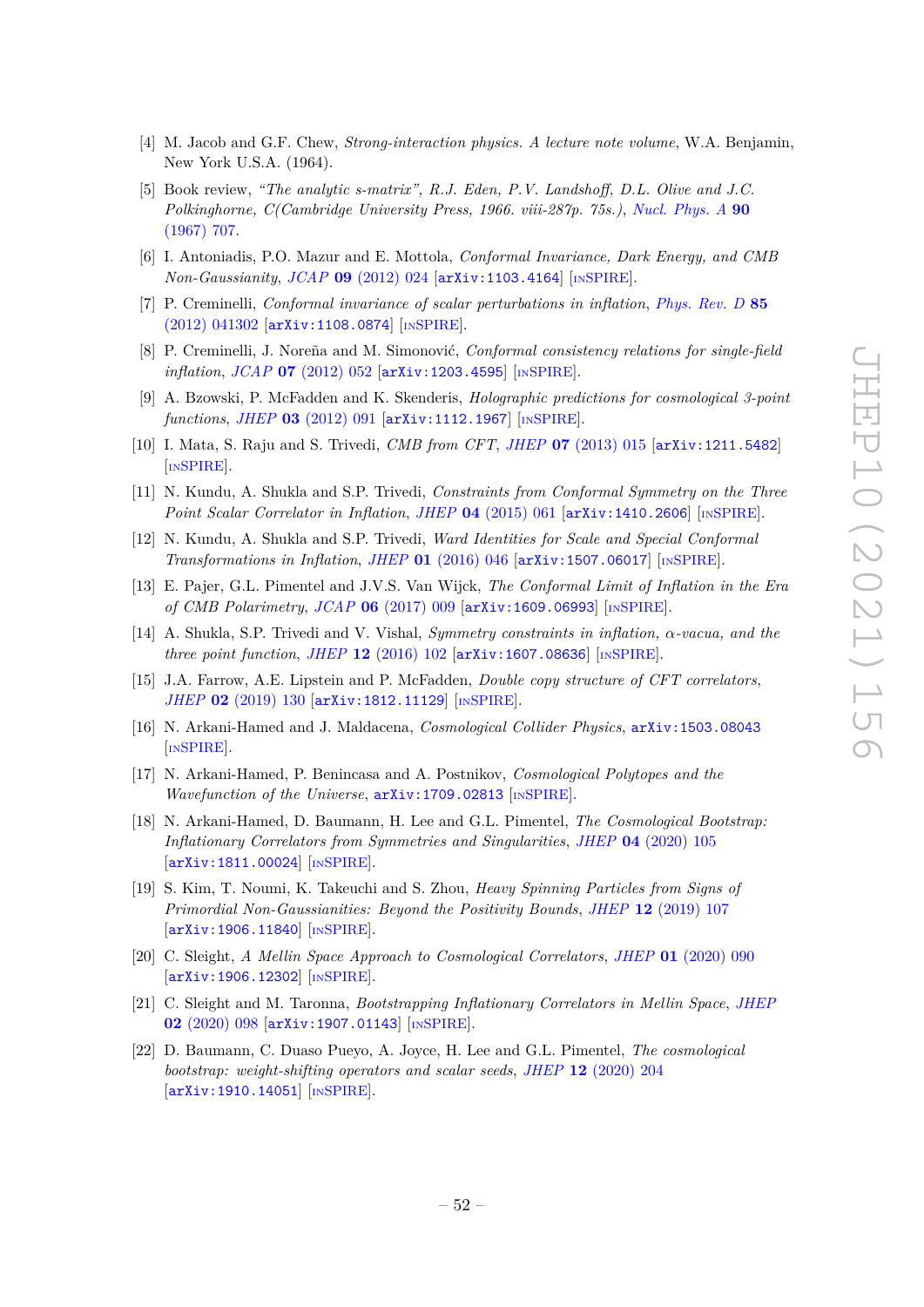[4] M. Jacob and G.F. Chew, *Strong-interaction physics. A lecture note volume*, W.A. Benjamin, New York U.S.A. (1964).

[5] Book review, *"The analytic s-matrix", R.J. Eden, P.V. Landshoff, D.L. Olive and J.C. Polkinghorne, C(Cambridge University Press, 1966. viii-287p. 75s.)*, Nucl. Phys. A **90** (1967) 707.

[6] I. Antoniadis, P.O. Mazur and E. Mottola, *Conformal Invariance, Dark Energy, and CMB Non-Gaussianity*, JCAP **09** (2012) 024 [arXiv:1103.4164] [INSPIRE].

[7] P. Creminelli, *Conformal invariance of scalar perturbations in inflation*, Phys. Rev. D **85** (2012) 041302 [arXiv:1108.0874] [INSPIRE].

[8] P. Creminelli, J. Noreña and M. Simonović, *Conformal consistency relations for single-field inflation*, JCAP **07** (2012) 052 [arXiv:1203.4595] [INSPIRE].

[9] A. Bzowski, P. McFadden and K. Skenderis, *Holographic predictions for cosmological 3-point functions*, JHEP **03** (2012) 091 [arXiv:1112.1967] [INSPIRE].

[10] I. Mata, S. Raju and S. Trivedi, *CMB from CFT*, JHEP **07** (2013) 015 [arXiv:1211.5482] [INSPIRE].

[11] N. Kundu, A. Shukla and S.P. Trivedi, *Constraints from Conformal Symmetry on the Three Point Scalar Correlator in Inflation*, JHEP **04** (2015) 061 [arXiv:1410.2606] [INSPIRE].

[12] N. Kundu, A. Shukla and S.P. Trivedi, *Ward Identities for Scale and Special Conformal Transformations in Inflation*, JHEP **01** (2016) 046 [arXiv:1507.06017] [INSPIRE].

[13] E. Pajer, G.L. Pimentel and J.V.S. Van Wijck, *The Conformal Limit of Inflation in the Era of CMB Polarimetry*, JCAP **06** (2017) 009 [arXiv:1609.06993] [INSPIRE].

[14] A. Shukla, S.P. Trivedi and V. Vishal, *Symmetry constraints in inflation, $\alpha$-vacua, and the three point function*, JHEP **12** (2016) 102 [arXiv:1607.08636] [INSPIRE].

[15] J.A. Farrow, A.E. Lipstein and P. McFadden, *Double copy structure of CFT correlators*, JHEP **02** (2019) 130 [arXiv:1812.11129] [INSPIRE].

[16] N. Arkani-Hamed and J. Maldacena, *Cosmological Collider Physics*, arXiv:1503.08043 [INSPIRE].

[17] N. Arkani-Hamed, P. Benincasa and A. Postnikov, *Cosmological Polytopes and the Wavefunction of the Universe*, arXiv:1709.02813 [INSPIRE].

[18] N. Arkani-Hamed, D. Baumann, H. Lee and G.L. Pimentel, *The Cosmological Bootstrap: Inflationary Correlators from Symmetries and Singularities*, JHEP **04** (2020) 105 [arXiv:1811.00024] [INSPIRE].

[19] S. Kim, T. Noumi, K. Takeuchi and S. Zhou, *Heavy Spinning Particles from Signs of Primordial Non-Gaussianities: Beyond the Positivity Bounds*, JHEP **12** (2019) 107 [arXiv:1906.11840] [INSPIRE].

[20] C. Sleight, *A Mellin Space Approach to Cosmological Correlators*, JHEP **01** (2020) 090 [arXiv:1906.12302] [INSPIRE].

[21] C. Sleight and M. Taronna, *Bootstrapping Inflationary Correlators in Mellin Space*, JHEP **02** (2020) 098 [arXiv:1907.01143] [INSPIRE].

[22] D. Baumann, C. Duaso Pueyo, A. Joyce, H. Lee and G.L. Pimentel, *The cosmological bootstrap: weight-shifting operators and scalar seeds*, JHEP **12** (2020) 204 [arXiv:1910.14051] [INSPIRE].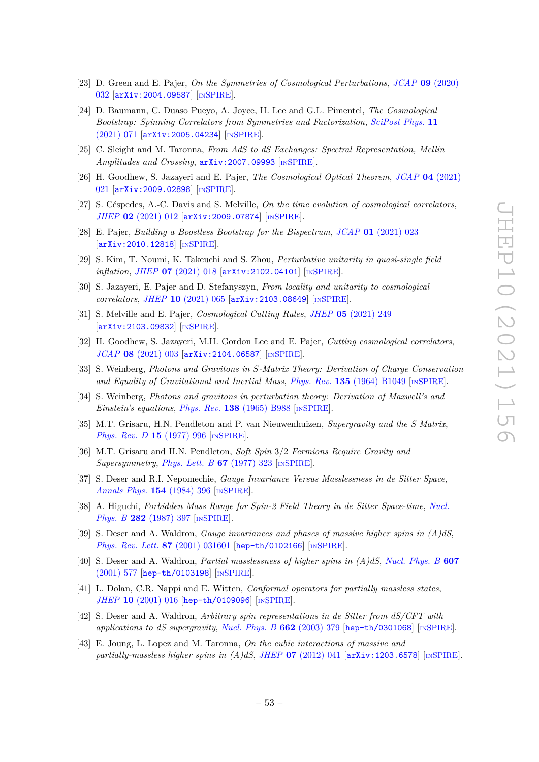[23] D. Green and E. Pajer, *On the Symmetries of Cosmological Perturbations*, JCAP **09** (2020) 032 [arXiv:2004.09587] [INSPIRE].

[24] D. Baumann, C. Duaso Pueyo, A. Joyce, H. Lee and G.L. Pimentel, *The Cosmological Bootstrap: Spinning Correlators from Symmetries and Factorization*, SciPost Phys. **11** (2021) 071 [arXiv:2005.04234] [INSPIRE].

[25] C. Sleight and M. Taronna, *From AdS to dS Exchanges: Spectral Representation, Mellin Amplitudes and Crossing*, arXiv:2007.09993 [INSPIRE].

[26] H. Goodhew, S. Jazayeri and E. Pajer, *The Cosmological Optical Theorem*, JCAP **04** (2021) 021 [arXiv:2009.02898] [INSPIRE].

[27] S. Céspedes, A.-C. Davis and S. Melville, *On the time evolution of cosmological correlators*, JHEP **02** (2021) 012 [arXiv:2009.07874] [INSPIRE].

[28] E. Pajer, *Building a Boostless Bootstrap for the Bispectrum*, JCAP **01** (2021) 023 [arXiv:2010.12818] [INSPIRE].

[29] S. Kim, T. Noumi, K. Takeuchi and S. Zhou, *Perturbative unitarity in quasi-single field inflation*, JHEP **07** (2021) 018 [arXiv:2102.04101] [INSPIRE].

[30] S. Jazayeri, E. Pajer and D. Stefanyszyn, *From locality and unitarity to cosmological correlators*, JHEP **10** (2021) 065 [arXiv:2103.08649] [INSPIRE].

[31] S. Melville and E. Pajer, *Cosmological Cutting Rules*, JHEP **05** (2021) 249 [arXiv:2103.09832] [INSPIRE].

[32] H. Goodhew, S. Jazayeri, M.H. Gordon Lee and E. Pajer, *Cutting cosmological correlators*, JCAP **08** (2021) 003 [arXiv:2104.06587] [INSPIRE].

[33] S. Weinberg, *Photons and Gravitons in S-Matrix Theory: Derivation of Charge Conservation and Equality of Gravitational and Inertial Mass*, Phys. Rev. **135** (1964) B1049 [INSPIRE].

[34] S. Weinberg, *Photons and gravitons in perturbation theory: Derivation of Maxwell's and Einstein's equations*, Phys. Rev. **138** (1965) B988 [INSPIRE].

[35] M.T. Grisaru, H.N. Pendleton and P. van Nieuwenhuizen, *Supergravity and the S Matrix*, Phys. Rev. D **15** (1977) 996 [INSPIRE].

[36] M.T. Grisaru and H.N. Pendleton, *Soft Spin 3/2 Fermions Require Gravity and Supersymmetry*, Phys. Lett. B **67** (1977) 323 [INSPIRE].

[37] S. Deser and R.I. Nepomechie, *Gauge Invariance Versus Masslessness in de Sitter Space*, Annals Phys. **154** (1984) 396 [INSPIRE].

[38] A. Higuchi, *Forbidden Mass Range for Spin-2 Field Theory in de Sitter Space-time*, Nucl. Phys. B **282** (1987) 397 [INSPIRE].

[39] S. Deser and A. Waldron, *Gauge invariances and phases of massive higher spins in (A)dS*, Phys. Rev. Lett. **87** (2001) 031601 [hep-th/0102166] [INSPIRE].

[40] S. Deser and A. Waldron, *Partial masslessness of higher spins in (A)dS*, Nucl. Phys. B **607** (2001) 577 [hep-th/0103198] [INSPIRE].

[41] L. Dolan, C.R. Nappi and E. Witten, *Conformal operators for partially massless states*, JHEP **10** (2001) 016 [hep-th/0109096] [INSPIRE].

[42] S. Deser and A. Waldron, *Arbitrary spin representations in de Sitter from dS/CFT with applications to dS supergravity*, Nucl. Phys. B **662** (2003) 379 [hep-th/0301068] [INSPIRE].

[43] E. Joung, L. Lopez and M. Taronna, *On the cubic interactions of massive and partially-massless higher spins in (A)dS*, JHEP **07** (2012) 041 [arXiv:1203.6578] [INSPIRE].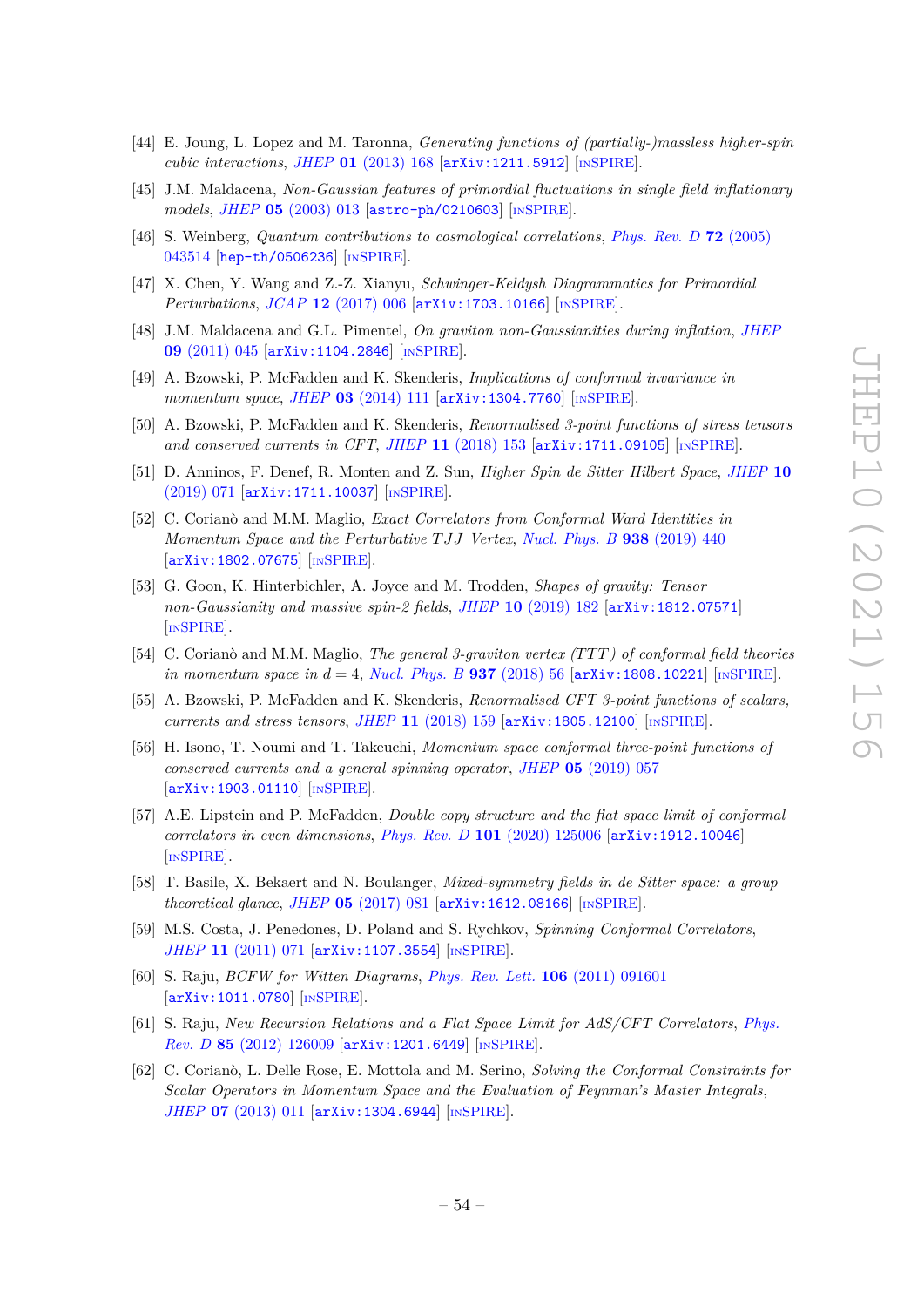[44] E. Joung, L. Lopez and M. Taronna, *Generating functions of (partially-)massless higher-spin cubic interactions*, *JHEP* **01** (2013) 168 [arXiv:1211.5912] [INSPIRE].

[45] J.M. Maldacena, *Non-Gaussian features of primordial fluctuations in single field inflationary models*, *JHEP* **05** (2003) 013 [astro-ph/0210603] [INSPIRE].

[46] S. Weinberg, *Quantum contributions to cosmological correlations*, *Phys. Rev. D* **72** (2005) 043514 [hep-th/0506236] [INSPIRE].

[47] X. Chen, Y. Wang and Z.-Z. Xianyu, *Schwinger-Keldysh Diagrammatics for Primordial Perturbations*, *JCAP* **12** (2017) 006 [arXiv:1703.10166] [INSPIRE].

[48] J.M. Maldacena and G.L. Pimentel, *On graviton non-Gaussianities during inflation*, *JHEP* **09** (2011) 045 [arXiv:1104.2846] [INSPIRE].

[49] A. Bzowski, P. McFadden and K. Skenderis, *Implications of conformal invariance in momentum space*, *JHEP* **03** (2014) 111 [arXiv:1304.7760] [INSPIRE].

[50] A. Bzowski, P. McFadden and K. Skenderis, *Renormalised 3-point functions of stress tensors and conserved currents in CFT*, *JHEP* **11** (2018) 153 [arXiv:1711.09105] [INSPIRE].

[51] D. Anninos, F. Denef, R. Monten and Z. Sun, *Higher Spin de Sitter Hilbert Space*, *JHEP* **10** (2019) 071 [arXiv:1711.10037] [INSPIRE].

[52] C. Corianò and M.M. Maglio, *Exact Correlators from Conformal Ward Identities in Momentum Space and the Perturbative TJJ Vertex*, *Nucl. Phys. B* **938** (2019) 440 [arXiv:1802.07675] [INSPIRE].

[53] G. Goon, K. Hinterbichler, A. Joyce and M. Trodden, *Shapes of gravity: Tensor non-Gaussianity and massive spin-2 fields*, *JHEP* **10** (2019) 182 [arXiv:1812.07571] [INSPIRE].

[54] C. Corianò and M.M. Maglio, *The general 3-graviton vertex (TTT) of conformal field theories in momentum space in $d = 4$*, *Nucl. Phys. B* **937** (2018) 56 [arXiv:1808.10221] [INSPIRE].

[55] A. Bzowski, P. McFadden and K. Skenderis, *Renormalised CFT 3-point functions of scalars, currents and stress tensors*, *JHEP* **11** (2018) 159 [arXiv:1805.12100] [INSPIRE].

[56] H. Isono, T. Noumi and T. Takeuchi, *Momentum space conformal three-point functions of conserved currents and a general spinning operator*, *JHEP* **05** (2019) 057 [arXiv:1903.01110] [INSPIRE].

[57] A.E. Lipstein and P. McFadden, *Double copy structure and the flat space limit of conformal correlators in even dimensions*, *Phys. Rev. D* **101** (2020) 125006 [arXiv:1912.10046] [INSPIRE].

[58] T. Basile, X. Bekaert and N. Boulanger, *Mixed-symmetry fields in de Sitter space: a group theoretical glance*, *JHEP* **05** (2017) 081 [arXiv:1612.08166] [INSPIRE].

[59] M.S. Costa, J. Penedones, D. Poland and S. Rychkov, *Spinning Conformal Correlators*, *JHEP* **11** (2011) 071 [arXiv:1107.3554] [INSPIRE].

[60] S. Raju, *BCFW for Witten Diagrams*, *Phys. Rev. Lett.* **106** (2011) 091601 [arXiv:1011.0780] [INSPIRE].

[61] S. Raju, *New Recursion Relations and a Flat Space Limit for AdS/CFT Correlators*, *Phys. Rev. D* **85** (2012) 126009 [arXiv:1201.6449] [INSPIRE].

[62] C. Corianò, L. Delle Rose, E. Mottola and M. Serino, *Solving the Conformal Constraints for Scalar Operators in Momentum Space and the Evaluation of Feynman's Master Integrals*, *JHEP* **07** (2013) 011 [arXiv:1304.6944] [INSPIRE].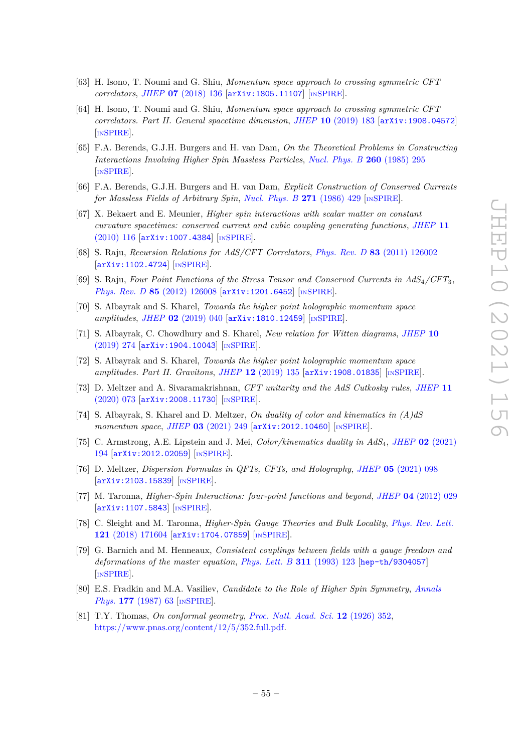- [63] H. Isono, T. Noumi and G. Shiu, *Momentum space approach to crossing symmetric CFT correlators*, JHEP **07** (2018) 136 [arXiv:1805.11107] [INSPIRE].
- [64] H. Isono, T. Noumi and G. Shiu, *Momentum space approach to crossing symmetric CFT correlators. Part II. General spacetime dimension*, JHEP **10** (2019) 183 [arXiv:1908.04572] [INSPIRE].
- [65] F.A. Berends, G.J.H. Burgers and H. van Dam, *On the Theoretical Problems in Constructing Interactions Involving Higher Spin Massless Particles*, Nucl. Phys. B **260** (1985) 295 [INSPIRE].
- [66] F.A. Berends, G.J.H. Burgers and H. van Dam, *Explicit Construction of Conserved Currents for Massless Fields of Arbitrary Spin*, Nucl. Phys. B **271** (1986) 429 [INSPIRE].
- [67] X. Bekaert and E. Meunier, *Higher spin interactions with scalar matter on constant curvature spacetimes: conserved current and cubic coupling generating functions*, JHEP **11** (2010) 116 [arXiv:1007.4384] [INSPIRE].
- [68] S. Raju, *Recursion Relations for AdS/CFT Correlators*, Phys. Rev. D **83** (2011) 126002 [arXiv:1102.4724] [INSPIRE].
- [69] S. Raju, *Four Point Functions of the Stress Tensor and Conserved Currents in $AdS_4/CFT_3$*, Phys. Rev. D **85** (2012) 126008 [arXiv:1201.6452] [INSPIRE].
- [70] S. Albayrak and S. Kharel, *Towards the higher point holographic momentum space amplitudes*, JHEP **02** (2019) 040 [arXiv:1810.12459] [INSPIRE].
- [71] S. Albayrak, C. Chowdhury and S. Kharel, *New relation for Witten diagrams*, JHEP **10** (2019) 274 [arXiv:1904.10043] [INSPIRE].
- [72] S. Albayrak and S. Kharel, *Towards the higher point holographic momentum space amplitudes. Part II. Gravitons*, JHEP **12** (2019) 135 [arXiv:1908.01835] [INSPIRE].
- [73] D. Meltzer and A. Sivaramakrishnan, *CFT unitarity and the AdS Cutkosky rules*, JHEP **11** (2020) 073 [arXiv:2008.11730] [INSPIRE].
- [74] S. Albayrak, S. Kharel and D. Meltzer, *On duality of color and kinematics in (A)dS momentum space*, JHEP **03** (2021) 249 [arXiv:2012.10460] [INSPIRE].
- [75] C. Armstrong, A.E. Lipstein and J. Mei, *Color/kinematics duality in $AdS_4$*, JHEP **02** (2021) 194 [arXiv:2012.02059] [INSPIRE].
- [76] D. Meltzer, *Dispersion Formulas in QFTs, CFTs, and Holography*, JHEP **05** (2021) 098 [arXiv:2103.15839] [INSPIRE].
- [77] M. Taronna, *Higher-Spin Interactions: four-point functions and beyond*, JHEP **04** (2012) 029 [arXiv:1107.5843] [INSPIRE].
- [78] C. Sleight and M. Taronna, *Higher-Spin Gauge Theories and Bulk Locality*, Phys. Rev. Lett. **121** (2018) 171604 [arXiv:1704.07859] [INSPIRE].
- [79] G. Barnich and M. Henneaux, *Consistent couplings between fields with a gauge freedom and deformations of the master equation*, Phys. Lett. B **311** (1993) 123 [hep-th/9304057] [INSPIRE].
- [80] E.S. Fradkin and M.A. Vasiliev, *Candidate to the Role of Higher Spin Symmetry*, Annals Phys. **177** (1987) 63 [INSPIRE].
- [81] T.Y. Thomas, *On conformal geometry*, Proc. Natl. Acad. Sci. **12** (1926) 352, https://www.pnas.org/content/12/5/352.full.pdf.